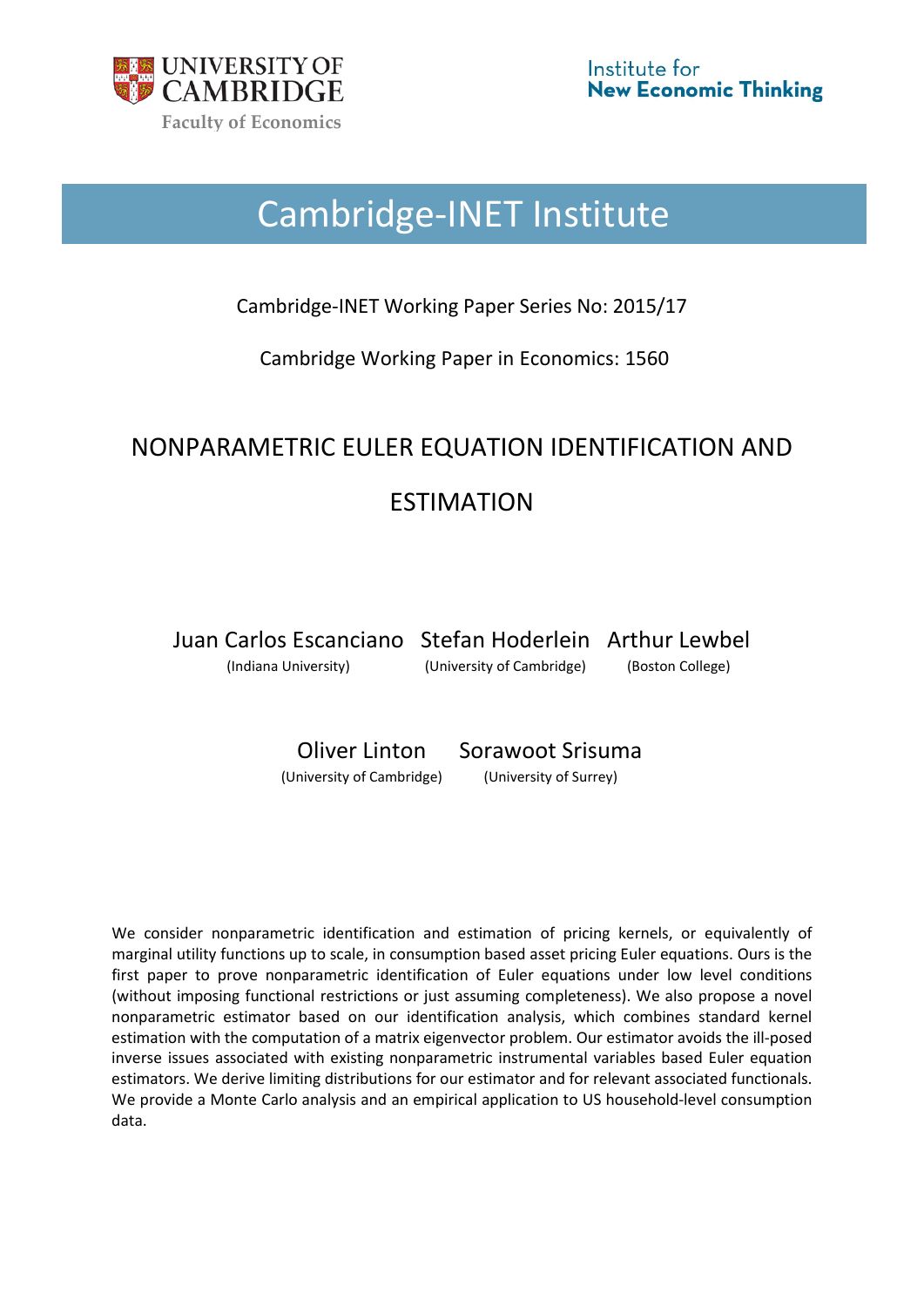UNIVERSITY OF CAMBRIDGE

Faculty of Economics

Institute for **New Economic Thinking**

# Cambridge-INET Institute

Cambridge-INET Working Paper Series No: 2015/17

Cambridge Working Paper in Economics: 1560

## NONPARAMETRIC EULER EQUATION IDENTIFICATION AND ESTIMATION

Juan Carlos Escanciano (Indiana University)

Stefan Hoderlein (University of Cambridge)

Arthur Lewbel (Boston College)

Oliver Linton (University of Cambridge)

Sorawoot Srisuma (University of Surrey)

We consider nonparametric identification and estimation of pricing kernels, or equivalently of marginal utility functions up to scale, in consumption based asset pricing Euler equations. Ours is the first paper to prove nonparametric identification of Euler equations under low level conditions (without imposing functional restrictions or just assuming completeness). We also propose a novel nonparametric estimator based on our identification analysis, which combines standard kernel estimation with the computation of a matrix eigenvector problem. Our estimator avoids the ill-posed inverse issues associated with existing nonparametric instrumental variables based Euler equation estimators. We derive limiting distributions for our estimator and for relevant associated functionals. We provide a Monte Carlo analysis and an empirical application to US household-level consumption data.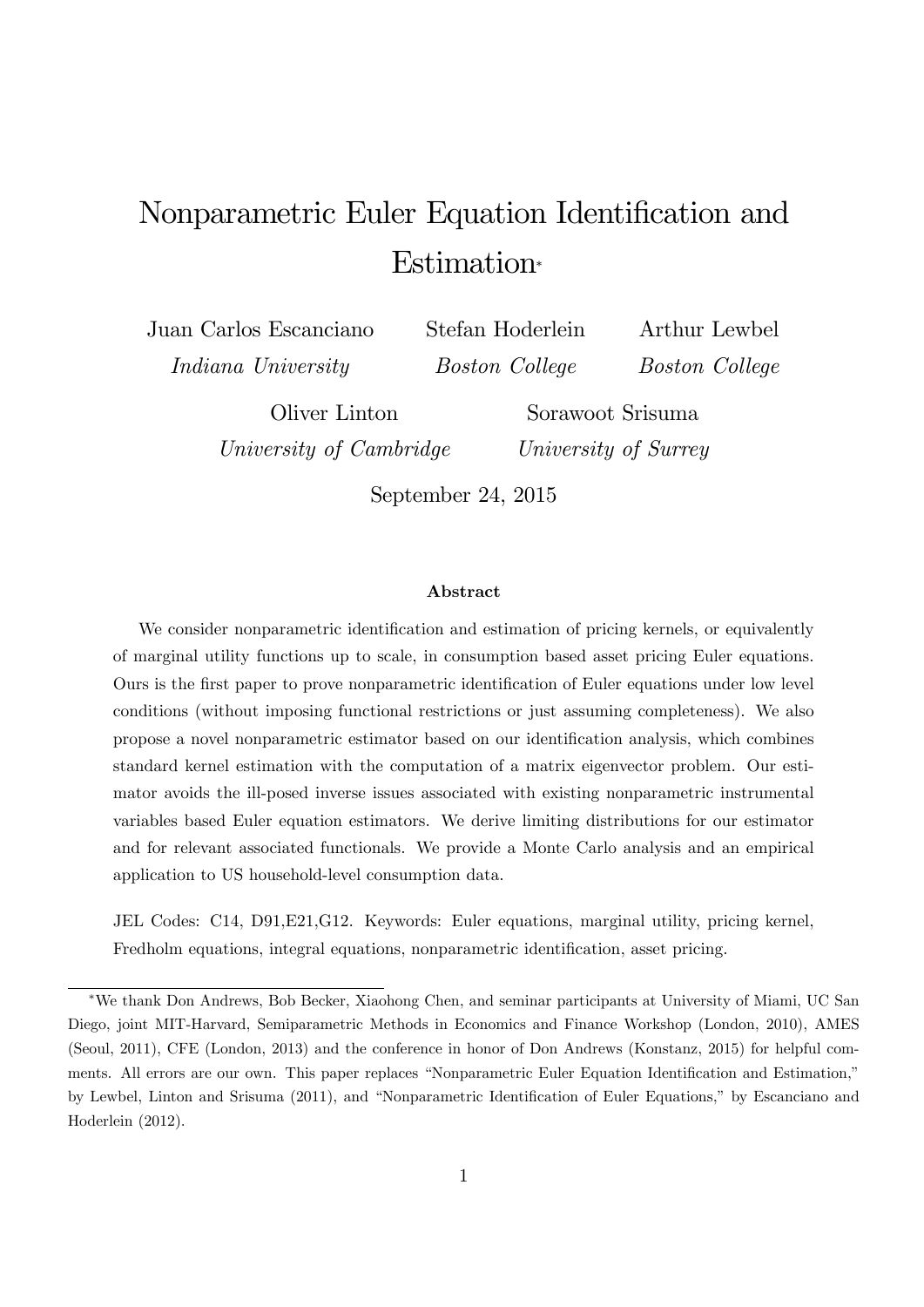# Nonparametric Euler Equation Identification and Estimation*

Juan Carlos Escanciano
*Indiana University*

Stefan Hoderlein
*Boston College*

Arthur Lewbel
*Boston College*

Oliver Linton
*University of Cambridge*

Sorawoot Srisuma
*University of Surrey*

September 24, 2015

### Abstract

We consider nonparametric identification and estimation of pricing kernels, or equivalently of marginal utility functions up to scale, in consumption based asset pricing Euler equations. Ours is the first paper to prove nonparametric identification of Euler equations under low level conditions (without imposing functional restrictions or just assuming completeness). We also propose a novel nonparametric estimator based on our identification analysis, which combines standard kernel estimation with the computation of a matrix eigenvector problem. Our estimator avoids the ill-posed inverse issues associated with existing nonparametric instrumental variables based Euler equation estimators. We derive limiting distributions for our estimator and for relevant associated functionals. We provide a Monte Carlo analysis and an empirical application to US household-level consumption data.

JEL Codes: C14, D91,E21,G12. Keywords: Euler equations, marginal utility, pricing kernel, Fredholm equations, integral equations, nonparametric identification, asset pricing.

---

*We thank Don Andrews, Bob Becker, Xiaohong Chen, and seminar participants at University of Miami, UC San Diego, joint MIT-Harvard, Semiparametric Methods in Economics and Finance Workshop (London, 2010), AMES (Seoul, 2011), CFE (London, 2013) and the conference in honor of Don Andrews (Konstanz, 2015) for helpful comments. All errors are our own. This paper replaces "Nonparametric Euler Equation Identification and Estimation," by Lewbel, Linton and Srisuma (2011), and "Nonparametric Identification of Euler Equations," by Escanciano and Hoderlein (2012).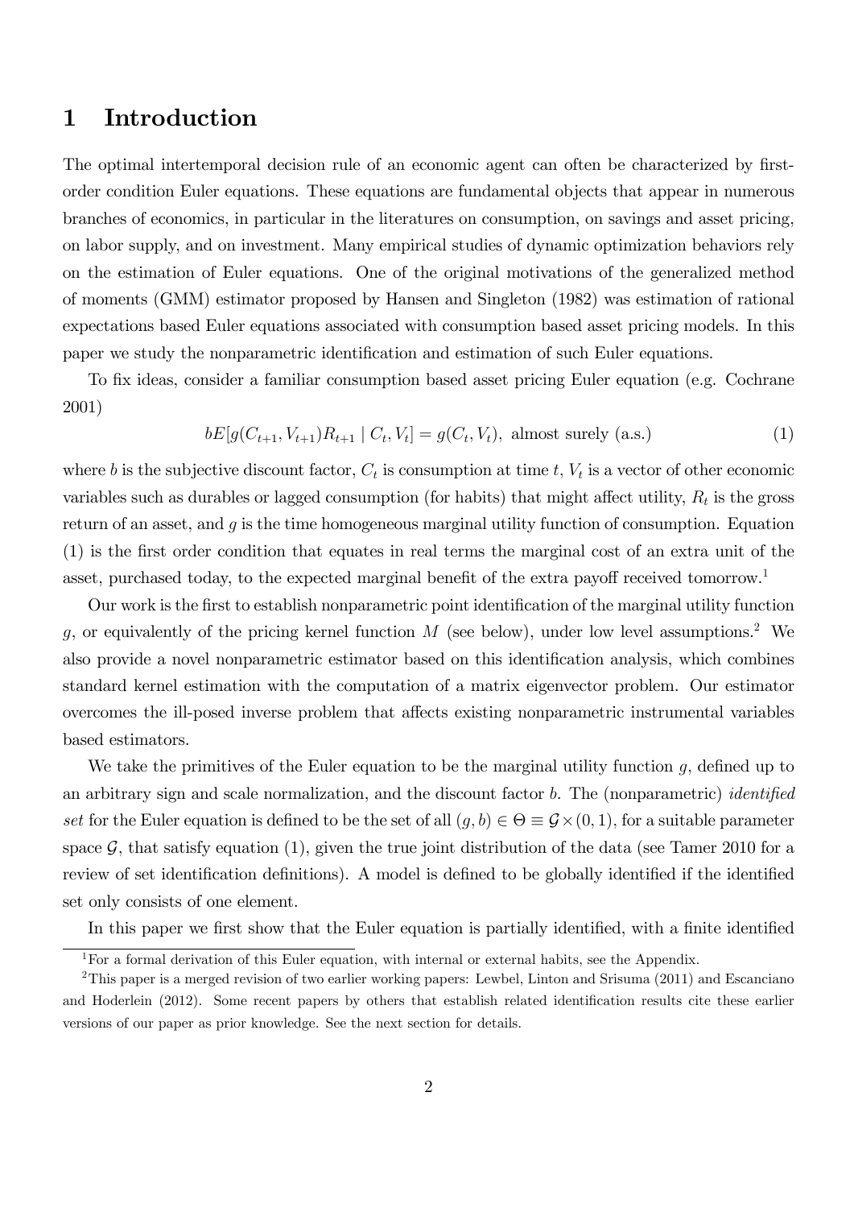# 1 Introduction

The optimal intertemporal decision rule of an economic agent can often be characterized by first-order condition Euler equations. These equations are fundamental objects that appear in numerous branches of economics, in particular in the literatures on consumption, on savings and asset pricing, on labor supply, and on investment. Many empirical studies of dynamic optimization behaviors rely on the estimation of Euler equations. One of the original motivations of the generalized method of moments (GMM) estimator proposed by Hansen and Singleton (1982) was estimation of rational expectations based Euler equations associated with consumption based asset pricing models. In this paper we study the nonparametric identification and estimation of such Euler equations.

To fix ideas, consider a familiar consumption based asset pricing Euler equation (e.g. Cochrane 2001)

$$bE[g(C_{t+1}, V_{t+1})R_{t+1} \mid C_t, V_t] = g(C_t, V_t), \text{ almost surely (a.s.)} \tag{1}$$

where $b$ is the subjective discount factor, $C_t$ is consumption at time $t$, $V_t$ is a vector of other economic variables such as durables or lagged consumption (for habits) that might affect utility, $R_t$ is the gross return of an asset, and $g$ is the time homogeneous marginal utility function of consumption. Equation (1) is the first order condition that equates in real terms the marginal cost of an extra unit of the asset, purchased today, to the expected marginal benefit of the extra payoff received tomorrow.[1]

Our work is the first to establish nonparametric point identification of the marginal utility function $g$, or equivalently of the pricing kernel function $M$ (see below), under low level assumptions.[2] We also provide a novel nonparametric estimator based on this identification analysis, which combines standard kernel estimation with the computation of a matrix eigenvector problem. Our estimator overcomes the ill-posed inverse problem that affects existing nonparametric instrumental variables based estimators.

We take the primitives of the Euler equation to be the marginal utility function $g$, defined up to an arbitrary sign and scale normalization, and the discount factor $b$. The (nonparametric) *identified set* for the Euler equation is defined to be the set of all $(g, b) \in \Theta \equiv \mathcal{G} \times (0, 1)$, for a suitable parameter space $\mathcal{G}$, that satisfy equation (1), given the true joint distribution of the data (see Tamer 2010 for a review of set identification definitions). A model is defined to be globally identified if the identified set only consists of one element.

In this paper we first show that the Euler equation is partially identified, with a finite identified

---

[1] For a formal derivation of this Euler equation, with internal or external habits, see the Appendix.

[2] This paper is a merged revision of two earlier working papers: Lewbel, Linton and Srisuma (2011) and Escanciano and Hoderlein (2012). Some recent papers by others that establish related identification results cite these earlier versions of our paper as prior knowledge. See the next section for details.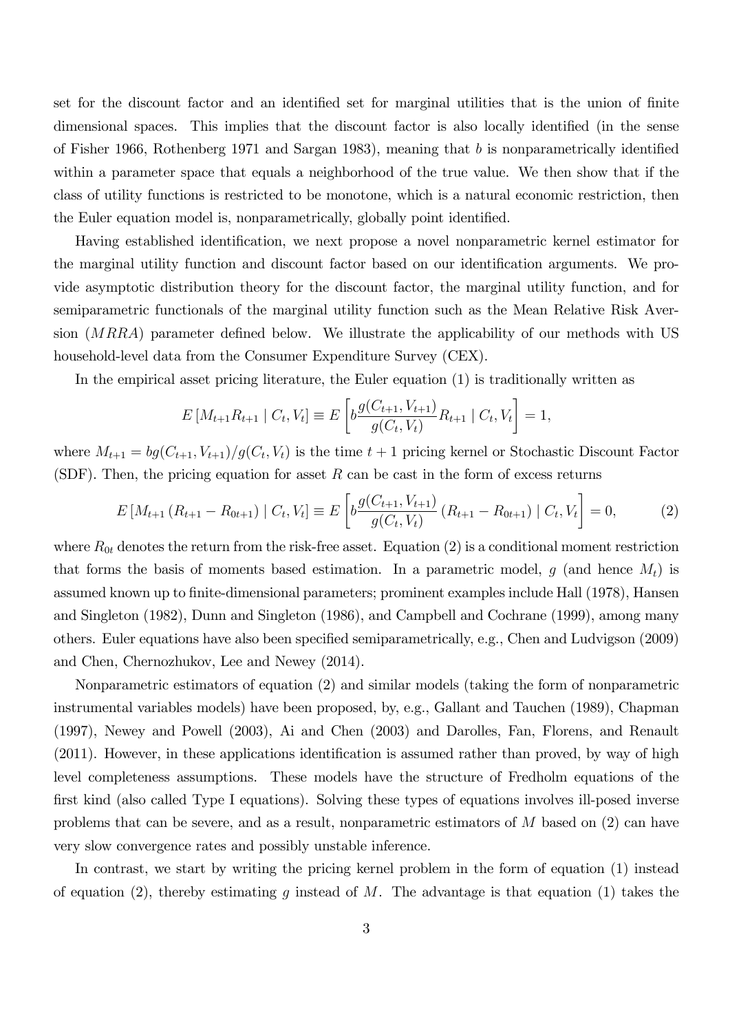set for the discount factor and an identified set for marginal utilities that is the union of finite dimensional spaces. This implies that the discount factor is also locally identified (in the sense of Fisher 1966, Rothenberg 1971 and Sargan 1983), meaning that $b$ is nonparametrically identified within a parameter space that equals a neighborhood of the true value. We then show that if the class of utility functions is restricted to be monotone, which is a natural economic restriction, then the Euler equation model is, nonparametrically, globally point identified.

Having established identification, we next propose a novel nonparametric kernel estimator for the marginal utility function and discount factor based on our identification arguments. We provide asymptotic distribution theory for the discount factor, the marginal utility function, and for semiparametric functionals of the marginal utility function such as the Mean Relative Risk Aversion ($MRRA$) parameter defined below. We illustrate the applicability of our methods with US household-level data from the Consumer Expenditure Survey (CEX).

In the empirical asset pricing literature, the Euler equation (1) is traditionally written as

$$E\left[M_{t+1}R_{t+1} \mid C_t, V_t\right] \equiv E\left[b\frac{g(C_{t+1}, V_{t+1})}{g(C_t, V_t)}R_{t+1} \mid C_t, V_t\right] = 1,$$

where $M_{t+1} = bg(C_{t+1}, V_{t+1})/g(C_t, V_t)$ is the time $t+1$ pricing kernel or Stochastic Discount Factor (SDF). Then, the pricing equation for asset $R$ can be cast in the form of excess returns

$$E\left[M_{t+1}\left(R_{t+1} - R_{0t+1}\right) \mid C_t, V_t\right] \equiv E\left[b\frac{g(C_{t+1}, V_{t+1})}{g(C_t, V_t)}\left(R_{t+1} - R_{0t+1}\right) \mid C_t, V_t\right] = 0, \tag{2}$$

where $R_{0t}$ denotes the return from the risk-free asset. Equation (2) is a conditional moment restriction that forms the basis of moments based estimation. In a parametric model, $g$ (and hence $M_t$) is assumed known up to finite-dimensional parameters; prominent examples include Hall (1978), Hansen and Singleton (1982), Dunn and Singleton (1986), and Campbell and Cochrane (1999), among many others. Euler equations have also been specified semiparametrically, e.g., Chen and Ludvigson (2009) and Chen, Chernozhukov, Lee and Newey (2014).

Nonparametric estimators of equation (2) and similar models (taking the form of nonparametric instrumental variables models) have been proposed, by, e.g., Gallant and Tauchen (1989), Chapman (1997), Newey and Powell (2003), Ai and Chen (2003) and Darolles, Fan, Florens, and Renault (2011). However, in these applications identification is assumed rather than proved, by way of high level completeness assumptions. These models have the structure of Fredholm equations of the first kind (also called Type I equations). Solving these types of equations involves ill-posed inverse problems that can be severe, and as a result, nonparametric estimators of $M$ based on (2) can have very slow convergence rates and possibly unstable inference.

In contrast, we start by writing the pricing kernel problem in the form of equation (1) instead of equation (2), thereby estimating $g$ instead of $M$. The advantage is that equation (1) takes the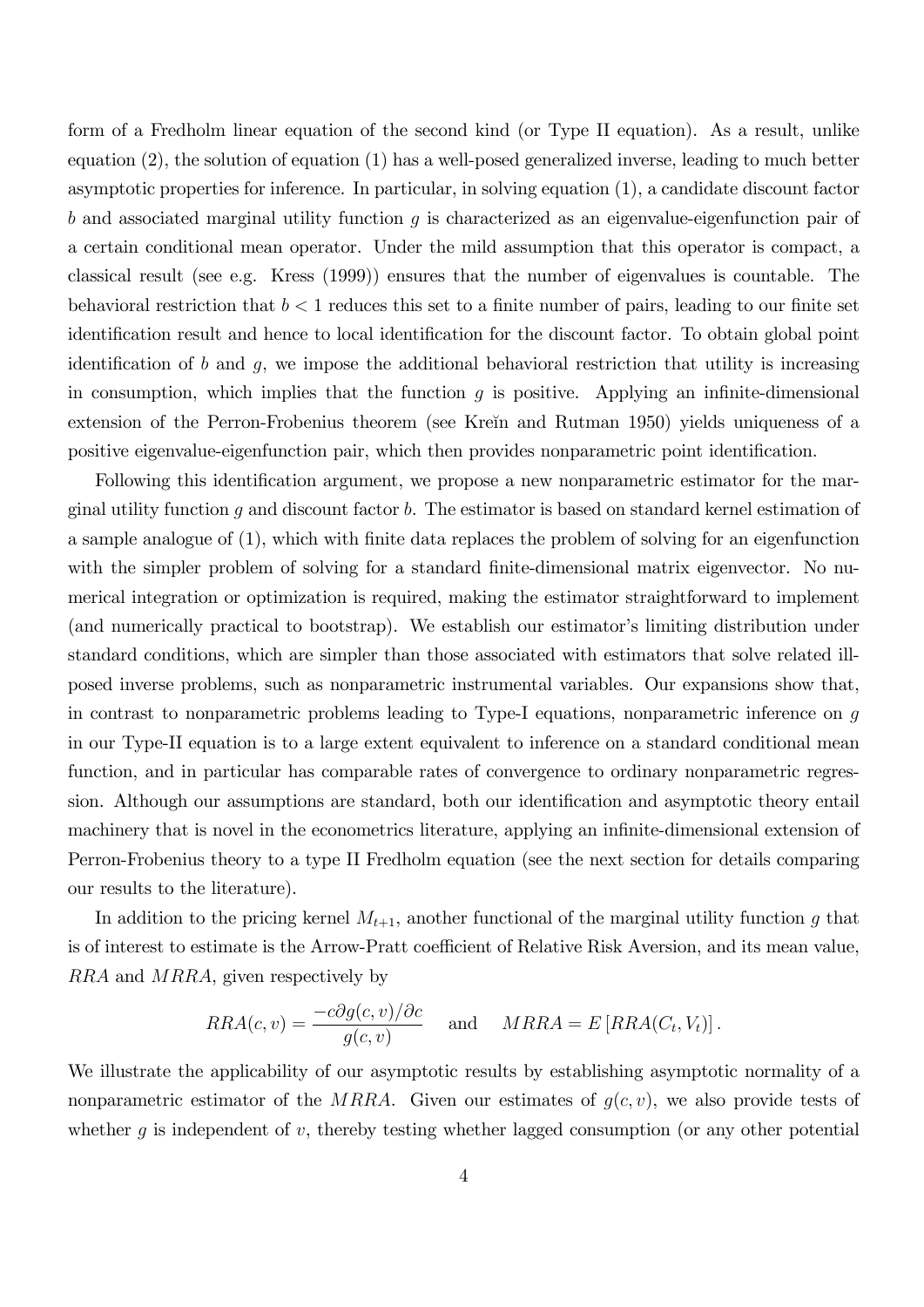form of a Fredholm linear equation of the second kind (or Type II equation). As a result, unlike equation (2), the solution of equation (1) has a well-posed generalized inverse, leading to much better asymptotic properties for inference. In particular, in solving equation (1), a candidate discount factor $b$ and associated marginal utility function $g$ is characterized as an eigenvalue-eigenfunction pair of a certain conditional mean operator. Under the mild assumption that this operator is compact, a classical result (see e.g. Kress (1999)) ensures that the number of eigenvalues is countable. The behavioral restriction that $b < 1$ reduces this set to a finite number of pairs, leading to our finite set identification result and hence to local identification for the discount factor. To obtain global point identification of $b$ and $g$, we impose the additional behavioral restriction that utility is increasing in consumption, which implies that the function $g$ is positive. Applying an infinite-dimensional extension of the Perron-Frobenius theorem (see Kreĭn and Rutman 1950) yields uniqueness of a positive eigenvalue-eigenfunction pair, which then provides nonparametric point identification.

Following this identification argument, we propose a new nonparametric estimator for the marginal utility function $g$ and discount factor $b$. The estimator is based on standard kernel estimation of a sample analogue of (1), which with finite data replaces the problem of solving for an eigenfunction with the simpler problem of solving for a standard finite-dimensional matrix eigenvector. No numerical integration or optimization is required, making the estimator straightforward to implement (and numerically practical to bootstrap). We establish our estimator's limiting distribution under standard conditions, which are simpler than those associated with estimators that solve related ill-posed inverse problems, such as nonparametric instrumental variables. Our expansions show that, in contrast to nonparametric problems leading to Type-I equations, nonparametric inference on $g$ in our Type-II equation is to a large extent equivalent to inference on a standard conditional mean function, and in particular has comparable rates of convergence to ordinary nonparametric regression. Although our assumptions are standard, both our identification and asymptotic theory entail machinery that is novel in the econometrics literature, applying an infinite-dimensional extension of Perron-Frobenius theory to a type II Fredholm equation (see the next section for details comparing our results to the literature).

In addition to the pricing kernel $M_{t+1}$, another functional of the marginal utility function $g$ that is of interest to estimate is the Arrow-Pratt coefficient of Relative Risk Aversion, and its mean value, $RRA$ and $MRRA$, given respectively by

$$RRA(c, v) = \frac{-c\partial g(c, v)/\partial c}{g(c, v)} \quad \text{and} \quad MRRA = E\left[RRA(C_t, V_t)\right].$$

We illustrate the applicability of our asymptotic results by establishing asymptotic normality of a nonparametric estimator of the $MRRA$. Given our estimates of $g(c, v)$, we also provide tests of whether $g$ is independent of $v$, thereby testing whether lagged consumption (or any other potential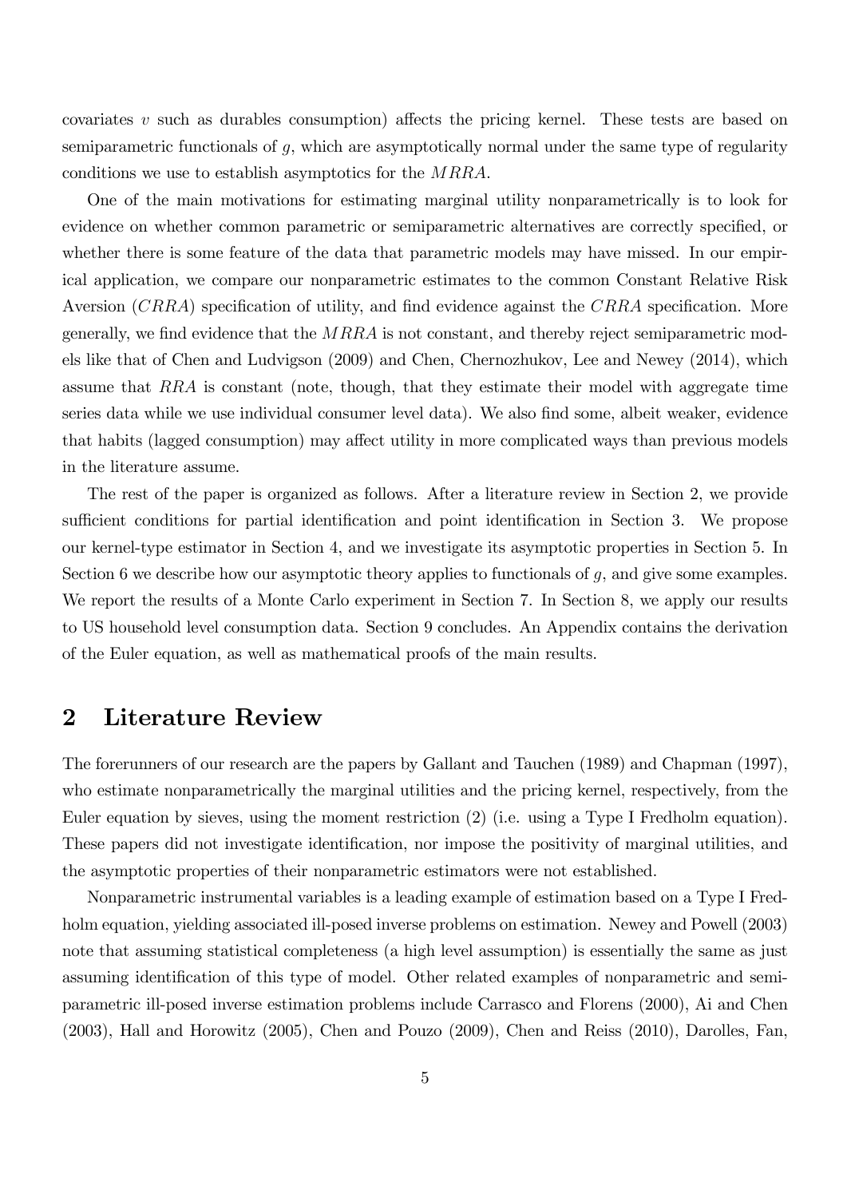covariates $v$ such as durables consumption) affects the pricing kernel. These tests are based on semiparametric functionals of $g$, which are asymptotically normal under the same type of regularity conditions we use to establish asymptotics for the $MRRA$.

One of the main motivations for estimating marginal utility nonparametrically is to look for evidence on whether common parametric or semiparametric alternatives are correctly specified, or whether there is some feature of the data that parametric models may have missed. In our empirical application, we compare our nonparametric estimates to the common Constant Relative Risk Aversion ($CRRA$) specification of utility, and find evidence against the $CRRA$ specification. More generally, we find evidence that the $MRRA$ is not constant, and thereby reject semiparametric models like that of Chen and Ludvigson (2009) and Chen, Chernozhukov, Lee and Newey (2014), which assume that $RRA$ is constant (note, though, that they estimate their model with aggregate time series data while we use individual consumer level data). We also find some, albeit weaker, evidence that habits (lagged consumption) may affect utility in more complicated ways than previous models in the literature assume.

The rest of the paper is organized as follows. After a literature review in Section 2, we provide sufficient conditions for partial identification and point identification in Section 3. We propose our kernel-type estimator in Section 4, and we investigate its asymptotic properties in Section 5. In Section 6 we describe how our asymptotic theory applies to functionals of $g$, and give some examples. We report the results of a Monte Carlo experiment in Section 7. In Section 8, we apply our results to US household level consumption data. Section 9 concludes. An Appendix contains the derivation of the Euler equation, as well as mathematical proofs of the main results.

## 2 Literature Review

The forerunners of our research are the papers by Gallant and Tauchen (1989) and Chapman (1997), who estimate nonparametrically the marginal utilities and the pricing kernel, respectively, from the Euler equation by sieves, using the moment restriction (2) (i.e. using a Type I Fredholm equation). These papers did not investigate identification, nor impose the positivity of marginal utilities, and the asymptotic properties of their nonparametric estimators were not established.

Nonparametric instrumental variables is a leading example of estimation based on a Type I Fredholm equation, yielding associated ill-posed inverse problems on estimation. Newey and Powell (2003) note that assuming statistical completeness (a high level assumption) is essentially the same as just assuming identification of this type of model. Other related examples of nonparametric and semiparametric ill-posed inverse estimation problems include Carrasco and Florens (2000), Ai and Chen (2003), Hall and Horowitz (2005), Chen and Pouzo (2009), Chen and Reiss (2010), Darolles, Fan,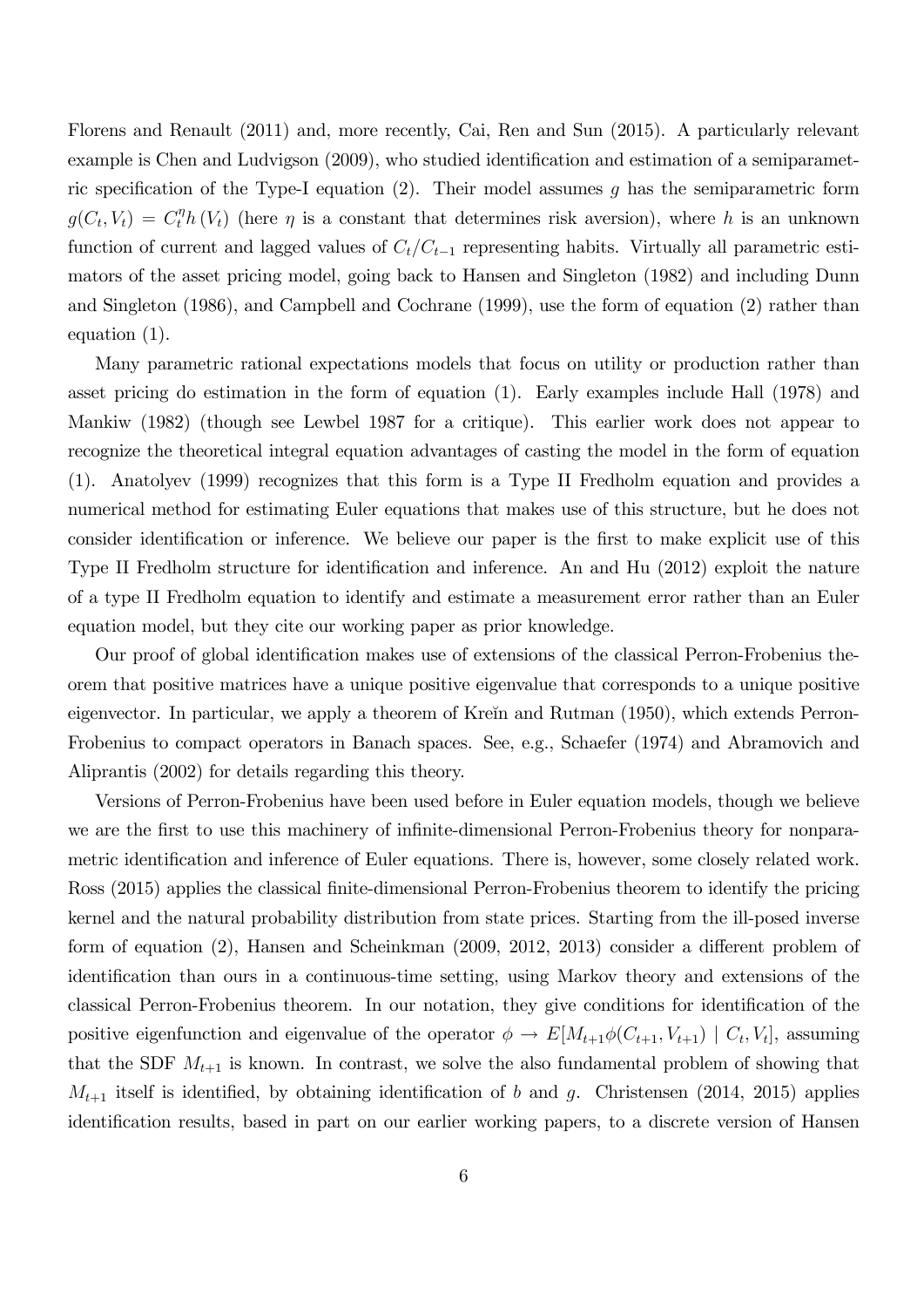Florens and Renault (2011) and, more recently, Cai, Ren and Sun (2015). A particularly relevant example is Chen and Ludvigson (2009), who studied identification and estimation of a semiparametric specification of the Type-I equation (2). Their model assumes $g$ has the semiparametric form $g(C_t, V_t) = C_t^{\eta} h(V_t)$ (here $\eta$ is a constant that determines risk aversion), where $h$ is an unknown function of current and lagged values of $C_t/C_{t-1}$ representing habits. Virtually all parametric estimators of the asset pricing model, going back to Hansen and Singleton (1982) and including Dunn and Singleton (1986), and Campbell and Cochrane (1999), use the form of equation (2) rather than equation (1).

Many parametric rational expectations models that focus on utility or production rather than asset pricing do estimation in the form of equation (1). Early examples include Hall (1978) and Mankiw (1982) (though see Lewbel 1987 for a critique). This earlier work does not appear to recognize the theoretical integral equation advantages of casting the model in the form of equation (1). Anatolyev (1999) recognizes that this form is a Type II Fredholm equation and provides a numerical method for estimating Euler equations that makes use of this structure, but he does not consider identification or inference. We believe our paper is the first to make explicit use of this Type II Fredholm structure for identification and inference. An and Hu (2012) exploit the nature of a type II Fredholm equation to identify and estimate a measurement error rather than an Euler equation model, but they cite our working paper as prior knowledge.

Our proof of global identification makes use of extensions of the classical Perron-Frobenius theorem that positive matrices have a unique positive eigenvalue that corresponds to a unique positive eigenvector. In particular, we apply a theorem of Kreĭn and Rutman (1950), which extends Perron-Frobenius to compact operators in Banach spaces. See, e.g., Schaefer (1974) and Abramovich and Aliprantis (2002) for details regarding this theory.

Versions of Perron-Frobenius have been used before in Euler equation models, though we believe we are the first to use this machinery of infinite-dimensional Perron-Frobenius theory for nonparametric identification and inference of Euler equations. There is, however, some closely related work. Ross (2015) applies the classical finite-dimensional Perron-Frobenius theorem to identify the pricing kernel and the natural probability distribution from state prices. Starting from the ill-posed inverse form of equation (2), Hansen and Scheinkman (2009, 2012, 2013) consider a different problem of identification than ours in a continuous-time setting, using Markov theory and extensions of the classical Perron-Frobenius theorem. In our notation, they give conditions for identification of the positive eigenfunction and eigenvalue of the operator $\phi \rightarrow E[M_{t+1}\phi(C_{t+1}, V_{t+1}) \mid C_t, V_t]$, assuming that the SDF $M_{t+1}$ is known. In contrast, we solve the also fundamental problem of showing that $M_{t+1}$ itself is identified, by obtaining identification of $b$ and $g$. Christensen (2014, 2015) applies identification results, based in part on our earlier working papers, to a discrete version of Hansen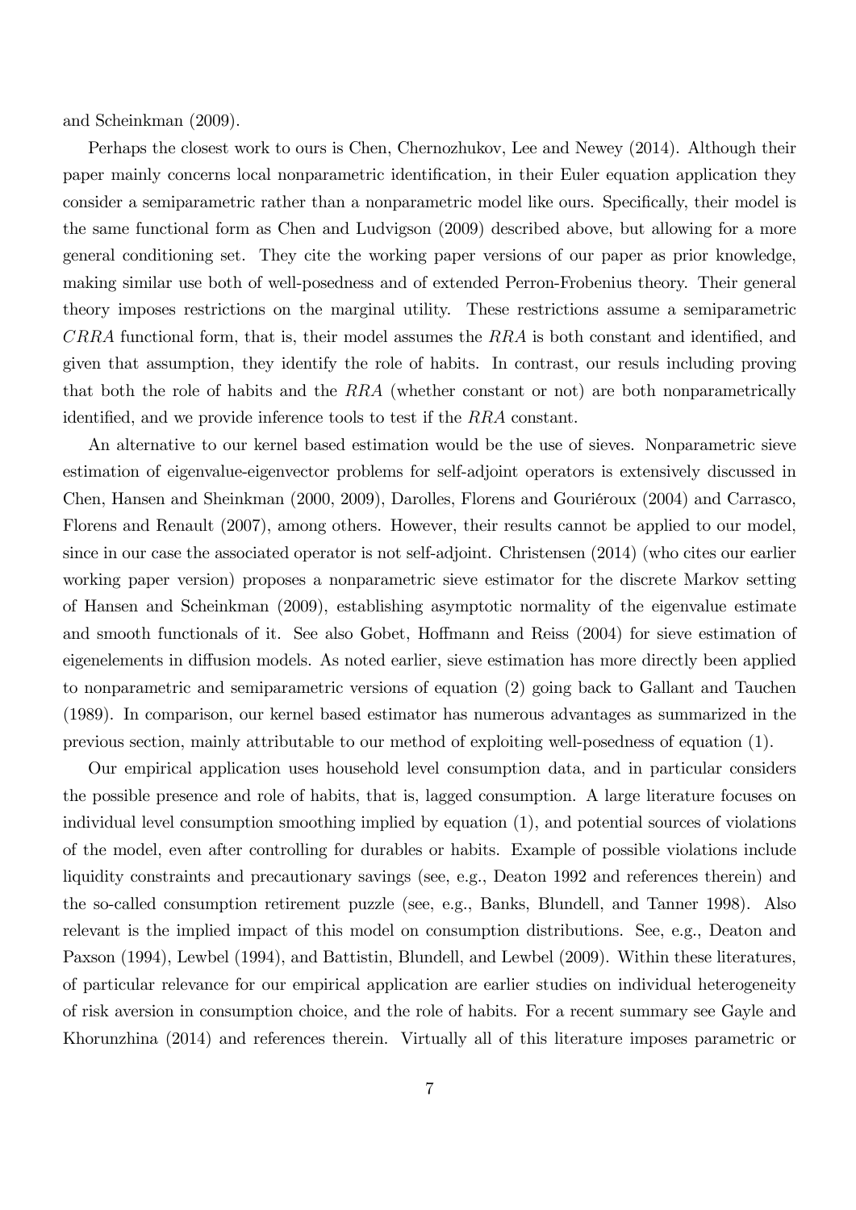and Scheinkman (2009).

Perhaps the closest work to ours is Chen, Chernozhukov, Lee and Newey (2014). Although their paper mainly concerns local nonparametric identification, in their Euler equation application they consider a semiparametric rather than a nonparametric model like ours. Specifically, their model is the same functional form as Chen and Ludvigson (2009) described above, but allowing for a more general conditioning set. They cite the working paper versions of our paper as prior knowledge, making similar use both of well-posedness and of extended Perron-Frobenius theory. Their general theory imposes restrictions on the marginal utility. These restrictions assume a semiparametric $CRRA$ functional form, that is, their model assumes the $RRA$ is both constant and identified, and given that assumption, they identify the role of habits. In contrast, our resuls including proving that both the role of habits and the $RRA$ (whether constant or not) are both nonparametrically identified, and we provide inference tools to test if the $RRA$ constant.

An alternative to our kernel based estimation would be the use of sieves. Nonparametric sieve estimation of eigenvalue-eigenvector problems for self-adjoint operators is extensively discussed in Chen, Hansen and Sheinkman (2000, 2009), Darolles, Florens and Gouriéroux (2004) and Carrasco, Florens and Renault (2007), among others. However, their results cannot be applied to our model, since in our case the associated operator is not self-adjoint. Christensen (2014) (who cites our earlier working paper version) proposes a nonparametric sieve estimator for the discrete Markov setting of Hansen and Scheinkman (2009), establishing asymptotic normality of the eigenvalue estimate and smooth functionals of it. See also Gobet, Hoffmann and Reiss (2004) for sieve estimation of eigenelements in diffusion models. As noted earlier, sieve estimation has more directly been applied to nonparametric and semiparametric versions of equation (2) going back to Gallant and Tauchen (1989). In comparison, our kernel based estimator has numerous advantages as summarized in the previous section, mainly attributable to our method of exploiting well-posedness of equation (1).

Our empirical application uses household level consumption data, and in particular considers the possible presence and role of habits, that is, lagged consumption. A large literature focuses on individual level consumption smoothing implied by equation (1), and potential sources of violations of the model, even after controlling for durables or habits. Example of possible violations include liquidity constraints and precautionary savings (see, e.g., Deaton 1992 and references therein) and the so-called consumption retirement puzzle (see, e.g., Banks, Blundell, and Tanner 1998). Also relevant is the implied impact of this model on consumption distributions. See, e.g., Deaton and Paxson (1994), Lewbel (1994), and Battistin, Blundell, and Lewbel (2009). Within these literatures, of particular relevance for our empirical application are earlier studies on individual heterogeneity of risk aversion in consumption choice, and the role of habits. For a recent summary see Gayle and Khorunzhina (2014) and references therein. Virtually all of this literature imposes parametric or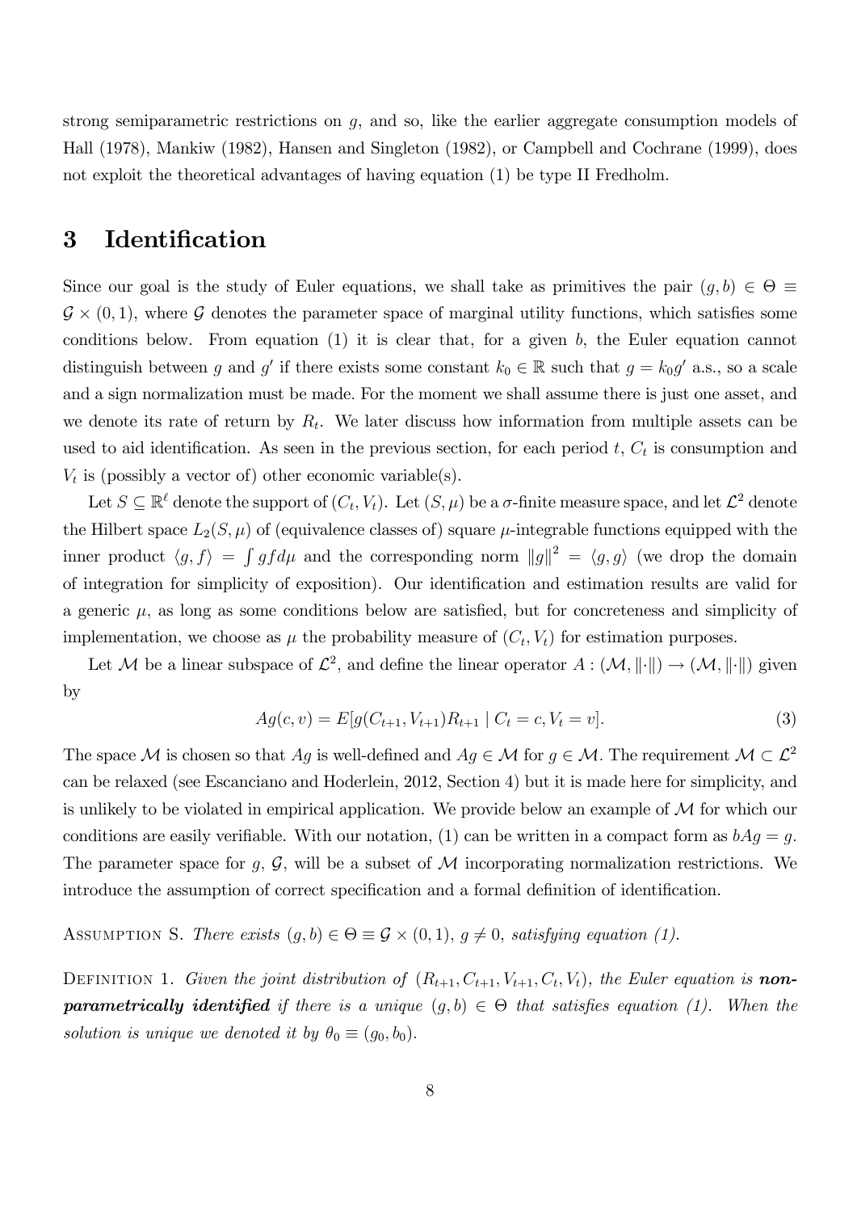strong semiparametric restrictions on $g$, and so, like the earlier aggregate consumption models of Hall (1978), Mankiw (1982), Hansen and Singleton (1982), or Campbell and Cochrane (1999), does not exploit the theoretical advantages of having equation (1) be type II Fredholm.

# 3 Identification

Since our goal is the study of Euler equations, we shall take as primitives the pair $(g, b) \in \Theta \equiv \mathcal{G} \times (0, 1)$, where $\mathcal{G}$ denotes the parameter space of marginal utility functions, which satisfies some conditions below. From equation (1) it is clear that, for a given $b$, the Euler equation cannot distinguish between $g$ and $g'$ if there exists some constant $k_0 \in \mathbb{R}$ such that $g = k_0 g'$ a.s., so a scale and a sign normalization must be made. For the moment we shall assume there is just one asset, and we denote its rate of return by $R_t$. We later discuss how information from multiple assets can be used to aid identification. As seen in the previous section, for each period $t$, $C_t$ is consumption and $V_t$ is (possibly a vector of) other economic variable(s).

Let $S \subseteq \mathbb{R}^\ell$ denote the support of $(C_t, V_t)$. Let $(S, \mu)$ be a $\sigma$-finite measure space, and let $\mathcal{L}^2$ denote the Hilbert space $L_2(S, \mu)$ of (equivalence classes of) square $\mu$-integrable functions equipped with the inner product $\langle g, f \rangle = \int g f d\mu$ and the corresponding norm $\|g\|^2 = \langle g, g \rangle$ (we drop the domain of integration for simplicity of exposition). Our identification and estimation results are valid for a generic $\mu$, as long as some conditions below are satisfied, but for concreteness and simplicity of implementation, we choose as $\mu$ the probability measure of $(C_t, V_t)$ for estimation purposes.

Let $\mathcal{M}$ be a linear subspace of $\mathcal{L}^2$, and define the linear operator $A : (\mathcal{M}, \|\cdot\|) \rightarrow (\mathcal{M}, \|\cdot\|)$ given by

$$Ag(c, v) = E[g(C_{t+1}, V_{t+1})R_{t+1} \mid C_t = c, V_t = v]. \tag{3}$$

The space $\mathcal{M}$ is chosen so that $Ag$ is well-defined and $Ag \in \mathcal{M}$ for $g \in \mathcal{M}$. The requirement $\mathcal{M} \subset \mathcal{L}^2$ can be relaxed (see Escanciano and Hoderlein, 2012, Section 4) but it is made here for simplicity, and is unlikely to be violated in empirical application. We provide below an example of $\mathcal{M}$ for which our conditions are easily verifiable. With our notation, (1) can be written in a compact form as $bAg = g$. The parameter space for $g$, $\mathcal{G}$, will be a subset of $\mathcal{M}$ incorporating normalization restrictions. We introduce the assumption of correct specification and a formal definition of identification.

Assumption S. *There exists $(g, b) \in \Theta \equiv \mathcal{G} \times (0, 1)$, $g \neq 0$, satisfying equation (1).*

Definition 1. *Given the joint distribution of $(R_{t+1}, C_{t+1}, V_{t+1}, C_t, V_t)$, the Euler equation is* ***nonparametrically identified*** *if there is a unique $(g, b) \in \Theta$ that satisfies equation (1). When the solution is unique we denoted it by $\theta_0 \equiv (g_0, b_0)$.*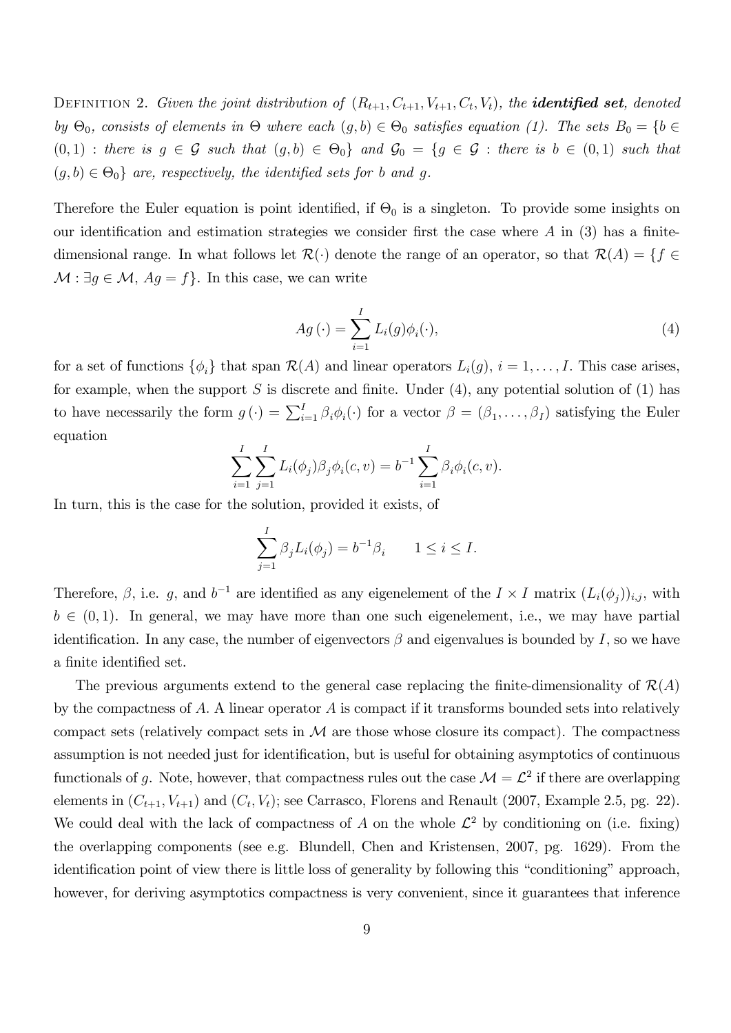Definition 2. *Given the joint distribution of $(R_{t+1}, C_{t+1}, V_{t+1}, C_t, V_t)$, the* ***identified set****, denoted by $\Theta_0$, consists of elements in $\Theta$ where each $(g, b) \in \Theta_0$ satisfies equation (1). The sets $B_0 = \{b \in (0,1) :$ there is $g \in \mathcal{G}$ such that $(g,b) \in \Theta_0\}$ and $\mathcal{G}_0 = \{g \in \mathcal{G} :$ there is $b \in (0,1)$ such that $(g,b) \in \Theta_0\}$ are, respectively, the identified sets for $b$ and $g$.*

Therefore the Euler equation is point identified, if $\Theta_0$ is a singleton. To provide some insights on our identification and estimation strategies we consider first the case where $A$ in (3) has a finite-dimensional range. In what follows let $\mathcal{R}(\cdot)$ denote the range of an operator, so that $\mathcal{R}(A) = \{f \in \mathcal{M} : \exists g \in \mathcal{M},\ Ag = f\}$. In this case, we can write

$$Ag(\cdot) = \sum_{i=1}^{I} L_i(g)\phi_i(\cdot), \tag{4}$$

for a set of functions $\{\phi_i\}$ that span $\mathcal{R}(A)$ and linear operators $L_i(g)$, $i = 1, \ldots, I$. This case arises, for example, when the support $S$ is discrete and finite. Under (4), any potential solution of (1) has to have necessarily the form $g(\cdot) = \sum_{i=1}^{I} \beta_i \phi_i(\cdot)$ for a vector $\beta = (\beta_1, \ldots, \beta_I)$ satisfying the Euler equation

$$\sum_{i=1}^{I}\sum_{j=1}^{I} L_i(\phi_j)\beta_j\phi_i(c,v) = b^{-1}\sum_{i=1}^{I}\beta_i\phi_i(c,v).$$

In turn, this is the case for the solution, provided it exists, of

$$\sum_{j=1}^{I}\beta_j L_i(\phi_j) = b^{-1}\beta_i \qquad 1 \leq i \leq I.$$

Therefore, $\beta$, i.e. $g$, and $b^{-1}$ are identified as any eigenelement of the $I \times I$ matrix $(L_i(\phi_j))_{i,j}$, with $b \in (0,1)$. In general, we may have more than one such eigenelement, i.e., we may have partial identification. In any case, the number of eigenvectors $\beta$ and eigenvalues is bounded by $I$, so we have a finite identified set.

The previous arguments extend to the general case replacing the finite-dimensionality of $\mathcal{R}(A)$ by the compactness of $A$. A linear operator $A$ is compact if it transforms bounded sets into relatively compact sets (relatively compact sets in $\mathcal{M}$ are those whose closure its compact). The compactness assumption is not needed just for identification, but is useful for obtaining asymptotics of continuous functionals of $g$. Note, however, that compactness rules out the case $\mathcal{M} = \mathcal{L}^2$ if there are overlapping elements in $(C_{t+1}, V_{t+1})$ and $(C_t, V_t)$; see Carrasco, Florens and Renault (2007, Example 2.5, pg. 22). We could deal with the lack of compactness of $A$ on the whole $\mathcal{L}^2$ by conditioning on (i.e. fixing) the overlapping components (see e.g. Blundell, Chen and Kristensen, 2007, pg. 1629). From the identification point of view there is little loss of generality by following this "conditioning" approach, however, for deriving asymptotics compactness is very convenient, since it guarantees that inference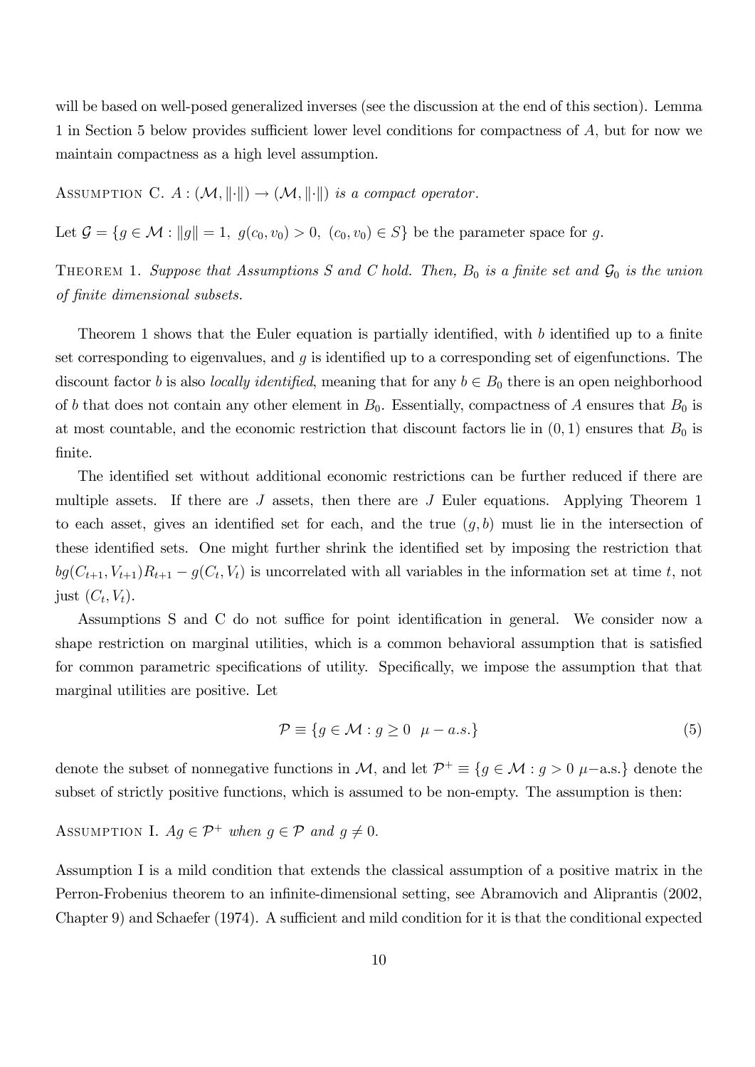will be based on well-posed generalized inverses (see the discussion at the end of this section). Lemma 1 in Section 5 below provides sufficient lower level conditions for compactness of $A$, but for now we maintain compactness as a high level assumption.

ASSUMPTION C. *$A : (\mathcal{M}, \|\cdot\|) \to (\mathcal{M}, \|\cdot\|)$ is a compact operator.*

Let $\mathcal{G} = \{g \in \mathcal{M} : \|g\| = 1,\ g(c_0, v_0) > 0,\ (c_0, v_0) \in S\}$ be the parameter space for $g$.

THEOREM 1. *Suppose that Assumptions S and C hold. Then, $B_0$ is a finite set and $\mathcal{G}_0$ is the union of finite dimensional subsets.*

Theorem 1 shows that the Euler equation is partially identified, with $b$ identified up to a finite set corresponding to eigenvalues, and $g$ is identified up to a corresponding set of eigenfunctions. The discount factor $b$ is also *locally identified*, meaning that for any $b \in B_0$ there is an open neighborhood of $b$ that does not contain any other element in $B_0$. Essentially, compactness of $A$ ensures that $B_0$ is at most countable, and the economic restriction that discount factors lie in $(0, 1)$ ensures that $B_0$ is finite.

The identified set without additional economic restrictions can be further reduced if there are multiple assets. If there are $J$ assets, then there are $J$ Euler equations. Applying Theorem 1 to each asset, gives an identified set for each, and the true $(g, b)$ must lie in the intersection of these identified sets. One might further shrink the identified set by imposing the restriction that $bg(C_{t+1}, V_{t+1})R_{t+1} - g(C_t, V_t)$ is uncorrelated with all variables in the information set at time $t$, not just $(C_t, V_t)$.

Assumptions S and C do not suffice for point identification in general. We consider now a shape restriction on marginal utilities, which is a common behavioral assumption that is satisfied for common parametric specifications of utility. Specifically, we impose the assumption that that marginal utilities are positive. Let

$$\mathcal{P} \equiv \{g \in \mathcal{M} : g \geq 0 \ \ \mu - a.s.\} \tag{5}$$

denote the subset of nonnegative functions in $\mathcal{M}$, and let $\mathcal{P}^+ \equiv \{g \in \mathcal{M} : g > 0 \ \mu\text{–a.s.}\}$ denote the subset of strictly positive functions, which is assumed to be non-empty. The assumption is then:

ASSUMPTION I. *$Ag \in \mathcal{P}^+$ when $g \in \mathcal{P}$ and $g \neq 0$.*

Assumption I is a mild condition that extends the classical assumption of a positive matrix in the Perron-Frobenius theorem to an infinite-dimensional setting, see Abramovich and Aliprantis (2002, Chapter 9) and Schaefer (1974). A sufficient and mild condition for it is that the conditional expected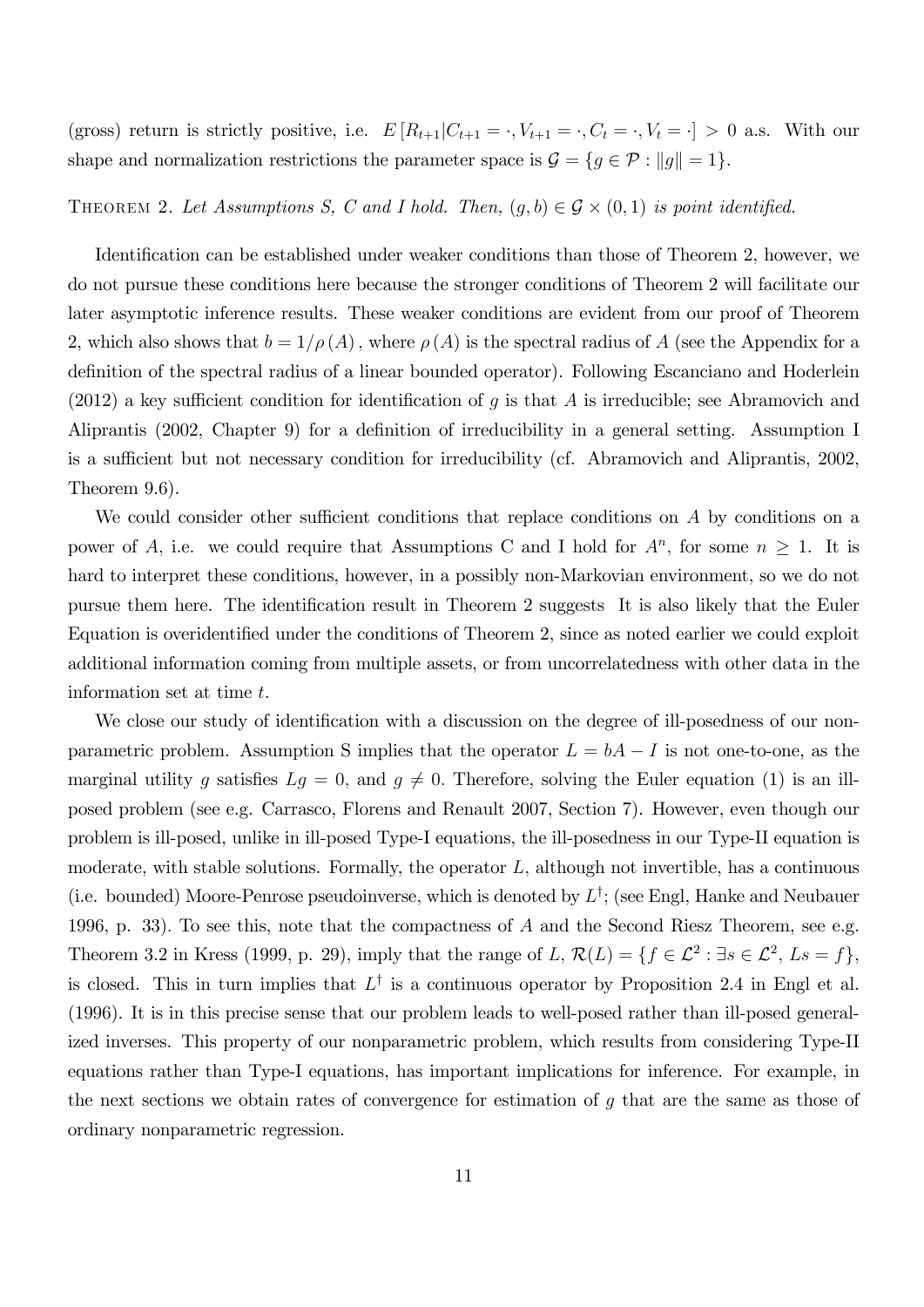(gross) return is strictly positive, i.e. $E[R_{t+1}|C_{t+1} = \cdot, V_{t+1} = \cdot, C_t = \cdot, V_t = \cdot] > 0$ a.s. With our shape and normalization restrictions the parameter space is $\mathcal{G} = \{g \in \mathcal{P} : \|g\| = 1\}$.

THEOREM 2. *Let Assumptions S, C and I hold. Then, $(g, b) \in \mathcal{G} \times (0, 1)$ is point identified.*

Identification can be established under weaker conditions than those of Theorem 2, however, we do not pursue these conditions here because the stronger conditions of Theorem 2 will facilitate our later asymptotic inference results. These weaker conditions are evident from our proof of Theorem 2, which also shows that $b = 1/\rho(A)$, where $\rho(A)$ is the spectral radius of $A$ (see the Appendix for a definition of the spectral radius of a linear bounded operator). Following Escanciano and Hoderlein (2012) a key sufficient condition for identification of $g$ is that $A$ is irreducible; see Abramovich and Aliprantis (2002, Chapter 9) for a definition of irreducibility in a general setting. Assumption I is a sufficient but not necessary condition for irreducibility (cf. Abramovich and Aliprantis, 2002, Theorem 9.6).

We could consider other sufficient conditions that replace conditions on $A$ by conditions on a power of $A$, i.e. we could require that Assumptions C and I hold for $A^n$, for some $n \geq 1$. It is hard to interpret these conditions, however, in a possibly non-Markovian environment, so we do not pursue them here. The identification result in Theorem 2 suggests It is also likely that the Euler Equation is overidentified under the conditions of Theorem 2, since as noted earlier we could exploit additional information coming from multiple assets, or from uncorrelatedness with other data in the information set at time $t$.

We close our study of identification with a discussion on the degree of ill-posedness of our nonparametric problem. Assumption S implies that the operator $L = bA - I$ is not one-to-one, as the marginal utility $g$ satisfies $Lg = 0$, and $g \neq 0$. Therefore, solving the Euler equation (1) is an ill-posed problem (see e.g. Carrasco, Florens and Renault 2007, Section 7). However, even though our problem is ill-posed, unlike in ill-posed Type-I equations, the ill-posedness in our Type-II equation is moderate, with stable solutions. Formally, the operator $L$, although not invertible, has a continuous (i.e. bounded) Moore-Penrose pseudoinverse, which is denoted by $L^{\dagger}$; (see Engl, Hanke and Neubauer 1996, p. 33). To see this, note that the compactness of $A$ and the Second Riesz Theorem, see e.g. Theorem 3.2 in Kress (1999, p. 29), imply that the range of $L$, $\mathcal{R}(L) = \{f \in \mathcal{L}^2 : \exists s \in \mathcal{L}^2, Ls = f\}$, is closed. This in turn implies that $L^{\dagger}$ is a continuous operator by Proposition 2.4 in Engl et al. (1996). It is in this precise sense that our problem leads to well-posed rather than ill-posed generalized inverses. This property of our nonparametric problem, which results from considering Type-II equations rather than Type-I equations, has important implications for inference. For example, in the next sections we obtain rates of convergence for estimation of $g$ that are the same as those of ordinary nonparametric regression.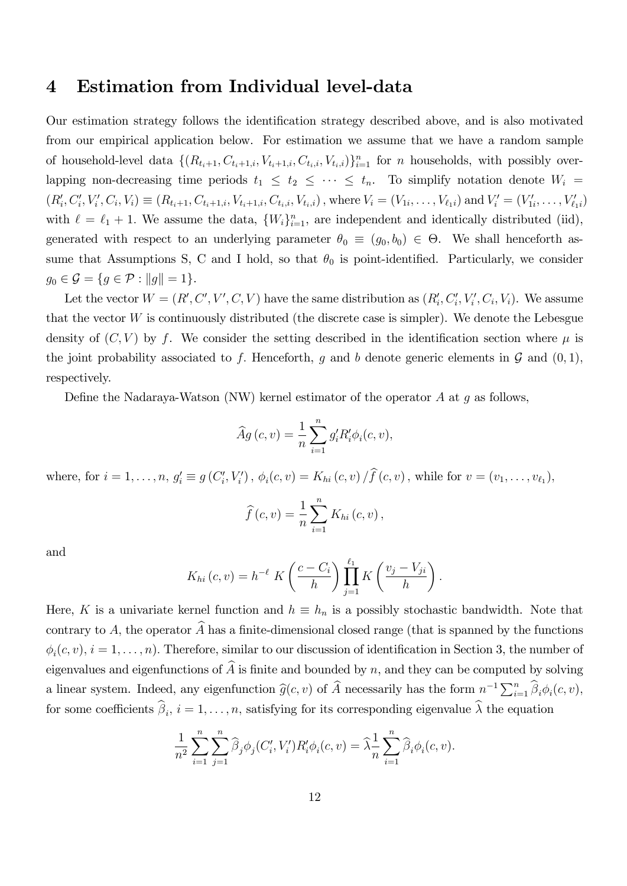# 4 Estimation from Individual level-data

Our estimation strategy follows the identification strategy described above, and is also motivated from our empirical application below. For estimation we assume that we have a random sample of household-level data $\{(R_{t_i+1}, C_{t_i+1,i}, V_{t_i+1,i}, C_{t_i,i}, V_{t_i,i})\}_{i=1}^n$ for $n$ households, with possibly overlapping non-decreasing time periods $t_1 \leq t_2 \leq \cdots \leq t_n$. To simplify notation denote $W_i = (R_i', C_i', V_i', C_i, V_i) \equiv (R_{t_i+1}, C_{t_i+1,i}, V_{t_i+1,i}, C_{t_i,i}, V_{t_i,i})$, where $V_i = (V_{1i}, \ldots, V_{\ell_1 i})$ and $V_i' = (V_{1i}', \ldots, V_{\ell_1 i}')$ with $\ell = \ell_1 + 1$. We assume the data, $\{W_i\}_{i=1}^n$, are independent and identically distributed (iid), generated with respect to an underlying parameter $\theta_0 \equiv (g_0, b_0) \in \Theta$. We shall henceforth assume that Assumptions S, C and I hold, so that $\theta_0$ is point-identified. Particularly, we consider $g_0 \in \mathcal{G} = \{g \in \mathcal{P} : \|g\| = 1\}$.

Let the vector $W = (R', C', V', C, V)$ have the same distribution as $(R_i', C_i', V_i', C_i, V_i)$. We assume that the vector $W$ is continuously distributed (the discrete case is simpler). We denote the Lebesgue density of $(C, V)$ by $f$. We consider the setting described in the identification section where $\mu$ is the joint probability associated to $f$. Henceforth, $g$ and $b$ denote generic elements in $\mathcal{G}$ and $(0,1)$, respectively.

Define the Nadaraya-Watson (NW) kernel estimator of the operator $A$ at $g$ as follows,

$$\widehat{A}g\,(c, v) = \frac{1}{n}\sum_{i=1}^n g_i' R_i' \phi_i(c, v),$$

where, for $i = 1, \ldots, n$, $g_i' \equiv g\,(C_i', V_i')$, $\phi_i(c, v) = K_{hi}\,(c, v)\,/\widehat{f}\,(c, v)$, while for $v = (v_1, \ldots, v_{\ell_1})$,

$$\widehat{f}\,(c, v) = \frac{1}{n}\sum_{i=1}^n K_{hi}\,(c, v)\,,$$

and

$$K_{hi}\,(c, v) = h^{-\ell}\, K\left(\frac{c - C_i}{h}\right)\prod_{j=1}^{\ell_1} K\left(\frac{v_j - V_{ji}}{h}\right).$$

Here, $K$ is a univariate kernel function and $h \equiv h_n$ is a possibly stochastic bandwidth. Note that contrary to $A$, the operator $\widehat{A}$ has a finite-dimensional closed range (that is spanned by the functions $\phi_i(c, v)$, $i = 1, \ldots, n$). Therefore, similar to our discussion of identification in Section 3, the number of eigenvalues and eigenfunctions of $\widehat{A}$ is finite and bounded by $n$, and they can be computed by solving a linear system. Indeed, any eigenfunction $\widehat{g}(c, v)$ of $\widehat{A}$ necessarily has the form $n^{-1}\sum_{i=1}^n \widehat{\beta}_i \phi_i(c, v)$, for some coefficients $\widehat{\beta}_i$, $i = 1, \ldots, n$, satisfying for its corresponding eigenvalue $\widehat{\lambda}$ the equation

$$\frac{1}{n^2}\sum_{i=1}^n \sum_{j=1}^n \widehat{\beta}_j \phi_j(C_i', V_i') R_i' \phi_i(c, v) = \widehat{\lambda}\frac{1}{n}\sum_{i=1}^n \widehat{\beta}_i \phi_i(c, v).$$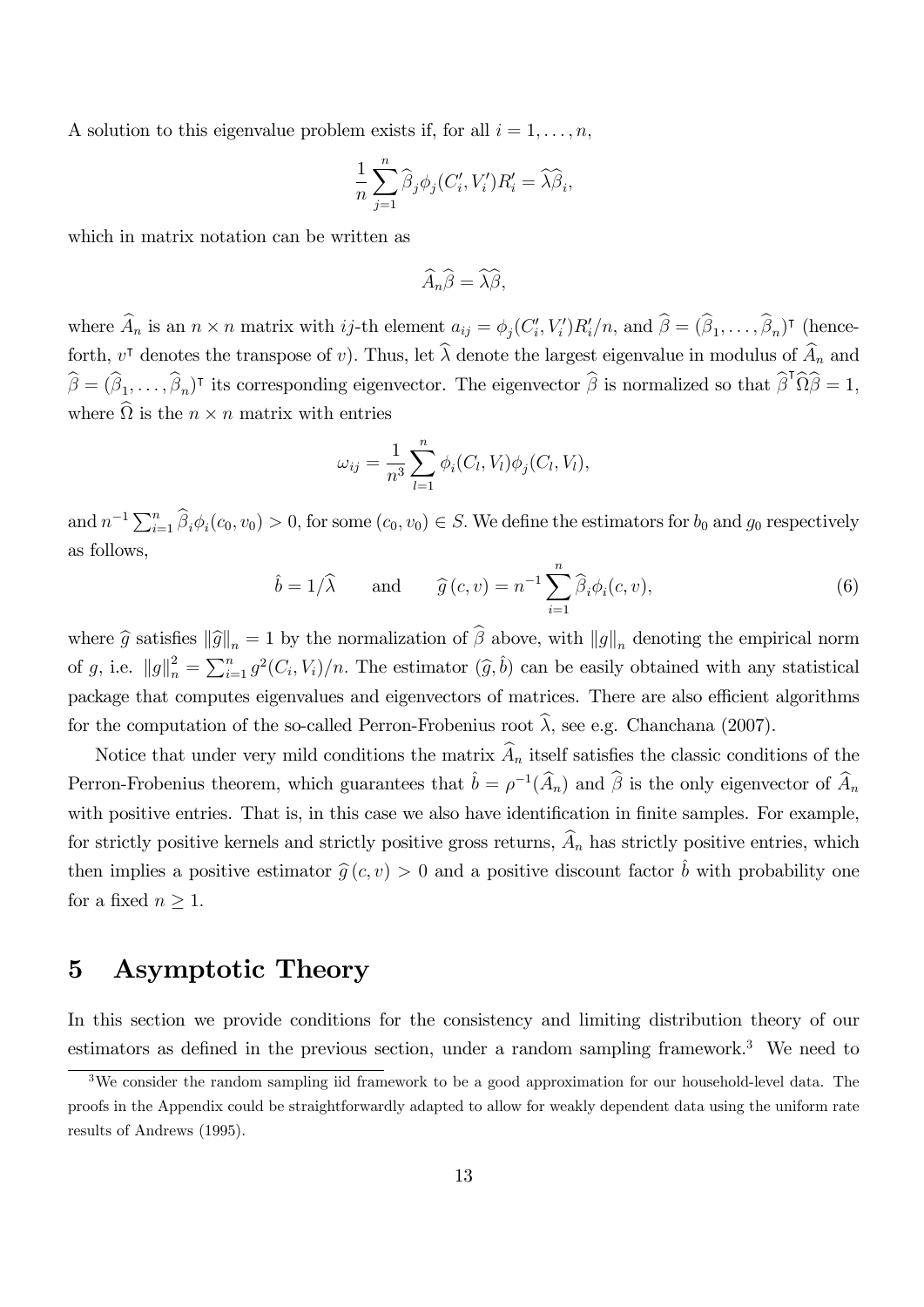A solution to this eigenvalue problem exists if, for all $i = 1, \ldots, n$,

$$\frac{1}{n}\sum_{j=1}^{n} \widehat{\beta}_j \phi_j(C_i', V_i') R_i' = \widehat{\lambda}\widehat{\beta}_i,$$

which in matrix notation can be written as

$$\widehat{A}_n \widehat{\beta} = \widehat{\lambda}\widehat{\beta},$$

where $\widehat{A}_n$ is an $n \times n$ matrix with $ij$-th element $a_{ij} = \phi_j(C_i', V_i')R_i'/n$, and $\widehat{\beta} = (\widehat{\beta}_1, \ldots, \widehat{\beta}_n)^\intercal$ (henceforth, $v^\intercal$ denotes the transpose of $v$). Thus, let $\widehat{\lambda}$ denote the largest eigenvalue in modulus of $\widehat{A}_n$ and $\widehat{\beta} = (\widehat{\beta}_1, \ldots, \widehat{\beta}_n)^\intercal$ its corresponding eigenvector. The eigenvector $\widehat{\beta}$ is normalized so that $\widehat{\beta}^\intercal \widehat{\Omega}\widehat{\beta} = 1$, where $\widehat{\Omega}$ is the $n \times n$ matrix with entries

$$\omega_{ij} = \frac{1}{n^3}\sum_{l=1}^{n} \phi_i(C_l, V_l)\phi_j(C_l, V_l),$$

and $n^{-1}\sum_{i=1}^{n} \widehat{\beta}_i \phi_i(c_0, v_0) > 0$, for some $(c_0, v_0) \in S$. We define the estimators for $b_0$ and $g_0$ respectively as follows,

$$\hat{b} = 1/\widehat{\lambda} \qquad \text{and} \qquad \widehat{g}(c, v) = n^{-1}\sum_{i=1}^{n} \widehat{\beta}_i \phi_i(c, v), \tag{6}$$

where $\widehat{g}$ satisfies $\|\widehat{g}\|_n = 1$ by the normalization of $\widehat{\beta}$ above, with $\|g\|_n$ denoting the empirical norm of $g$, i.e. $\|g\|_n^2 = \sum_{i=1}^{n} g^2(C_i, V_i)/n$. The estimator $(\widehat{g}, \hat{b})$ can be easily obtained with any statistical package that computes eigenvalues and eigenvectors of matrices. There are also efficient algorithms for the computation of the so-called Perron-Frobenius root $\widehat{\lambda}$, see e.g. Chanchana (2007).

Notice that under very mild conditions the matrix $\widehat{A}_n$ itself satisfies the classic conditions of the Perron-Frobenius theorem, which guarantees that $\hat{b} = \rho^{-1}(\widehat{A}_n)$ and $\widehat{\beta}$ is the only eigenvector of $\widehat{A}_n$ with positive entries. That is, in this case we also have identification in finite samples. For example, for strictly positive kernels and strictly positive gross returns, $\widehat{A}_n$ has strictly positive entries, which then implies a positive estimator $\widehat{g}(c, v) > 0$ and a positive discount factor $\hat{b}$ with probability one for a fixed $n \geq 1$.

# 5 Asymptotic Theory

In this section we provide conditions for the consistency and limiting distribution theory of our estimators as defined in the previous section, under a random sampling framework.[3] We need to

[3] We consider the random sampling iid framework to be a good approximation for our household-level data. The proofs in the Appendix could be straightforwardly adapted to allow for weakly dependent data using the uniform rate results of Andrews (1995).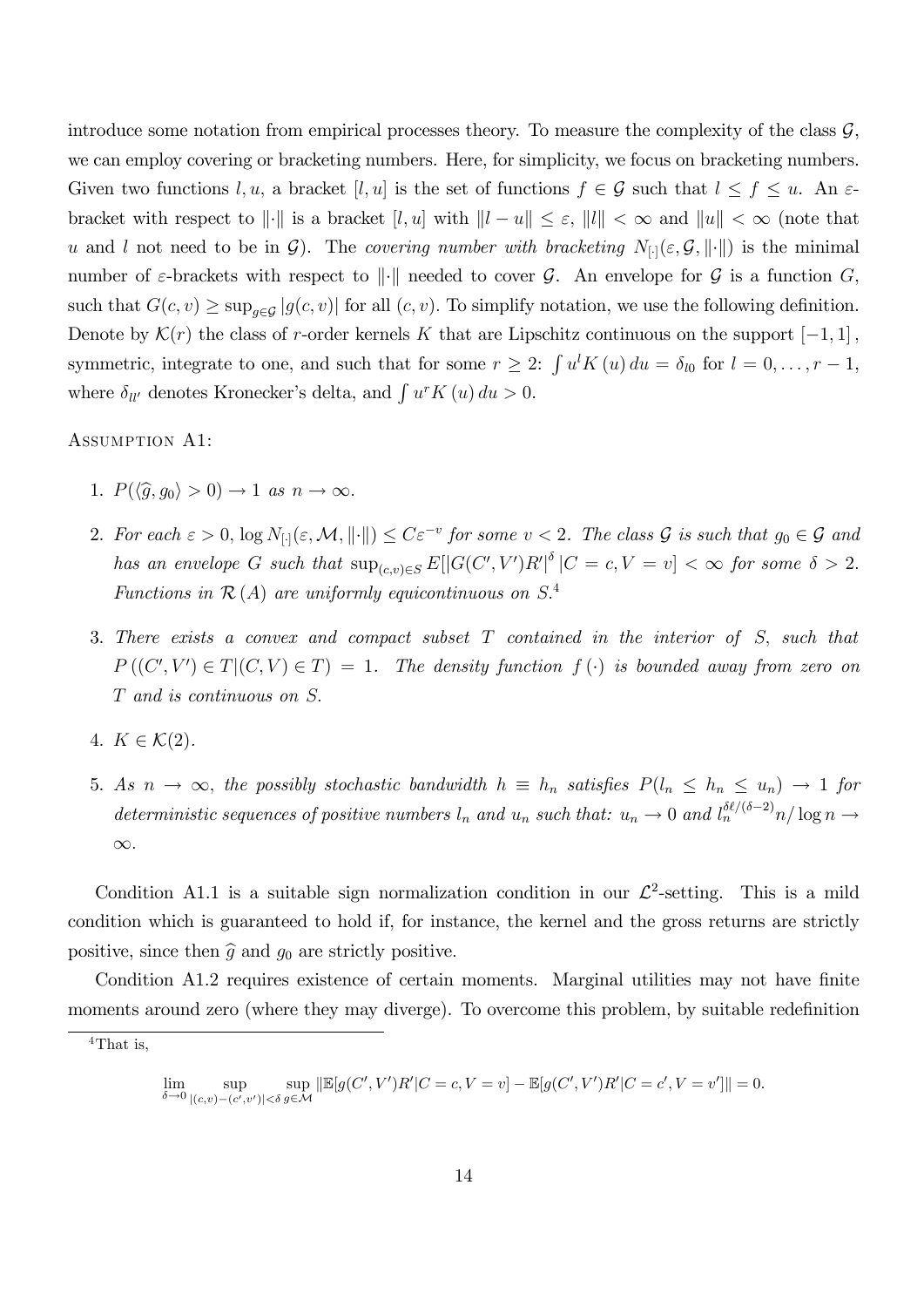introduce some notation from empirical processes theory. To measure the complexity of the class $\mathcal{G}$, we can employ covering or bracketing numbers. Here, for simplicity, we focus on bracketing numbers. Given two functions $l, u$, a bracket $[l, u]$ is the set of functions $f \in \mathcal{G}$ such that $l \leq f \leq u$. An $\varepsilon$-bracket with respect to $\|\cdot\|$ is a bracket $[l, u]$ with $\|l - u\| \leq \varepsilon$, $\|l\| < \infty$ and $\|u\| < \infty$ (note that $u$ and $l$ not need to be in $\mathcal{G}$). The *covering number with bracketing* $N_{[\cdot]}(\varepsilon, \mathcal{G}, \|\cdot\|)$ is the minimal number of $\varepsilon$-brackets with respect to $\|\cdot\|$ needed to cover $\mathcal{G}$. An envelope for $\mathcal{G}$ is a function $G$, such that $G(c, v) \geq \sup_{g \in \mathcal{G}} |g(c, v)|$ for all $(c, v)$. To simplify notation, we use the following definition. Denote by $\mathcal{K}(r)$ the class of $r$-order kernels $K$ that are Lipschitz continuous on the support $[-1, 1]$, symmetric, integrate to one, and such that for some $r \geq 2$: $\int u^l K(u)\, du = \delta_{l0}$ for $l = 0, \ldots, r-1$, where $\delta_{ll'}$ denotes Kronecker's delta, and $\int u^r K(u)\, du > 0$.

Assumption A1:

1. *$P(\langle \widehat{g}, g_0 \rangle > 0) \to 1$ as $n \to \infty$.*
2. *For each $\varepsilon > 0$, $\log N_{[\cdot]}(\varepsilon, \mathcal{M}, \|\cdot\|) \leq C\varepsilon^{-v}$ for some $v < 2$. The class $\mathcal{G}$ is such that $g_0 \in \mathcal{G}$ and has an envelope $G$ such that $\sup_{(c,v) \in S} E[|G(C', V')R'|^{\delta} | C = c, V = v] < \infty$ for some $\delta > 2$. Functions in $\mathcal{R}(A)$ are uniformly equicontinuous on $S$.*[4]
3. *There exists a convex and compact subset $T$ contained in the interior of $S$, such that $P((C', V') \in T | (C, V) \in T) = 1$. The density function $f(\cdot)$ is bounded away from zero on $T$ and is continuous on $S$.*
4. *$K \in \mathcal{K}(2)$.*
5. *As $n \to \infty$, the possibly stochastic bandwidth $h \equiv h_n$ satisfies $P(l_n \leq h_n \leq u_n) \to 1$ for deterministic sequences of positive numbers $l_n$ and $u_n$ such that: $u_n \to 0$ and $l_n^{\delta\ell/(\delta-2)} n / \log n \to \infty$.*

Condition A1.1 is a suitable sign normalization condition in our $\mathcal{L}^2$-setting. This is a mild condition which is guaranteed to hold if, for instance, the kernel and the gross returns are strictly positive, since then $\widehat{g}$ and $g_0$ are strictly positive.

Condition A1.2 requires existence of certain moments. Marginal utilities may not have finite moments around zero (where they may diverge). To overcome this problem, by suitable redefinition

[4] That is,

$$\lim_{\delta \to 0} \sup_{|(c,v)-(c',v')|<\delta} \sup_{g \in \mathcal{M}} \|\mathbb{E}[g(C', V')R' | C = c, V = v] - \mathbb{E}[g(C', V')R' | C = c', V = v']\| = 0.$$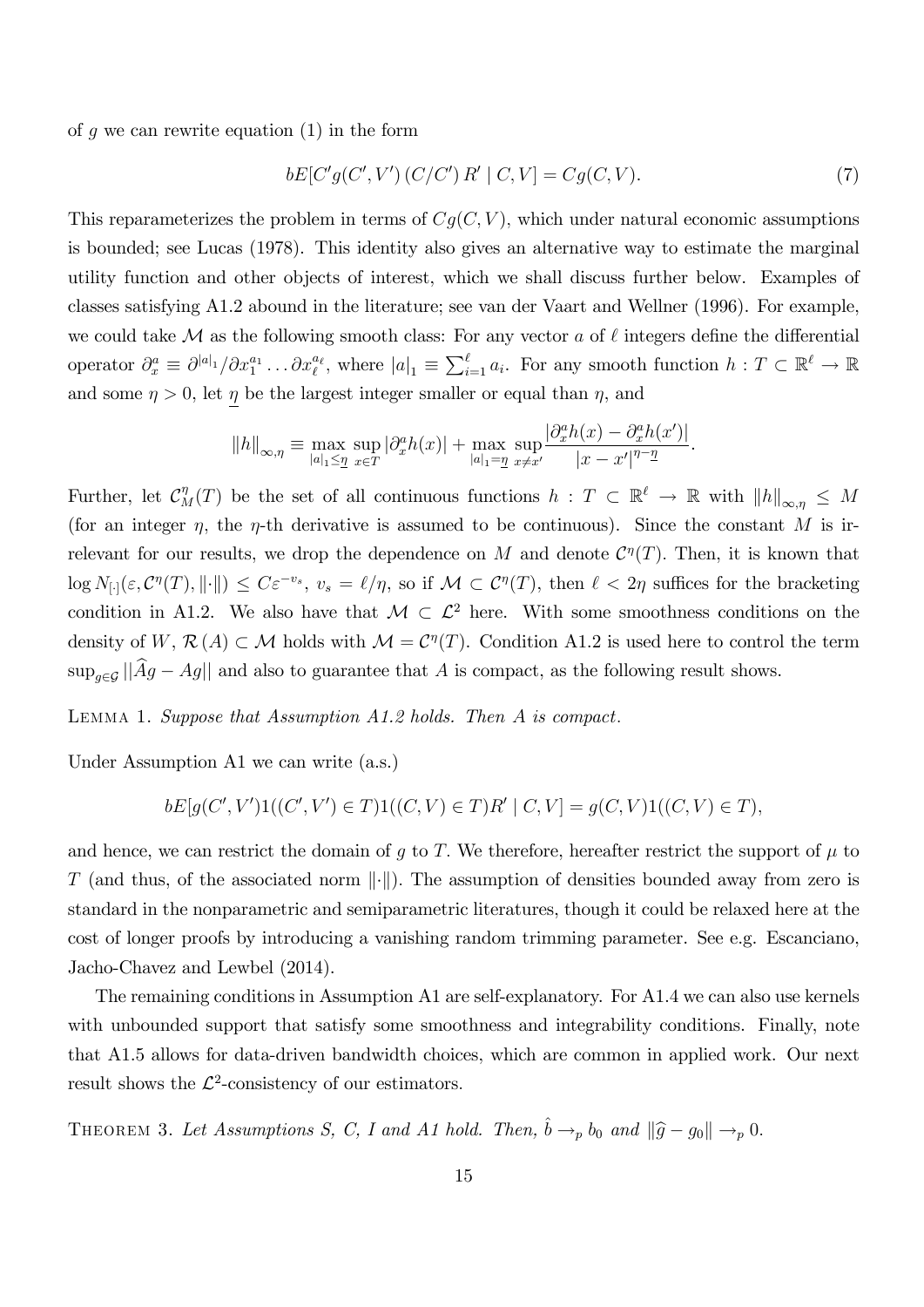of $g$ we can rewrite equation (1) in the form

$$bE[C'g(C',V')\,(C/C')\,R' \mid C,V] = Cg(C,V). \tag{7}$$

This reparameterizes the problem in terms of $Cg(C,V)$, which under natural economic assumptions is bounded; see Lucas (1978). This identity also gives an alternative way to estimate the marginal utility function and other objects of interest, which we shall discuss further below. Examples of classes satisfying A1.2 abound in the literature; see van der Vaart and Wellner (1996). For example, we could take $\mathcal{M}$ as the following smooth class: For any vector $a$ of $\ell$ integers define the differential operator $\partial_x^a \equiv \partial^{|a|_1}/\partial x_1^{a_1}\ldots\partial x_\ell^{a_\ell}$, where $|a|_1 \equiv \sum_{i=1}^{\ell} a_i$. For any smooth function $h: T \subset \mathbb{R}^\ell \to \mathbb{R}$ and some $\eta > 0$, let $\underline{\eta}$ be the largest integer smaller or equal than $\eta$, and

$$\|h\|_{\infty,\eta} \equiv \max_{|a|_1 \le \underline{\eta}} \sup_{x\in T} |\partial_x^a h(x)| + \max_{|a|_1 = \underline{\eta}} \sup_{x\neq x'} \frac{|\partial_x^a h(x) - \partial_x^a h(x')|}{|x-x'|^{\eta-\underline{\eta}}}.$$

Further, let $\mathcal{C}_M^\eta(T)$ be the set of all continuous functions $h: T \subset \mathbb{R}^\ell \to \mathbb{R}$ with $\|h\|_{\infty,\eta} \le M$ (for an integer $\eta$, the $\eta$-th derivative is assumed to be continuous). Since the constant $M$ is irrelevant for our results, we drop the dependence on $M$ and denote $\mathcal{C}^\eta(T)$. Then, it is known that $\log N_{[\cdot]}(\varepsilon, \mathcal{C}^\eta(T), \|\cdot\|) \le C\varepsilon^{-v_s}$, $v_s = \ell/\eta$, so if $\mathcal{M} \subset \mathcal{C}^\eta(T)$, then $\ell < 2\eta$ suffices for the bracketing condition in A1.2. We also have that $\mathcal{M} \subset \mathcal{L}^2$ here. With some smoothness conditions on the density of $W$, $\mathcal{R}(A) \subset \mathcal{M}$ holds with $\mathcal{M} = \mathcal{C}^\eta(T)$. Condition A1.2 is used here to control the term $\sup_{g\in\mathcal{G}} ||\widehat{A}g - Ag||$ and also to guarantee that $A$ is compact, as the following result shows.

LEMMA 1. *Suppose that Assumption A1.2 holds. Then $A$ is compact.*

Under Assumption A1 we can write (a.s.)

$$bE[g(C',V')1((C',V')\in T)1((C,V)\in T)R' \mid C,V] = g(C,V)1((C,V)\in T),$$

and hence, we can restrict the domain of $g$ to $T$. We therefore, hereafter restrict the support of $\mu$ to $T$ (and thus, of the associated norm $\|\cdot\|$). The assumption of densities bounded away from zero is standard in the nonparametric and semiparametric literatures, though it could be relaxed here at the cost of longer proofs by introducing a vanishing random trimming parameter. See e.g. Escanciano, Jacho-Chavez and Lewbel (2014).

The remaining conditions in Assumption A1 are self-explanatory. For A1.4 we can also use kernels with unbounded support that satisfy some smoothness and integrability conditions. Finally, note that A1.5 allows for data-driven bandwidth choices, which are common in applied work. Our next result shows the $\mathcal{L}^2$-consistency of our estimators.

THEOREM 3. *Let Assumptions S, C, I and A1 hold. Then, $\hat{b} \to_p b_0$ and $\|\widehat{g} - g_0\| \to_p 0$.*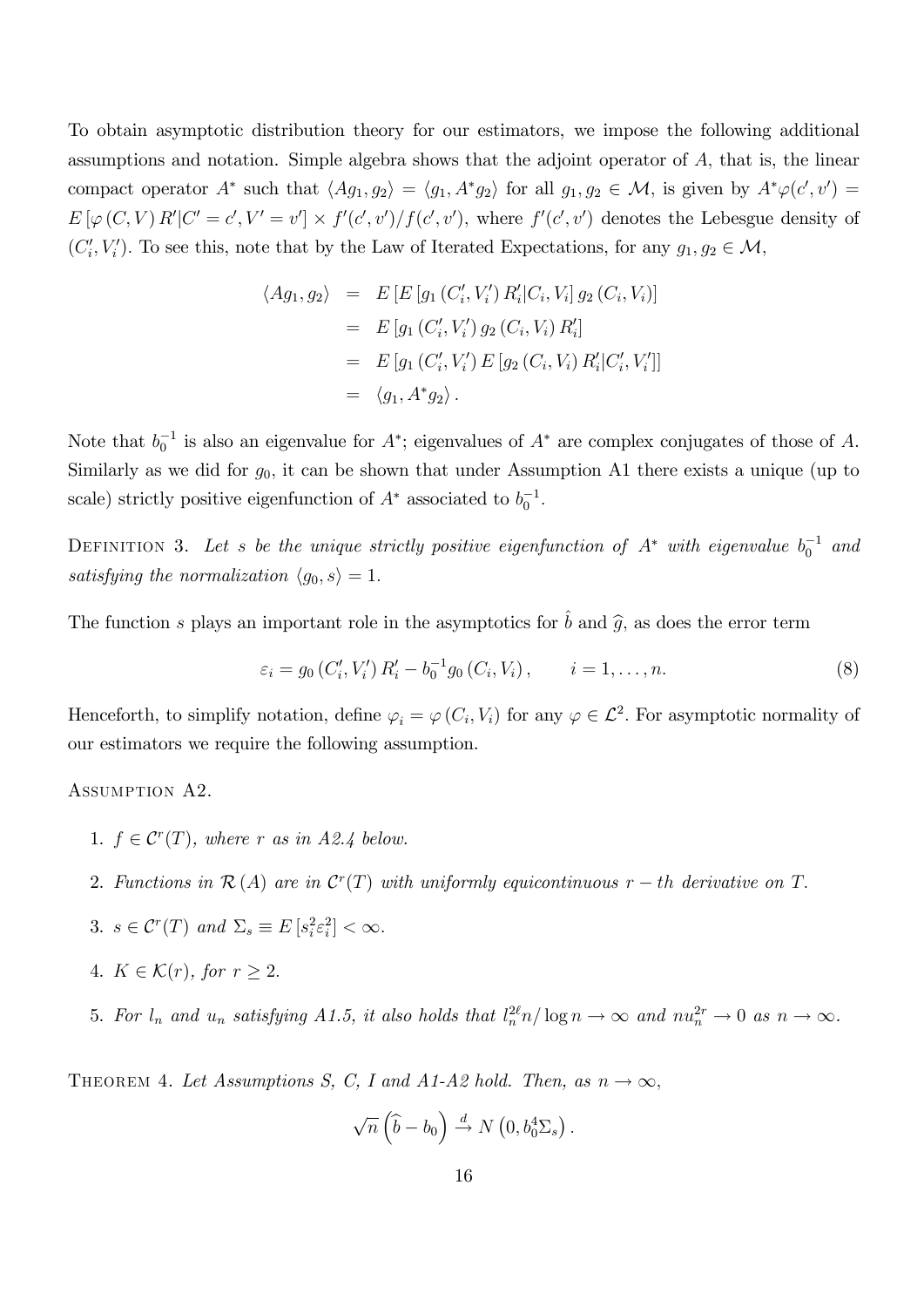To obtain asymptotic distribution theory for our estimators, we impose the following additional assumptions and notation. Simple algebra shows that the adjoint operator of $A$, that is, the linear compact operator $A^*$ such that $\langle Ag_1, g_2\rangle = \langle g_1, A^* g_2\rangle$ for all $g_1, g_2 \in \mathcal{M}$, is given by $A^*\varphi(c', v') = E\left[\varphi(C, V) R' | C' = c', V' = v'\right] \times f'(c', v')/f(c', v')$, where $f'(c', v')$ denotes the Lebesgue density of $(C_i', V_i')$. To see this, note that by the Law of Iterated Expectations, for any $g_1, g_2 \in \mathcal{M}$,

$$
\begin{aligned}
\langle Ag_1, g_2\rangle &= E\left[E\left[g_1\left(C_i', V_i'\right) R_i' | C_i, V_i\right] g_2\left(C_i, V_i\right)\right] \\
&= E\left[g_1\left(C_i', V_i'\right) g_2\left(C_i, V_i\right) R_i'\right] \\
&= E\left[g_1\left(C_i', V_i'\right) E\left[g_2\left(C_i, V_i\right) R_i' | C_i', V_i'\right]\right] \\
&= \langle g_1, A^* g_2\rangle .
\end{aligned}
$$

Note that $b_0^{-1}$ is also an eigenvalue for $A^*$; eigenvalues of $A^*$ are complex conjugates of those of $A$. Similarly as we did for $g_0$, it can be shown that under Assumption A1 there exists a unique (up to scale) strictly positive eigenfunction of $A^*$ associated to $b_0^{-1}$.

Definition 3. *Let $s$ be the unique strictly positive eigenfunction of $A^*$ with eigenvalue $b_0^{-1}$ and satisfying the normalization $\langle g_0, s\rangle = 1$.*

The function $s$ plays an important role in the asymptotics for $\hat{b}$ and $\widehat{g}$, as does the error term

$$
\varepsilon_i = g_0\left(C_i', V_i'\right) R_i' - b_0^{-1} g_0\left(C_i, V_i\right), \qquad i = 1, \ldots, n. \tag{8}
$$

Henceforth, to simplify notation, define $\varphi_i = \varphi(C_i, V_i)$ for any $\varphi \in \mathcal{L}^2$. For asymptotic normality of our estimators we require the following assumption.

Assumption A2.

1. *$f \in \mathcal{C}^r(T)$, where $r$ as in A2.4 below.*
2. *Functions in $\mathcal{R}(A)$ are in $\mathcal{C}^r(T)$ with uniformly equicontinuous $r-th$ derivative on $T$.*
3. *$s \in \mathcal{C}^r(T)$ and $\Sigma_s \equiv E\left[s_i^2 \varepsilon_i^2\right] < \infty$.*
4. *$K \in \mathcal{K}(r)$, for $r \geq 2$.*
5. *For $l_n$ and $u_n$ satisfying A1.5, it also holds that $l_n^{2\ell} n / \log n \to \infty$ and $n u_n^{2r} \to 0$ as $n \to \infty$.*

Theorem 4. *Let Assumptions S, C, I and A1-A2 hold. Then, as $n \to \infty$,*

$$
\sqrt{n}\left(\widehat{b} - b_0\right) \xrightarrow{d} N\left(0, b_0^4 \Sigma_s\right).
$$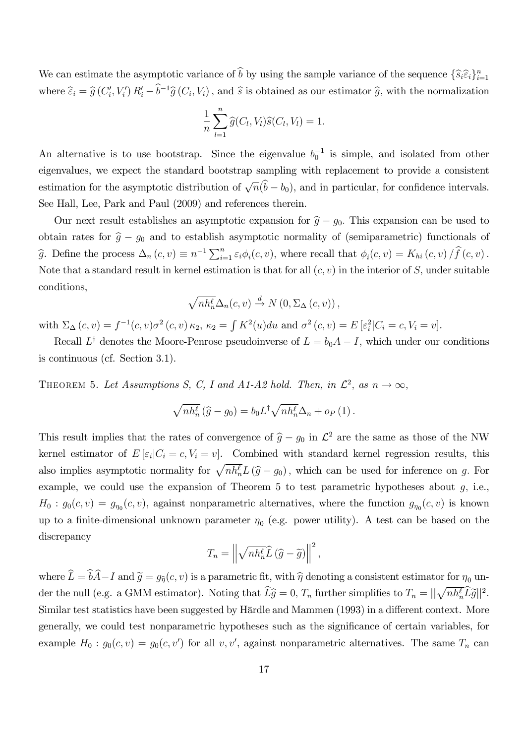We can estimate the asymptotic variance of $\widehat{b}$ by using the sample variance of the sequence $\{\widehat{s}_i\widehat{\varepsilon}_i\}_{i=1}^n$ where $\widehat{\varepsilon}_i = \widehat{g}\left(C_i', V_i'\right) R_i' - \widehat{b}^{-1}\widehat{g}\left(C_i, V_i\right)$, and $\widehat{s}$ is obtained as our estimator $\widehat{g}$, with the normalization

$$\frac{1}{n}\sum_{l=1}^{n}\widehat{g}(C_l, V_l)\widehat{s}(C_l, V_l) = 1.$$

An alternative is to use bootstrap. Since the eigenvalue $b_0^{-1}$ is simple, and isolated from other eigenvalues, we expect the standard bootstrap sampling with replacement to provide a consistent estimation for the asymptotic distribution of $\sqrt{n}(\widehat{b} - b_0)$, and in particular, for confidence intervals. See Hall, Lee, Park and Paul (2009) and references therein.

Our next result establishes an asymptotic expansion for $\widehat{g} - g_0$. This expansion can be used to obtain rates for $\widehat{g} - g_0$ and to establish asymptotic normality of (semiparametric) functionals of $\widehat{g}$. Define the process $\Delta_n\left(c, v\right) \equiv n^{-1}\sum_{i=1}^{n}\varepsilon_i\phi_i(c, v)$, where recall that $\phi_i(c, v) = K_{hi}\left(c, v\right)/\widehat{f}\left(c, v\right)$. Note that a standard result in kernel estimation is that for all $(c, v)$ in the interior of $S$, under suitable conditions,

$$\sqrt{nh_n^{\ell}}\Delta_n(c, v) \xrightarrow{d} N\left(0, \Sigma_{\Delta}\left(c, v\right)\right),$$

with $\Sigma_{\Delta}\left(c, v\right) = f^{-1}(c, v)\sigma^2\left(c, v\right)\kappa_2$, $\kappa_2 = \int K^2(u)du$ and $\sigma^2\left(c, v\right) = E\left[\varepsilon_i^2 | C_i = c, V_i = v\right]$.

Recall $L^{\dagger}$ denotes the Moore-Penrose pseudoinverse of $L = b_0 A - I$, which under our conditions is continuous (cf. Section 3.1).

Theorem 5. *Let Assumptions S, C, I and A1-A2 hold. Then, in $\mathcal{L}^2$, as $n \to \infty$,*

$$\sqrt{nh_n^{\ell}}\left(\widehat{g} - g_0\right) = b_0 L^{\dagger}\sqrt{nh_n^{\ell}}\Delta_n + o_P\left(1\right).$$

This result implies that the rates of convergence of $\widehat{g} - g_0$ in $\mathcal{L}^2$ are the same as those of the NW kernel estimator of $E\left[\varepsilon_i | C_i = c, V_i = v\right]$. Combined with standard kernel regression results, this also implies asymptotic normality for $\sqrt{nh_n^{\ell}}L\left(\widehat{g} - g_0\right)$, which can be used for inference on $g$. For example, we could use the expansion of Theorem 5 to test parametric hypotheses about $g$, i.e., $H_0 : g_0(c, v) = g_{\eta_0}(c, v)$, against nonparametric alternatives, where the function $g_{\eta_0}(c, v)$ is known up to a finite-dimensional unknown parameter $\eta_0$ (e.g. power utility). A test can be based on the discrepancy

$$T_n = \left\|\sqrt{nh_n^{\ell}}\widehat{L}\left(\widehat{g} - \widetilde{g}\right)\right\|^2,$$

where $\widehat{L} = \widehat{b}\widehat{A} - I$ and $\widetilde{g} = g_{\widehat{\eta}}(c, v)$ is a parametric fit, with $\widehat{\eta}$ denoting a consistent estimator for $\eta_0$ under the null (e.g. a GMM estimator). Noting that $\widehat{L}\widehat{g} = 0$, $T_n$ further simplifies to $T_n = ||\sqrt{nh_n^{\ell}}\widehat{L}\widetilde{g}||^2$. Similar test statistics have been suggested by Härdle and Mammen (1993) in a different context. More generally, we could test nonparametric hypotheses such as the significance of certain variables, for example $H_0 : g_0(c, v) = g_0(c, v')$ for all $v, v'$, against nonparametric alternatives. The same $T_n$ can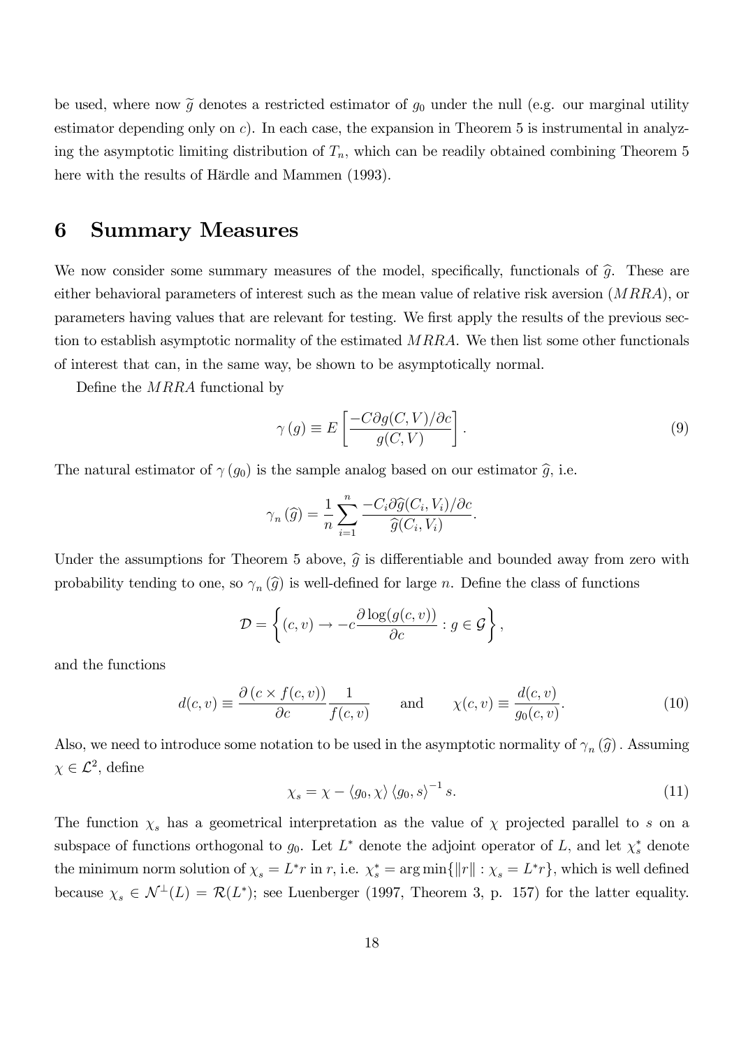be used, where now $\widetilde{g}$ denotes a restricted estimator of $g_0$ under the null (e.g. our marginal utility estimator depending only on $c$). In each case, the expansion in Theorem 5 is instrumental in analyzing the asymptotic limiting distribution of $T_n$, which can be readily obtained combining Theorem 5 here with the results of Härdle and Mammen (1993).

# 6 Summary Measures

We now consider some summary measures of the model, specifically, functionals of $\widehat{g}$. These are either behavioral parameters of interest such as the mean value of relative risk aversion ($MRRA$), or parameters having values that are relevant for testing. We first apply the results of the previous section to establish asymptotic normality of the estimated $MRRA$. We then list some other functionals of interest that can, in the same way, be shown to be asymptotically normal.

Define the $MRRA$ functional by

$$\gamma(g) \equiv E\left[\frac{-C\partial g(C,V)/\partial c}{g(C,V)}\right]. \tag{9}$$

The natural estimator of $\gamma(g_0)$ is the sample analog based on our estimator $\widehat{g}$, i.e.

$$\gamma_n(\widehat{g}) = \frac{1}{n}\sum_{i=1}^{n}\frac{-C_i\partial\widehat{g}(C_i,V_i)/\partial c}{\widehat{g}(C_i,V_i)}.$$

Under the assumptions for Theorem 5 above, $\widehat{g}$ is differentiable and bounded away from zero with probability tending to one, so $\gamma_n(\widehat{g})$ is well-defined for large $n$. Define the class of functions

$$\mathcal{D} = \left\{(c,v) \to -c\frac{\partial \log(g(c,v))}{\partial c} : g \in \mathcal{G}\right\},$$

and the functions

$$d(c,v) \equiv \frac{\partial\left(c \times f(c,v)\right)}{\partial c}\frac{1}{f(c,v)} \qquad \text{and} \qquad \chi(c,v) \equiv \frac{d(c,v)}{g_0(c,v)}. \tag{10}$$

Also, we need to introduce some notation to be used in the asymptotic normality of $\gamma_n(\widehat{g})$. Assuming $\chi \in \mathcal{L}^2$, define

$$\chi_s = \chi - \langle g_0, \chi\rangle \langle g_0, s\rangle^{-1} s. \tag{11}$$

The function $\chi_s$ has a geometrical interpretation as the value of $\chi$ projected parallel to $s$ on a subspace of functions orthogonal to $g_0$. Let $L^*$ denote the adjoint operator of $L$, and let $\chi_s^*$ denote the minimum norm solution of $\chi_s = L^*r$ in $r$, i.e. $\chi_s^* = \arg\min\{\|r\| : \chi_s = L^*r\}$, which is well defined because $\chi_s \in \mathcal{N}^{\perp}(L) = \mathcal{R}(L^*)$; see Luenberger (1997, Theorem 3, p. 157) for the latter equality.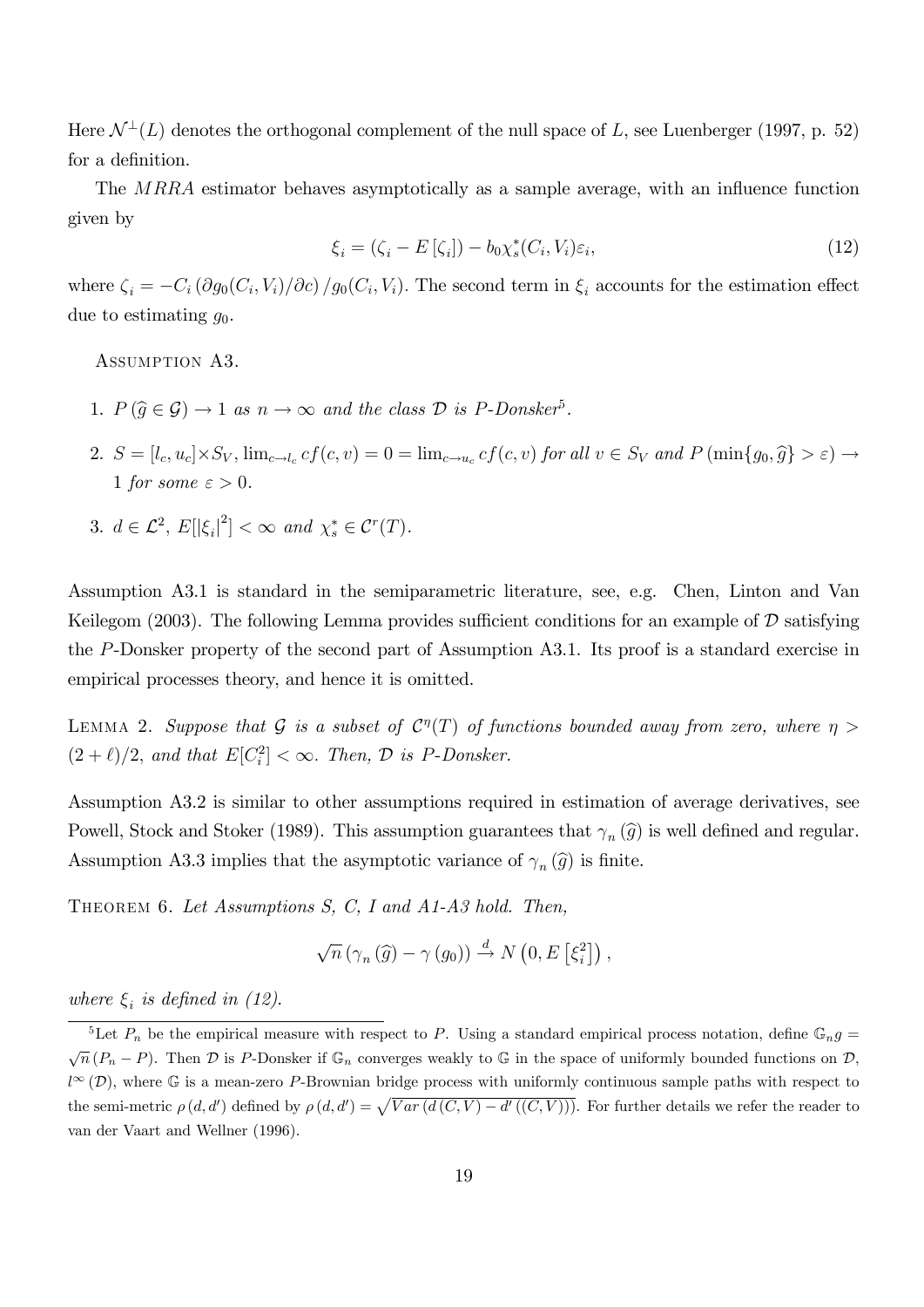Here $\mathcal{N}^{\perp}(L)$ denotes the orthogonal complement of the null space of $L$, see Luenberger (1997, p. 52) for a definition.

The $MRRA$ estimator behaves asymptotically as a sample average, with an influence function given by

$$\xi_i = (\zeta_i - E[\zeta_i]) - b_0 \chi_s^*(C_i, V_i)\varepsilon_i, \tag{12}$$

where $\zeta_i = -C_i \left(\partial g_0(C_i, V_i)/\partial c\right)/g_0(C_i, V_i)$. The second term in $\xi_i$ accounts for the estimation effect due to estimating $g_0$.

Assumption A3.

1. $P(\widehat{g} \in \mathcal{G}) \to 1$ *as* $n \to \infty$ *and the class* $\mathcal{D}$ *is* $P$*-Donsker*[5].
2. $S = [l_c, u_c] \times S_V$, $\lim_{c \to l_c} cf(c, v) = 0 = \lim_{c \to u_c} cf(c, v)$ *for all* $v \in S_V$ *and* $P(\min\{g_0, \widehat{g}\} > \varepsilon) \to 1$ *for some* $\varepsilon > 0$.
3. $d \in \mathcal{L}^2$, $E[|\xi_i|^2] < \infty$ *and* $\chi_s^* \in \mathcal{C}^r(T)$.

Assumption A3.1 is standard in the semiparametric literature, see, e.g. Chen, Linton and Van Keilegom (2003). The following Lemma provides sufficient conditions for an example of $\mathcal{D}$ satisfying the $P$-Donsker property of the second part of Assumption A3.1. Its proof is a standard exercise in empirical processes theory, and hence it is omitted.

Lemma 2. *Suppose that* $\mathcal{G}$ *is a subset of* $\mathcal{C}^{\eta}(T)$ *of functions bounded away from zero, where* $\eta > (2 + \ell)/2$, *and that* $E[C_i^2] < \infty$. *Then,* $\mathcal{D}$ *is* $P$*-Donsker.*

Assumption A3.2 is similar to other assumptions required in estimation of average derivatives, see Powell, Stock and Stoker (1989). This assumption guarantees that $\gamma_n(\widehat{g})$ is well defined and regular. Assumption A3.3 implies that the asymptotic variance of $\gamma_n(\widehat{g})$ is finite.

Theorem 6. *Let Assumptions S, C, I and A1-A3 hold. Then,*

$$\sqrt{n}\left(\gamma_n(\widehat{g}) - \gamma(g_0)\right) \xrightarrow{d} N\left(0, E\left[\xi_i^2\right]\right),$$

*where* $\xi_i$ *is defined in (12).*

---

[5] Let $P_n$ be the empirical measure with respect to $P$. Using a standard empirical process notation, define $\mathbb{G}_n g = \sqrt{n}(P_n - P)$. Then $\mathcal{D}$ is $P$-Donsker if $\mathbb{G}_n$ converges weakly to $\mathbb{G}$ in the space of uniformly bounded functions on $\mathcal{D}$, $l^{\infty}(\mathcal{D})$, where $\mathbb{G}$ is a mean-zero $P$-Brownian bridge process with uniformly continuous sample paths with respect to the semi-metric $\rho(d, d')$ defined by $\rho(d, d') = \sqrt{Var\left(d(C, V) - d'((C, V))\right)}$. For further details we refer the reader to van der Vaart and Wellner (1996).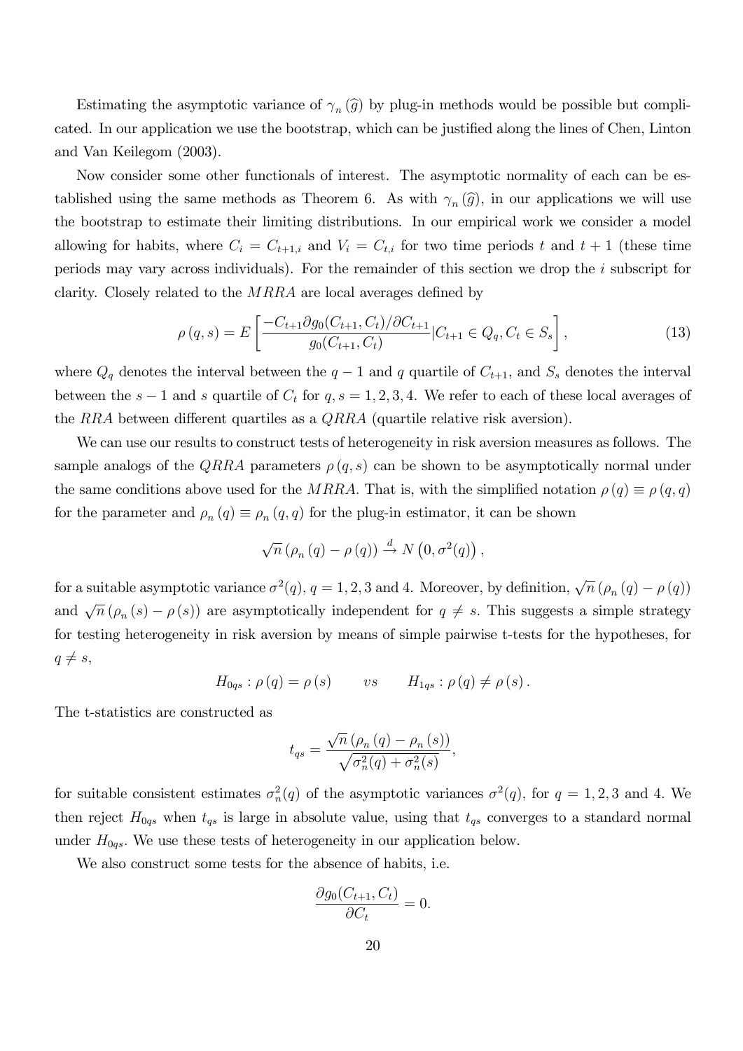Estimating the asymptotic variance of $\gamma_n(\widehat{g})$ by plug-in methods would be possible but complicated. In our application we use the bootstrap, which can be justified along the lines of Chen, Linton and Van Keilegom (2003).

Now consider some other functionals of interest. The asymptotic normality of each can be established using the same methods as Theorem 6. As with $\gamma_n(\widehat{g})$, in our applications we will use the bootstrap to estimate their limiting distributions. In our empirical work we consider a model allowing for habits, where $C_i = C_{t+1,i}$ and $V_i = C_{t,i}$ for two time periods $t$ and $t+1$ (these time periods may vary across individuals). For the remainder of this section we drop the $i$ subscript for clarity. Closely related to the $MRRA$ are local averages defined by

$$\rho(q,s) = E\left[\frac{-C_{t+1}\partial g_0(C_{t+1}, C_t)/\partial C_{t+1}}{g_0(C_{t+1}, C_t)} | C_{t+1} \in Q_q, C_t \in S_s\right], \tag{13}$$

where $Q_q$ denotes the interval between the $q-1$ and $q$ quartile of $C_{t+1}$, and $S_s$ denotes the interval between the $s-1$ and $s$ quartile of $C_t$ for $q, s = 1, 2, 3, 4$. We refer to each of these local averages of the $RRA$ between different quartiles as a $QRRA$ (quartile relative risk aversion).

We can use our results to construct tests of heterogeneity in risk aversion measures as follows. The sample analogs of the $QRRA$ parameters $\rho(q,s)$ can be shown to be asymptotically normal under the same conditions above used for the $MRRA$. That is, with the simplified notation $\rho(q) \equiv \rho(q,q)$ for the parameter and $\rho_n(q) \equiv \rho_n(q,q)$ for the plug-in estimator, it can be shown

$$\sqrt{n}\left(\rho_n(q) - \rho(q)\right) \xrightarrow{d} N\left(0, \sigma^2(q)\right),$$

for a suitable asymptotic variance $\sigma^2(q)$, $q = 1, 2, 3$ and $4$. Moreover, by definition, $\sqrt{n}\left(\rho_n(q) - \rho(q)\right)$ and $\sqrt{n}\left(\rho_n(s) - \rho(s)\right)$ are asymptotically independent for $q \neq s$. This suggests a simple strategy for testing heterogeneity in risk aversion by means of simple pairwise t-tests for the hypotheses, for $q \neq s$,

$$H_{0qs} : \rho(q) = \rho(s) \qquad vs \qquad H_{1qs} : \rho(q) \neq \rho(s).$$

The t-statistics are constructed as

$$t_{qs} = \frac{\sqrt{n}\left(\rho_n(q) - \rho_n(s)\right)}{\sqrt{\sigma_n^2(q) + \sigma_n^2(s)}},$$

for suitable consistent estimates $\sigma_n^2(q)$ of the asymptotic variances $\sigma^2(q)$, for $q = 1, 2, 3$ and $4$. We then reject $H_{0qs}$ when $t_{qs}$ is large in absolute value, using that $t_{qs}$ converges to a standard normal under $H_{0qs}$. We use these tests of heterogeneity in our application below.

We also construct some tests for the absence of habits, i.e.

$$\frac{\partial g_0(C_{t+1}, C_t)}{\partial C_t} = 0.$$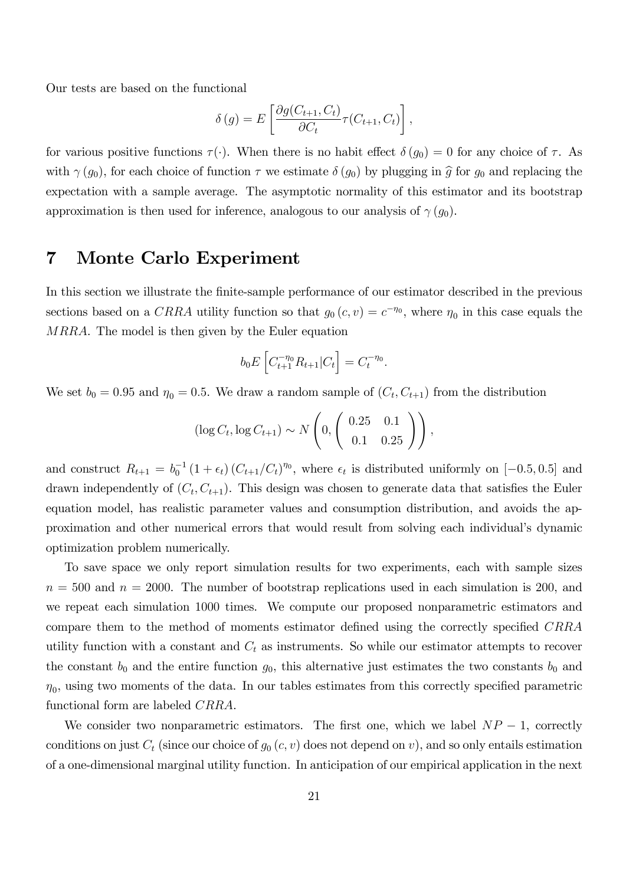Our tests are based on the functional

$$\delta(g) = E\left[\frac{\partial g(C_{t+1}, C_t)}{\partial C_t}\tau(C_{t+1}, C_t)\right],$$

for various positive functions $\tau(\cdot)$. When there is no habit effect $\delta(g_0) = 0$ for any choice of $\tau$. As with $\gamma(g_0)$, for each choice of function $\tau$ we estimate $\delta(g_0)$ by plugging in $\widehat{g}$ for $g_0$ and replacing the expectation with a sample average. The asymptotic normality of this estimator and its bootstrap approximation is then used for inference, analogous to our analysis of $\gamma(g_0)$.

# 7 Monte Carlo Experiment

In this section we illustrate the finite-sample performance of our estimator described in the previous sections based on a $CRRA$ utility function so that $g_0(c, v) = c^{-\eta_0}$, where $\eta_0$ in this case equals the $MRRA$. The model is then given by the Euler equation

$$b_0 E\left[C_{t+1}^{-\eta_0} R_{t+1} | C_t\right] = C_t^{-\eta_0}.$$

We set $b_0 = 0.95$ and $\eta_0 = 0.5$. We draw a random sample of $(C_t, C_{t+1})$ from the distribution

$$(\log C_t, \log C_{t+1}) \sim N\left(0, \begin{pmatrix} 0.25 & 0.1 \\ 0.1 & 0.25 \end{pmatrix}\right),$$

and construct $R_{t+1} = b_0^{-1}(1 + \epsilon_t)(C_{t+1}/C_t)^{\eta_0}$, where $\epsilon_t$ is distributed uniformly on $[-0.5, 0.5]$ and drawn independently of $(C_t, C_{t+1})$. This design was chosen to generate data that satisfies the Euler equation model, has realistic parameter values and consumption distribution, and avoids the approximation and other numerical errors that would result from solving each individual's dynamic optimization problem numerically.

To save space we only report simulation results for two experiments, each with sample sizes $n = 500$ and $n = 2000$. The number of bootstrap replications used in each simulation is 200, and we repeat each simulation 1000 times. We compute our proposed nonparametric estimators and compare them to the method of moments estimator defined using the correctly specified $CRRA$ utility function with a constant and $C_t$ as instruments. So while our estimator attempts to recover the constant $b_0$ and the entire function $g_0$, this alternative just estimates the two constants $b_0$ and $\eta_0$, using two moments of the data. In our tables estimates from this correctly specified parametric functional form are labeled $CRRA$.

We consider two nonparametric estimators. The first one, which we label $NP-1$, correctly conditions on just $C_t$ (since our choice of $g_0(c, v)$ does not depend on $v$), and so only entails estimation of a one-dimensional marginal utility function. In anticipation of our empirical application in the next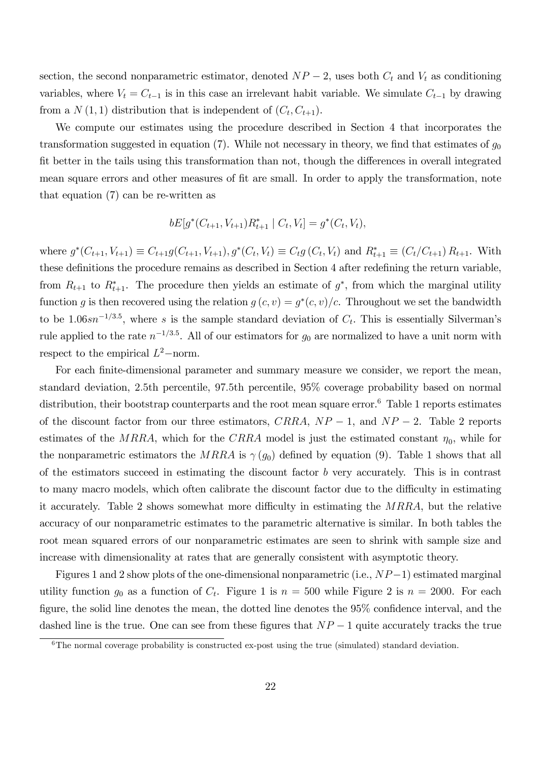section, the second nonparametric estimator, denoted $NP-2$, uses both $C_t$ and $V_t$ as conditioning variables, where $V_t = C_{t-1}$ is in this case an irrelevant habit variable. We simulate $C_{t-1}$ by drawing from a $N(1,1)$ distribution that is independent of $(C_t, C_{t+1})$.

We compute our estimates using the procedure described in Section 4 that incorporates the transformation suggested in equation (7). While not necessary in theory, we find that estimates of $g_0$ fit better in the tails using this transformation than not, though the differences in overall integrated mean square errors and other measures of fit are small. In order to apply the transformation, note that equation (7) can be re-written as

$$bE[g^*(C_{t+1}, V_{t+1})R^*_{t+1} \mid C_t, V_t] = g^*(C_t, V_t),$$

where $g^*(C_{t+1}, V_{t+1}) \equiv C_{t+1}g(C_{t+1}, V_{t+1})$, $g^*(C_t, V_t) \equiv C_t g(C_t, V_t)$ and $R^*_{t+1} \equiv (C_t/C_{t+1}) R_{t+1}$. With these definitions the procedure remains as described in Section 4 after redefining the return variable, from $R_{t+1}$ to $R^*_{t+1}$. The procedure then yields an estimate of $g^*$, from which the marginal utility function $g$ is then recovered using the relation $g(c,v) = g^*(c,v)/c$. Throughout we set the bandwidth to be $1.06sn^{-1/3.5}$, where $s$ is the sample standard deviation of $C_t$. This is essentially Silverman's rule applied to the rate $n^{-1/3.5}$. All of our estimators for $g_0$ are normalized to have a unit norm with respect to the empirical $L^2-$norm.

For each finite-dimensional parameter and summary measure we consider, we report the mean, standard deviation, 2.5th percentile, 97.5th percentile, 95% coverage probability based on normal distribution, their bootstrap counterparts and the root mean square error.[6] Table 1 reports estimates of the discount factor from our three estimators, $CRRA$, $NP-1$, and $NP-2$. Table 2 reports estimates of the $MRRA$, which for the $CRRA$ model is just the estimated constant $\eta_0$, while for the nonparametric estimators the $MRRA$ is $\gamma(g_0)$ defined by equation (9). Table 1 shows that all of the estimators succeed in estimating the discount factor $b$ very accurately. This is in contrast to many macro models, which often calibrate the discount factor due to the difficulty in estimating it accurately. Table 2 shows somewhat more difficulty in estimating the $MRRA$, but the relative accuracy of our nonparametric estimates to the parametric alternative is similar. In both tables the root mean squared errors of our nonparametric estimates are seen to shrink with sample size and increase with dimensionality at rates that are generally consistent with asymptotic theory.

Figures 1 and 2 show plots of the one-dimensional nonparametric (i.e., $NP-1$) estimated marginal utility function $g_0$ as a function of $C_t$. Figure 1 is $n = 500$ while Figure 2 is $n = 2000$. For each figure, the solid line denotes the mean, the dotted line denotes the 95% confidence interval, and the dashed line is the true. One can see from these figures that $NP-1$ quite accurately tracks the true

[6] The normal coverage probability is constructed ex-post using the true (simulated) standard deviation.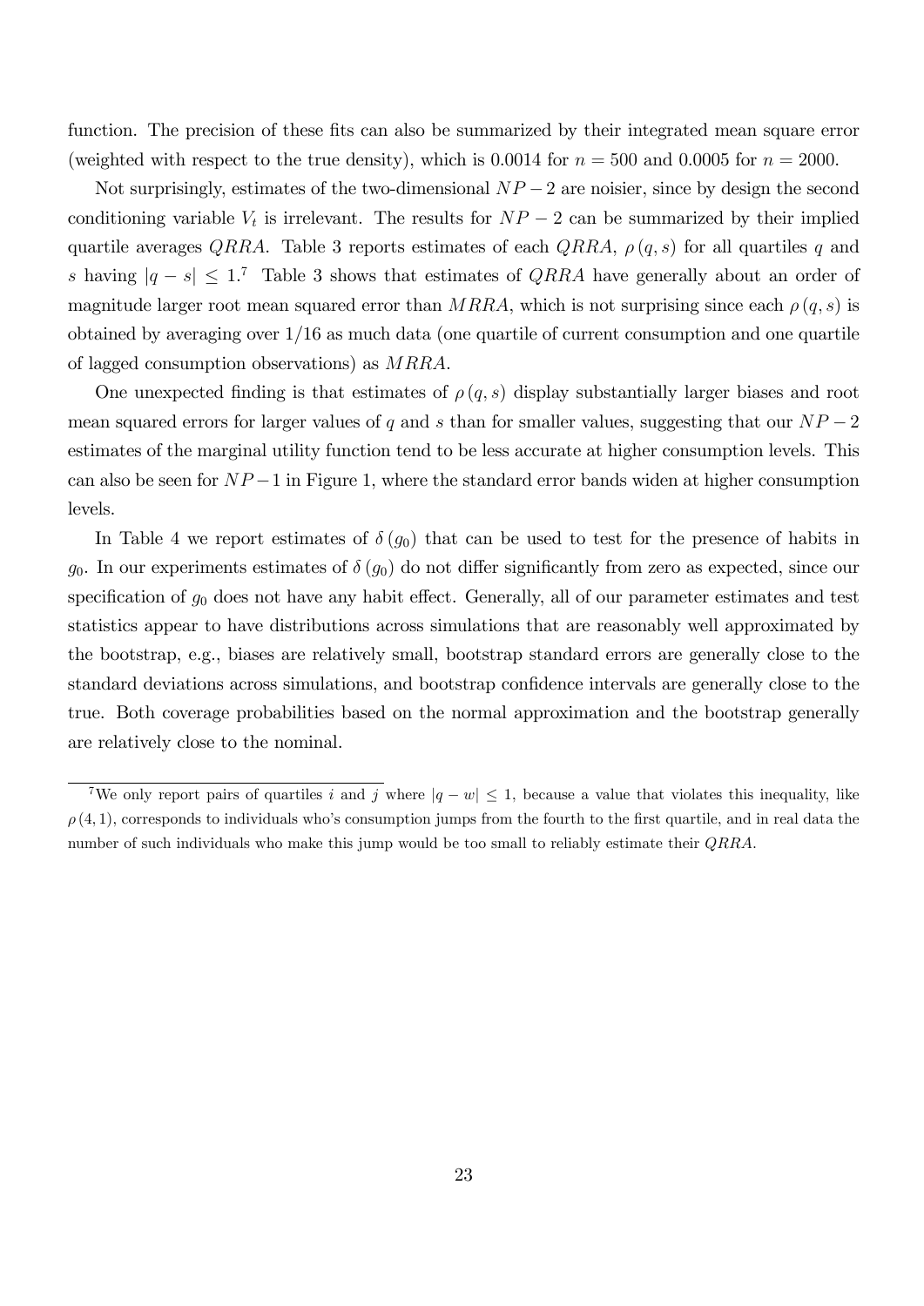function. The precision of these fits can also be summarized by their integrated mean square error (weighted with respect to the true density), which is 0.0014 for $n = 500$ and 0.0005 for $n = 2000$.

Not surprisingly, estimates of the two-dimensional $NP-2$ are noisier, since by design the second conditioning variable $V_t$ is irrelevant. The results for $NP-2$ can be summarized by their implied quartile averages $QRRA$. Table 3 reports estimates of each $QRRA$, $\rho(q,s)$ for all quartiles $q$ and $s$ having $|q-s| \leq 1$.[7] Table 3 shows that estimates of $QRRA$ have generally about an order of magnitude larger root mean squared error than $MRRA$, which is not surprising since each $\rho(q,s)$ is obtained by averaging over 1/16 as much data (one quartile of current consumption and one quartile of lagged consumption observations) as $MRRA$.

One unexpected finding is that estimates of $\rho(q,s)$ display substantially larger biases and root mean squared errors for larger values of $q$ and $s$ than for smaller values, suggesting that our $NP-2$ estimates of the marginal utility function tend to be less accurate at higher consumption levels. This can also be seen for $NP-1$ in Figure 1, where the standard error bands widen at higher consumption levels.

In Table 4 we report estimates of $\delta(g_0)$ that can be used to test for the presence of habits in $g_0$. In our experiments estimates of $\delta(g_0)$ do not differ significantly from zero as expected, since our specification of $g_0$ does not have any habit effect. Generally, all of our parameter estimates and test statistics appear to have distributions across simulations that are reasonably well approximated by the bootstrap, e.g., biases are relatively small, bootstrap standard errors are generally close to the standard deviations across simulations, and bootstrap confidence intervals are generally close to the true. Both coverage probabilities based on the normal approximation and the bootstrap generally are relatively close to the nominal.

[7] We only report pairs of quartiles $i$ and $j$ where $|q-w| \leq 1$, because a value that violates this inequality, like $\rho(4,1)$, corresponds to individuals who's consumption jumps from the fourth to the first quartile, and in real data the number of such individuals who make this jump would be too small to reliably estimate their $QRRA$.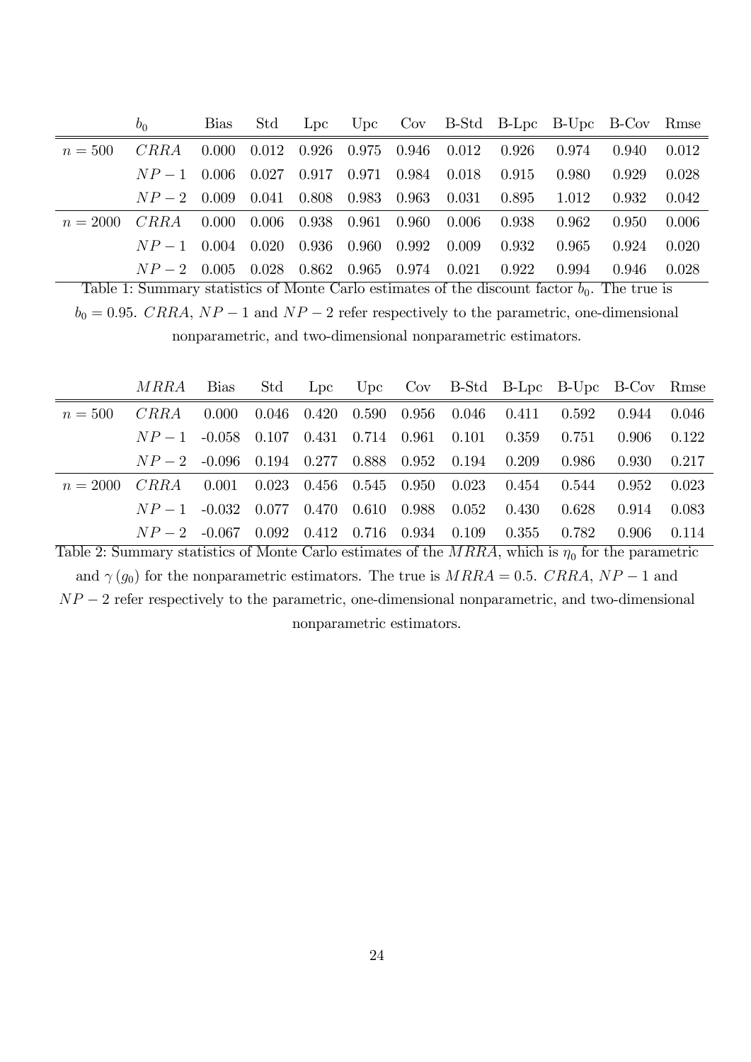| | $b_0$ | Bias | Std | Lpc | Upc | Cov | B-Std | B-Lpc | B-Upc | B-Cov | Rmse |
|---|---|---|---|---|---|---|---|---|---|---|---|
| $n = 500$ | $CRRA$ | 0.000 | 0.012 | 0.926 | 0.975 | 0.946 | 0.012 | 0.926 | 0.974 | 0.940 | 0.012 |
| | $NP-1$ | 0.006 | 0.027 | 0.917 | 0.971 | 0.984 | 0.018 | 0.915 | 0.980 | 0.929 | 0.028 |
| | $NP-2$ | 0.009 | 0.041 | 0.808 | 0.983 | 0.963 | 0.031 | 0.895 | 1.012 | 0.932 | 0.042 |
| $n = 2000$ | $CRRA$ | 0.000 | 0.006 | 0.938 | 0.961 | 0.960 | 0.006 | 0.938 | 0.962 | 0.950 | 0.006 |
| | $NP-1$ | 0.004 | 0.020 | 0.936 | 0.960 | 0.992 | 0.009 | 0.932 | 0.965 | 0.924 | 0.020 |
| | $NP-2$ | 0.005 | 0.028 | 0.862 | 0.965 | 0.974 | 0.021 | 0.922 | 0.994 | 0.946 | 0.028 |

Table 1: Summary statistics of Monte Carlo estimates of the discount factor $b_0$. The true is $b_0 = 0.95$. $CRRA$, $NP-1$ and $NP-2$ refer respectively to the parametric, one-dimensional nonparametric, and two-dimensional nonparametric estimators.

| | $MRRA$ | Bias | Std | Lpc | Upc | Cov | B-Std | B-Lpc | B-Upc | B-Cov | Rmse |
|---|---|---|---|---|---|---|---|---|---|---|---|
| $n = 500$ | $CRRA$ | 0.000 | 0.046 | 0.420 | 0.590 | 0.956 | 0.046 | 0.411 | 0.592 | 0.944 | 0.046 |
| | $NP-1$ | -0.058 | 0.107 | 0.431 | 0.714 | 0.961 | 0.101 | 0.359 | 0.751 | 0.906 | 0.122 |
| | $NP-2$ | -0.096 | 0.194 | 0.277 | 0.888 | 0.952 | 0.194 | 0.209 | 0.986 | 0.930 | 0.217 |
| $n = 2000$ | $CRRA$ | 0.001 | 0.023 | 0.456 | 0.545 | 0.950 | 0.023 | 0.454 | 0.544 | 0.952 | 0.023 |
| | $NP-1$ | -0.032 | 0.077 | 0.470 | 0.610 | 0.988 | 0.052 | 0.430 | 0.628 | 0.914 | 0.083 |
| | $NP-2$ | -0.067 | 0.092 | 0.412 | 0.716 | 0.934 | 0.109 | 0.355 | 0.782 | 0.906 | 0.114 |

Table 2: Summary statistics of Monte Carlo estimates of the $MRRA$, which is $\eta_0$ for the parametric and $\gamma(g_0)$ for the nonparametric estimators. The true is $MRRA = 0.5$. $CRRA$, $NP-1$ and $NP-2$ refer respectively to the parametric, one-dimensional nonparametric, and two-dimensional nonparametric estimators.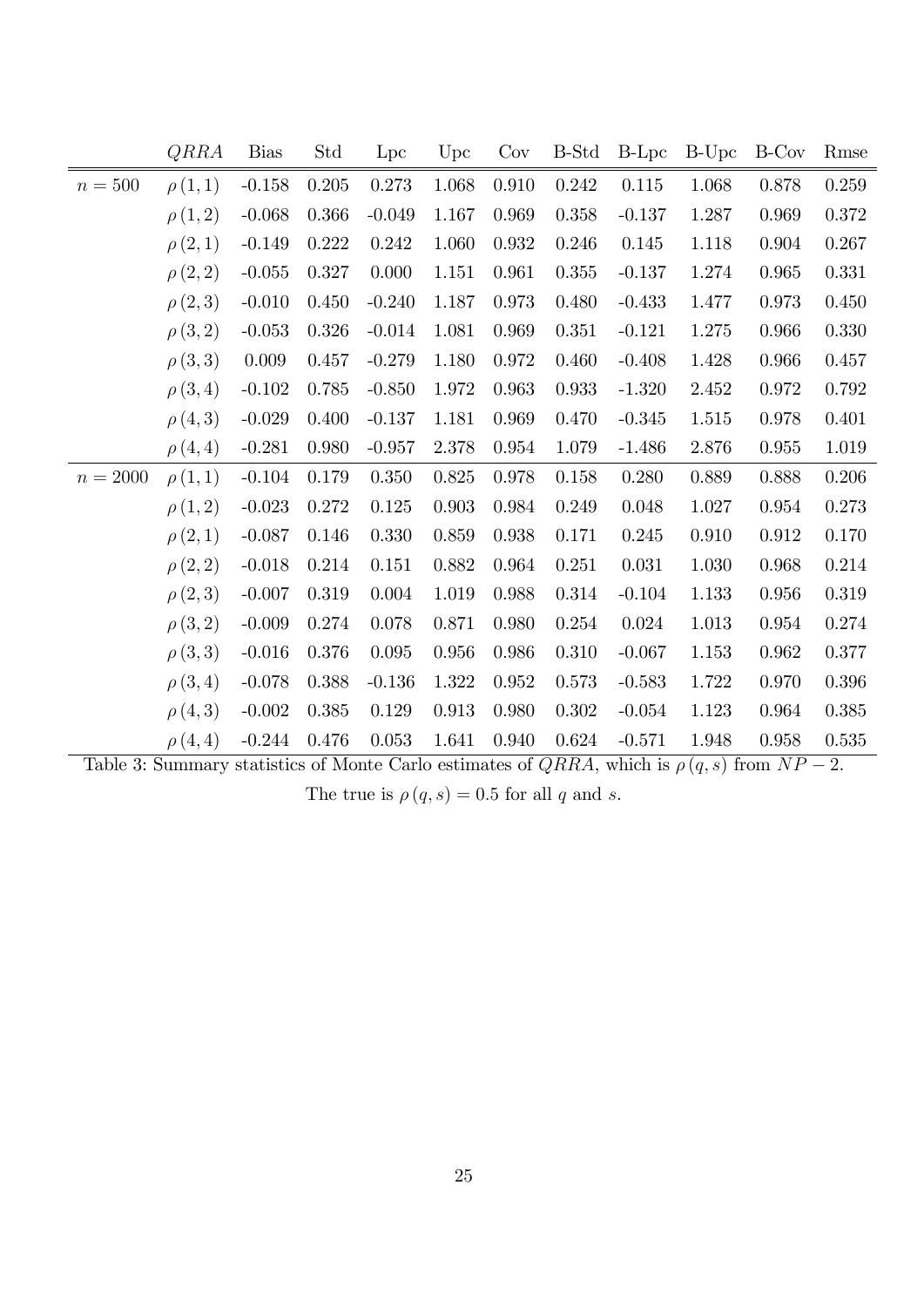|  | $QRRA$ | Bias | Std | Lpc | Upc | Cov | B-Std | B-Lpc | B-Upc | B-Cov | Rmse |
|---|---|---|---|---|---|---|---|---|---|---|---|
| $n = 500$ | $\rho(1,1)$ | -0.158 | 0.205 | 0.273 | 1.068 | 0.910 | 0.242 | 0.115 | 1.068 | 0.878 | 0.259 |
|  | $\rho(1,2)$ | -0.068 | 0.366 | -0.049 | 1.167 | 0.969 | 0.358 | -0.137 | 1.287 | 0.969 | 0.372 |
|  | $\rho(2,1)$ | -0.149 | 0.222 | 0.242 | 1.060 | 0.932 | 0.246 | 0.145 | 1.118 | 0.904 | 0.267 |
|  | $\rho(2,2)$ | -0.055 | 0.327 | 0.000 | 1.151 | 0.961 | 0.355 | -0.137 | 1.274 | 0.965 | 0.331 |
|  | $\rho(2,3)$ | -0.010 | 0.450 | -0.240 | 1.187 | 0.973 | 0.480 | -0.433 | 1.477 | 0.973 | 0.450 |
|  | $\rho(3,2)$ | -0.053 | 0.326 | -0.014 | 1.081 | 0.969 | 0.351 | -0.121 | 1.275 | 0.966 | 0.330 |
|  | $\rho(3,3)$ | 0.009 | 0.457 | -0.279 | 1.180 | 0.972 | 0.460 | -0.408 | 1.428 | 0.966 | 0.457 |
|  | $\rho(3,4)$ | -0.102 | 0.785 | -0.850 | 1.972 | 0.963 | 0.933 | -1.320 | 2.452 | 0.972 | 0.792 |
|  | $\rho(4,3)$ | -0.029 | 0.400 | -0.137 | 1.181 | 0.969 | 0.470 | -0.345 | 1.515 | 0.978 | 0.401 |
|  | $\rho(4,4)$ | -0.281 | 0.980 | -0.957 | 2.378 | 0.954 | 1.079 | -1.486 | 2.876 | 0.955 | 1.019 |
| $n = 2000$ | $\rho(1,1)$ | -0.104 | 0.179 | 0.350 | 0.825 | 0.978 | 0.158 | 0.280 | 0.889 | 0.888 | 0.206 |
|  | $\rho(1,2)$ | -0.023 | 0.272 | 0.125 | 0.903 | 0.984 | 0.249 | 0.048 | 1.027 | 0.954 | 0.273 |
|  | $\rho(2,1)$ | -0.087 | 0.146 | 0.330 | 0.859 | 0.938 | 0.171 | 0.245 | 0.910 | 0.912 | 0.170 |
|  | $\rho(2,2)$ | -0.018 | 0.214 | 0.151 | 0.882 | 0.964 | 0.251 | 0.031 | 1.030 | 0.968 | 0.214 |
|  | $\rho(2,3)$ | -0.007 | 0.319 | 0.004 | 1.019 | 0.988 | 0.314 | -0.104 | 1.133 | 0.956 | 0.319 |
|  | $\rho(3,2)$ | -0.009 | 0.274 | 0.078 | 0.871 | 0.980 | 0.254 | 0.024 | 1.013 | 0.954 | 0.274 |
|  | $\rho(3,3)$ | -0.016 | 0.376 | 0.095 | 0.956 | 0.986 | 0.310 | -0.067 | 1.153 | 0.962 | 0.377 |
|  | $\rho(3,4)$ | -0.078 | 0.388 | -0.136 | 1.322 | 0.952 | 0.573 | -0.583 | 1.722 | 0.970 | 0.396 |
|  | $\rho(4,3)$ | -0.002 | 0.385 | 0.129 | 0.913 | 0.980 | 0.302 | -0.054 | 1.123 | 0.964 | 0.385 |
|  | $\rho(4,4)$ | -0.244 | 0.476 | 0.053 | 1.641 | 0.940 | 0.624 | -0.571 | 1.948 | 0.958 | 0.535 |

Table 3: Summary statistics of Monte Carlo estimates of $QRRA$, which is $\rho(q,s)$ from $NP-2$. The true is $\rho(q,s) = 0.5$ for all $q$ and $s$.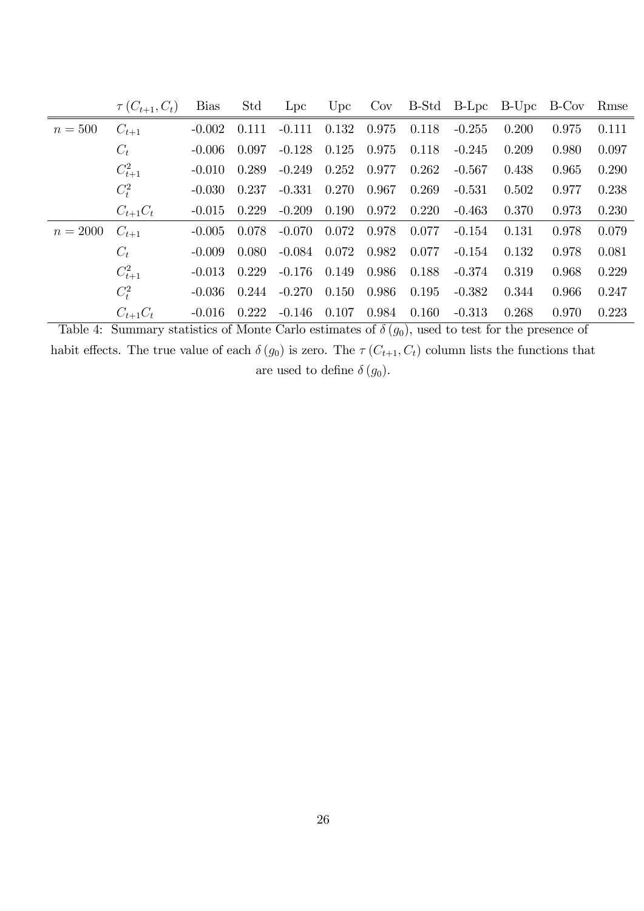| | $\tau(C_{t+1}, C_t)$ | Bias | Std | Lpc | Upc | Cov | B-Std | B-Lpc | B-Upc | B-Cov | Rmse |
|---|---|---|---|---|---|---|---|---|---|---|---|
| $n = 500$ | $C_{t+1}$ | -0.002 | 0.111 | -0.111 | 0.132 | 0.975 | 0.118 | -0.255 | 0.200 | 0.975 | 0.111 |
| | $C_t$ | -0.006 | 0.097 | -0.128 | 0.125 | 0.975 | 0.118 | -0.245 | 0.209 | 0.980 | 0.097 |
| | $C_{t+1}^2$ | -0.010 | 0.289 | -0.249 | 0.252 | 0.977 | 0.262 | -0.567 | 0.438 | 0.965 | 0.290 |
| | $C_t^2$ | -0.030 | 0.237 | -0.331 | 0.270 | 0.967 | 0.269 | -0.531 | 0.502 | 0.977 | 0.238 |
| | $C_{t+1}C_t$ | -0.015 | 0.229 | -0.209 | 0.190 | 0.972 | 0.220 | -0.463 | 0.370 | 0.973 | 0.230 |
| $n = 2000$ | $C_{t+1}$ | -0.005 | 0.078 | -0.070 | 0.072 | 0.978 | 0.077 | -0.154 | 0.131 | 0.978 | 0.079 |
| | $C_t$ | -0.009 | 0.080 | -0.084 | 0.072 | 0.982 | 0.077 | -0.154 | 0.132 | 0.978 | 0.081 |
| | $C_{t+1}^2$ | -0.013 | 0.229 | -0.176 | 0.149 | 0.986 | 0.188 | -0.374 | 0.319 | 0.968 | 0.229 |
| | $C_t^2$ | -0.036 | 0.244 | -0.270 | 0.150 | 0.986 | 0.195 | -0.382 | 0.344 | 0.966 | 0.247 |
| | $C_{t+1}C_t$ | -0.016 | 0.222 | -0.146 | 0.107 | 0.984 | 0.160 | -0.313 | 0.268 | 0.970 | 0.223 |

Table 4: Summary statistics of Monte Carlo estimates of $\delta(g_0)$, used to test for the presence of habit effects. The true value of each $\delta(g_0)$ is zero. The $\tau(C_{t+1}, C_t)$ column lists the functions that are used to define $\delta(g_0)$.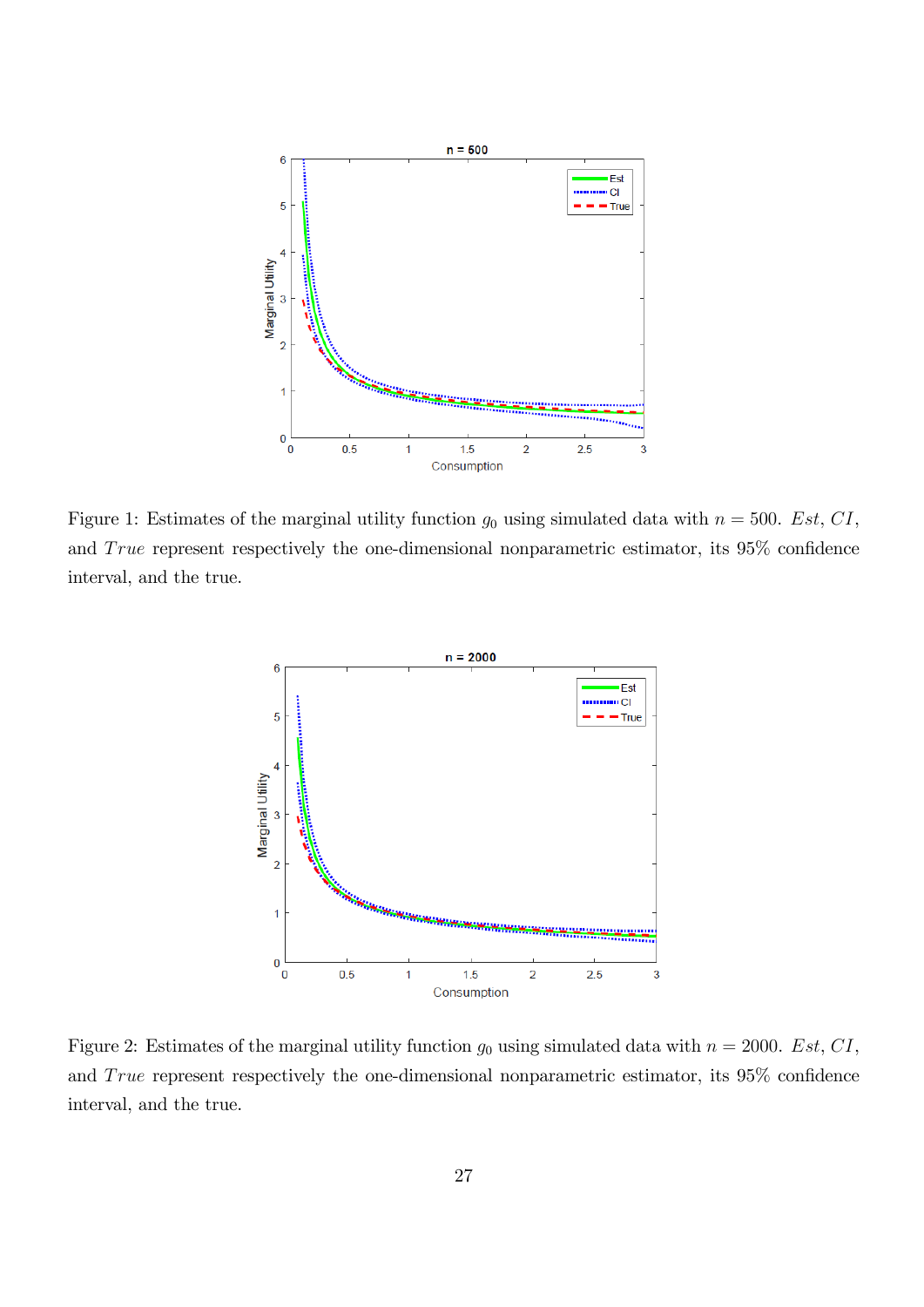Figure 1: Estimates of the marginal utility function $g_0$ using simulated data with $n = 500$. *Est*, *CI*, and *True* represent respectively the one-dimensional nonparametric estimator, its 95% confidence interval, and the true.

Figure 2: Estimates of the marginal utility function $g_0$ using simulated data with $n = 2000$. *Est*, *CI*, and *True* represent respectively the one-dimensional nonparametric estimator, its 95% confidence interval, and the true.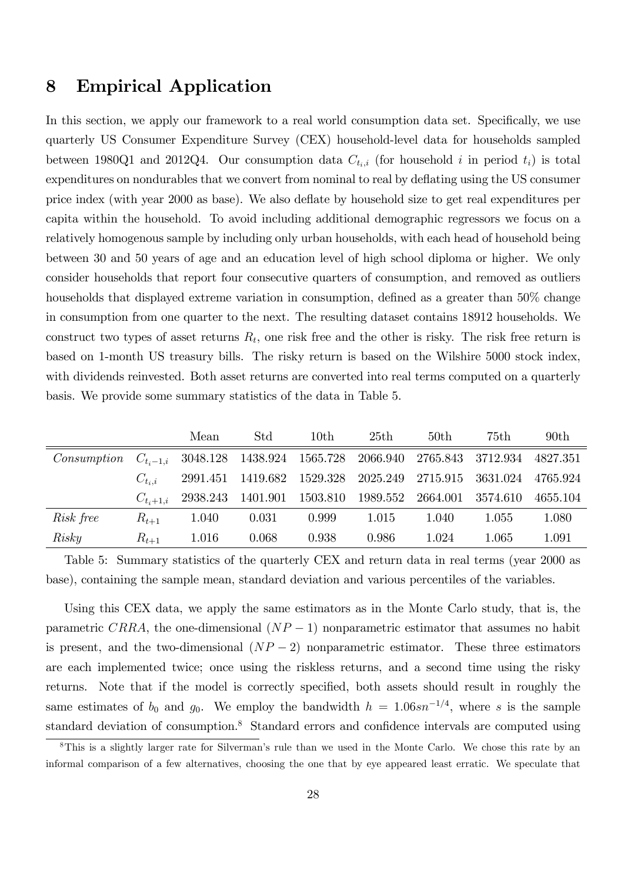# 8 Empirical Application

In this section, we apply our framework to a real world consumption data set. Specifically, we use quarterly US Consumer Expenditure Survey (CEX) household-level data for households sampled between 1980Q1 and 2012Q4. Our consumption data $C_{t_i,i}$ (for household $i$ in period $t_i$) is total expenditures on nondurables that we convert from nominal to real by deflating using the US consumer price index (with year 2000 as base). We also deflate by household size to get real expenditures per capita within the household. To avoid including additional demographic regressors we focus on a relatively homogenous sample by including only urban households, with each head of household being between 30 and 50 years of age and an education level of high school diploma or higher. We only consider households that report four consecutive quarters of consumption, and removed as outliers households that displayed extreme variation in consumption, defined as a greater than 50% change in consumption from one quarter to the next. The resulting dataset contains 18912 households. We construct two types of asset returns $R_t$, one risk free and the other is risky. The risk free return is based on 1-month US treasury bills. The risky return is based on the Wilshire 5000 stock index, with dividends reinvested. Both asset returns are converted into real terms computed on a quarterly basis. We provide some summary statistics of the data in Table 5.

| | | Mean | Std | 10th | 25th | 50th | 75th | 90th |
|---|---|---|---|---|---|---|---|---|
| *Consumption* | $C_{t_i-1,i}$ | 3048.128 | 1438.924 | 1565.728 | 2066.940 | 2765.843 | 3712.934 | 4827.351 |
| | $C_{t_i,i}$ | 2991.451 | 1419.682 | 1529.328 | 2025.249 | 2715.915 | 3631.024 | 4765.924 |
| | $C_{t_i+1,i}$ | 2938.243 | 1401.901 | 1503.810 | 1989.552 | 2664.001 | 3574.610 | 4655.104 |
| *Risk free* | $R_{t+1}$ | 1.040 | 0.031 | 0.999 | 1.015 | 1.040 | 1.055 | 1.080 |
| *Risky* | $R_{t+1}$ | 1.016 | 0.068 | 0.938 | 0.986 | 1.024 | 1.065 | 1.091 |

Table 5: Summary statistics of the quarterly CEX and return data in real terms (year 2000 as base), containing the sample mean, standard deviation and various percentiles of the variables.

Using this CEX data, we apply the same estimators as in the Monte Carlo study, that is, the parametric $CRRA$, the one-dimensional $(NP-1)$ nonparametric estimator that assumes no habit is present, and the two-dimensional $(NP-2)$ nonparametric estimator. These three estimators are each implemented twice; once using the riskless returns, and a second time using the risky returns. Note that if the model is correctly specified, both assets should result in roughly the same estimates of $b_0$ and $g_0$. We employ the bandwidth $h = 1.06sn^{-1/4}$, where $s$ is the sample standard deviation of consumption.[8] Standard errors and confidence intervals are computed using

[8]This is a slightly larger rate for Silverman's rule than we used in the Monte Carlo. We chose this rate by an informal comparison of a few alternatives, choosing the one that by eye appeared least erratic. We speculate that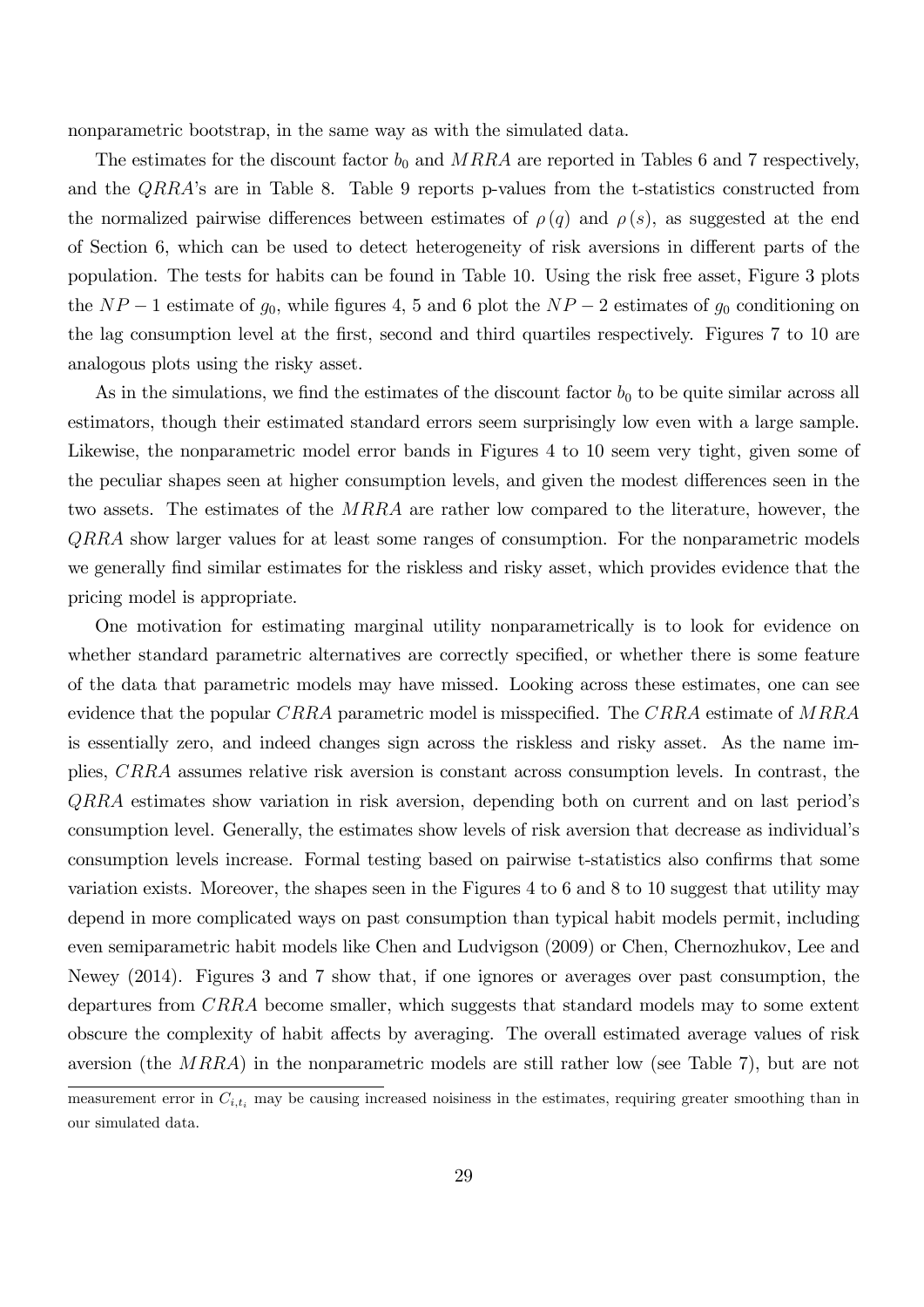nonparametric bootstrap, in the same way as with the simulated data.

The estimates for the discount factor $b_0$ and $MRRA$ are reported in Tables 6 and 7 respectively, and the $QRRA$'s are in Table 8. Table 9 reports p-values from the t-statistics constructed from the normalized pairwise differences between estimates of $\rho(q)$ and $\rho(s)$, as suggested at the end of Section 6, which can be used to detect heterogeneity of risk aversions in different parts of the population. The tests for habits can be found in Table 10. Using the risk free asset, Figure 3 plots the $NP-1$ estimate of $g_0$, while figures 4, 5 and 6 plot the $NP-2$ estimates of $g_0$ conditioning on the lag consumption level at the first, second and third quartiles respectively. Figures 7 to 10 are analogous plots using the risky asset.

As in the simulations, we find the estimates of the discount factor $b_0$ to be quite similar across all estimators, though their estimated standard errors seem surprisingly low even with a large sample. Likewise, the nonparametric model error bands in Figures 4 to 10 seem very tight, given some of the peculiar shapes seen at higher consumption levels, and given the modest differences seen in the two assets. The estimates of the $MRRA$ are rather low compared to the literature, however, the $QRRA$ show larger values for at least some ranges of consumption. For the nonparametric models we generally find similar estimates for the riskless and risky asset, which provides evidence that the pricing model is appropriate.

One motivation for estimating marginal utility nonparametrically is to look for evidence on whether standard parametric alternatives are correctly specified, or whether there is some feature of the data that parametric models may have missed. Looking across these estimates, one can see evidence that the popular $CRRA$ parametric model is misspecified. The $CRRA$ estimate of $MRRA$ is essentially zero, and indeed changes sign across the riskless and risky asset. As the name implies, $CRRA$ assumes relative risk aversion is constant across consumption levels. In contrast, the $QRRA$ estimates show variation in risk aversion, depending both on current and on last period's consumption level. Generally, the estimates show levels of risk aversion that decrease as individual's consumption levels increase. Formal testing based on pairwise t-statistics also confirms that some variation exists. Moreover, the shapes seen in the Figures 4 to 6 and 8 to 10 suggest that utility may depend in more complicated ways on past consumption than typical habit models permit, including even semiparametric habit models like Chen and Ludvigson (2009) or Chen, Chernozhukov, Lee and Newey (2014). Figures 3 and 7 show that, if one ignores or averages over past consumption, the departures from $CRRA$ become smaller, which suggests that standard models may to some extent obscure the complexity of habit affects by averaging. The overall estimated average values of risk aversion (the $MRRA$) in the nonparametric models are still rather low (see Table 7), but are not

measurement error in $C_{i,t_i}$ may be causing increased noisiness in the estimates, requiring greater smoothing than in our simulated data.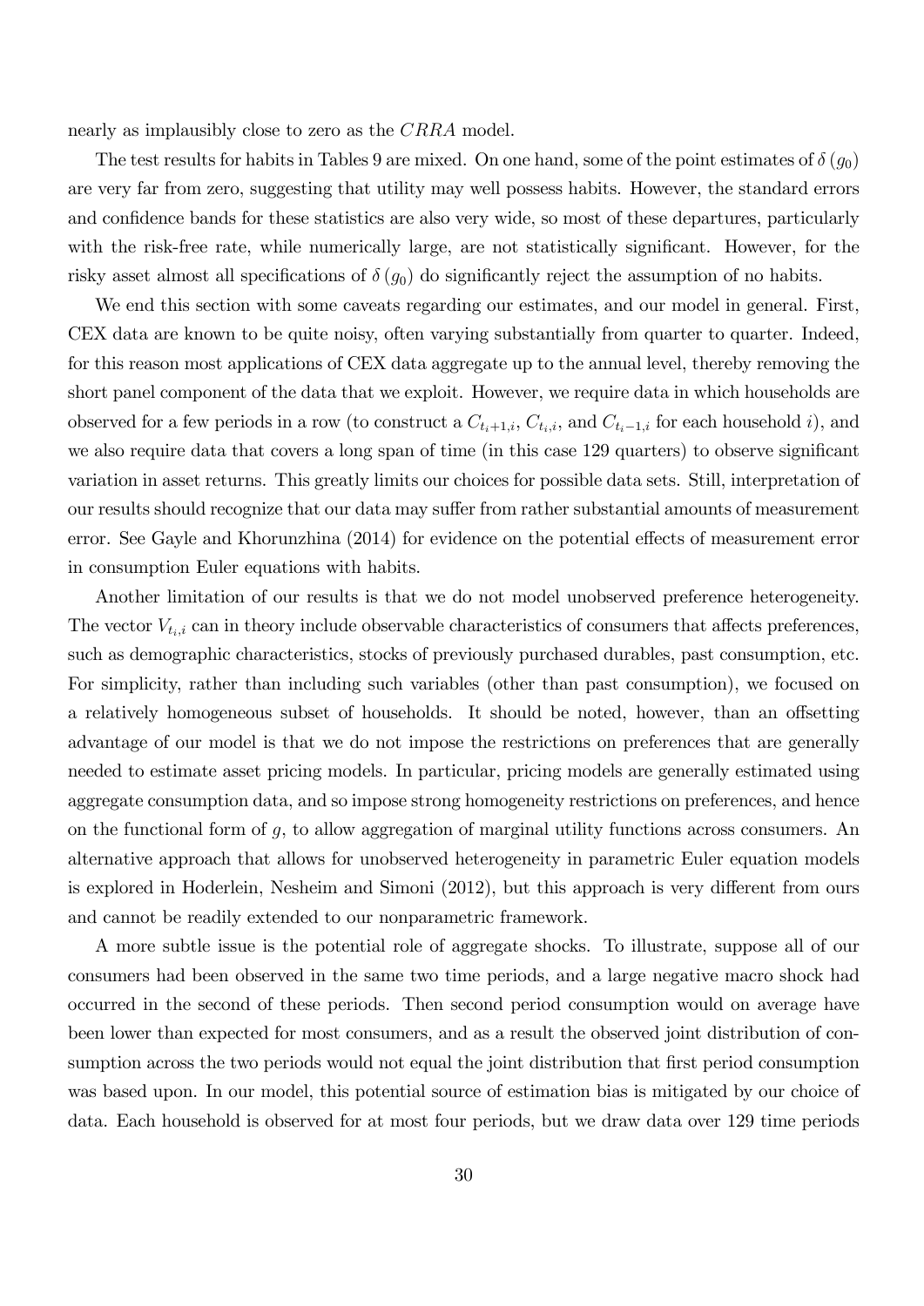nearly as implausibly close to zero as the $CRRA$ model.

The test results for habits in Tables 9 are mixed. On one hand, some of the point estimates of $\delta(g_0)$ are very far from zero, suggesting that utility may well possess habits. However, the standard errors and confidence bands for these statistics are also very wide, so most of these departures, particularly with the risk-free rate, while numerically large, are not statistically significant. However, for the risky asset almost all specifications of $\delta(g_0)$ do significantly reject the assumption of no habits.

We end this section with some caveats regarding our estimates, and our model in general. First, CEX data are known to be quite noisy, often varying substantially from quarter to quarter. Indeed, for this reason most applications of CEX data aggregate up to the annual level, thereby removing the short panel component of the data that we exploit. However, we require data in which households are observed for a few periods in a row (to construct a $C_{t_i+1,i}$, $C_{t_i,i}$, and $C_{t_i-1,i}$ for each household $i$), and we also require data that covers a long span of time (in this case 129 quarters) to observe significant variation in asset returns. This greatly limits our choices for possible data sets. Still, interpretation of our results should recognize that our data may suffer from rather substantial amounts of measurement error. See Gayle and Khorunzhina (2014) for evidence on the potential effects of measurement error in consumption Euler equations with habits.

Another limitation of our results is that we do not model unobserved preference heterogeneity. The vector $V_{t_i,i}$ can in theory include observable characteristics of consumers that affects preferences, such as demographic characteristics, stocks of previously purchased durables, past consumption, etc. For simplicity, rather than including such variables (other than past consumption), we focused on a relatively homogeneous subset of households. It should be noted, however, than an offsetting advantage of our model is that we do not impose the restrictions on preferences that are generally needed to estimate asset pricing models. In particular, pricing models are generally estimated using aggregate consumption data, and so impose strong homogeneity restrictions on preferences, and hence on the functional form of $g$, to allow aggregation of marginal utility functions across consumers. An alternative approach that allows for unobserved heterogeneity in parametric Euler equation models is explored in Hoderlein, Nesheim and Simoni (2012), but this approach is very different from ours and cannot be readily extended to our nonparametric framework.

A more subtle issue is the potential role of aggregate shocks. To illustrate, suppose all of our consumers had been observed in the same two time periods, and a large negative macro shock had occurred in the second of these periods. Then second period consumption would on average have been lower than expected for most consumers, and as a result the observed joint distribution of consumption across the two periods would not equal the joint distribution that first period consumption was based upon. In our model, this potential source of estimation bias is mitigated by our choice of data. Each household is observed for at most four periods, but we draw data over 129 time periods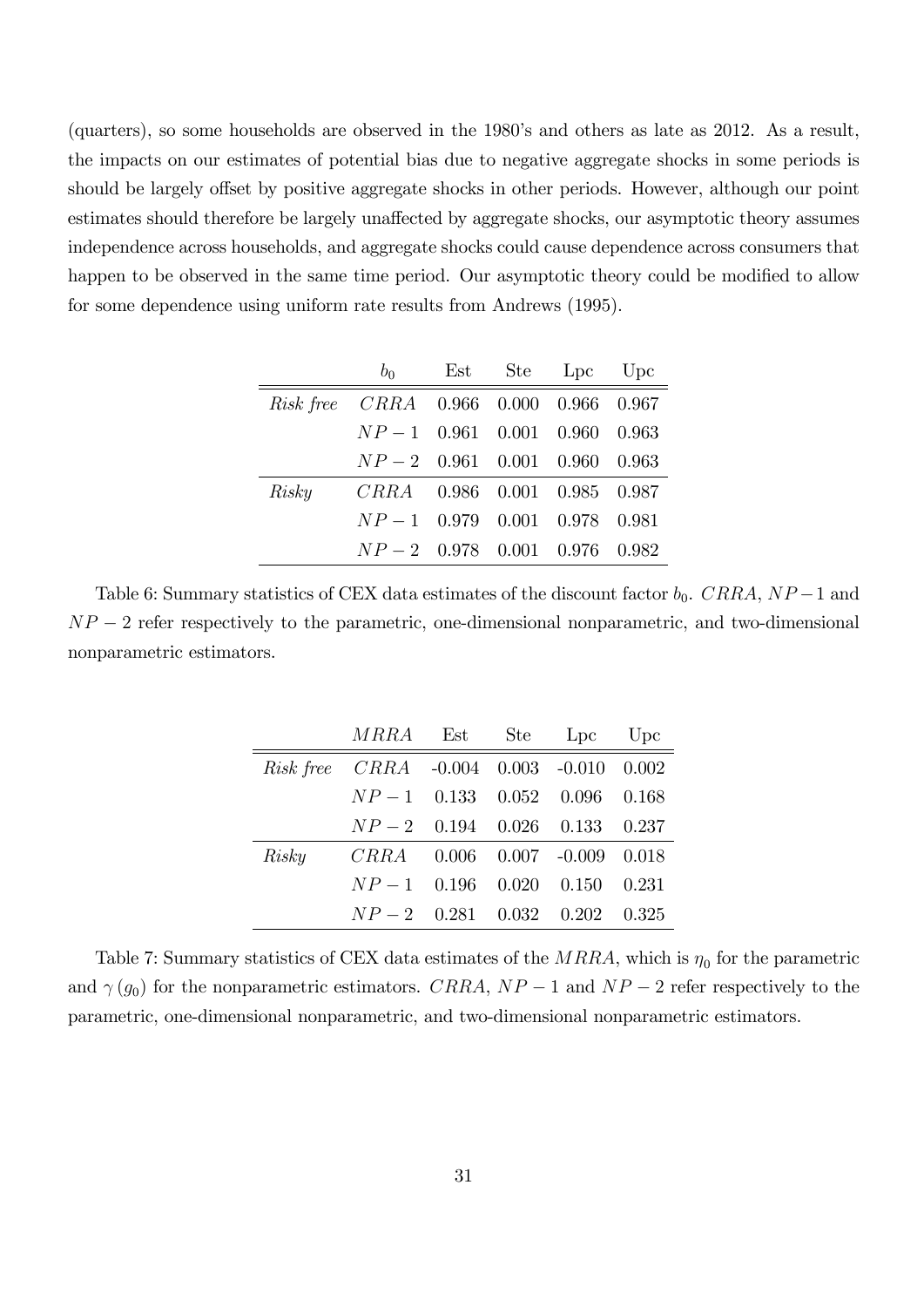(quarters), so some households are observed in the 1980's and others as late as 2012. As a result, the impacts on our estimates of potential bias due to negative aggregate shocks in some periods is should be largely offset by positive aggregate shocks in other periods. However, although our point estimates should therefore be largely unaffected by aggregate shocks, our asymptotic theory assumes independence across households, and aggregate shocks could cause dependence across consumers that happen to be observed in the same time period. Our asymptotic theory could be modified to allow for some dependence using uniform rate results from Andrews (1995).

| | $b_0$ | Est | Ste | Lpc | Upc |
|---|---|---|---|---|---|
| *Risk free* | $CRRA$ | 0.966 | 0.000 | 0.966 | 0.967 |
| | $NP-1$ | 0.961 | 0.001 | 0.960 | 0.963 |
| | $NP-2$ | 0.961 | 0.001 | 0.960 | 0.963 |
| *Risky* | $CRRA$ | 0.986 | 0.001 | 0.985 | 0.987 |
| | $NP-1$ | 0.979 | 0.001 | 0.978 | 0.981 |
| | $NP-2$ | 0.978 | 0.001 | 0.976 | 0.982 |

Table 6: Summary statistics of CEX data estimates of the discount factor $b_0$. $CRRA$, $NP-1$ and $NP-2$ refer respectively to the parametric, one-dimensional nonparametric, and two-dimensional nonparametric estimators.

| | $MRRA$ | Est | Ste | Lpc | Upc |
|---|---|---|---|---|---|
| *Risk free* | $CRRA$ | -0.004 | 0.003 | -0.010 | 0.002 |
| | $NP-1$ | 0.133 | 0.052 | 0.096 | 0.168 |
| | $NP-2$ | 0.194 | 0.026 | 0.133 | 0.237 |
| *Risky* | $CRRA$ | 0.006 | 0.007 | -0.009 | 0.018 |
| | $NP-1$ | 0.196 | 0.020 | 0.150 | 0.231 |
| | $NP-2$ | 0.281 | 0.032 | 0.202 | 0.325 |

Table 7: Summary statistics of CEX data estimates of the $MRRA$, which is $\eta_0$ for the parametric and $\gamma(g_0)$ for the nonparametric estimators. $CRRA$, $NP-1$ and $NP-2$ refer respectively to the parametric, one-dimensional nonparametric, and two-dimensional nonparametric estimators.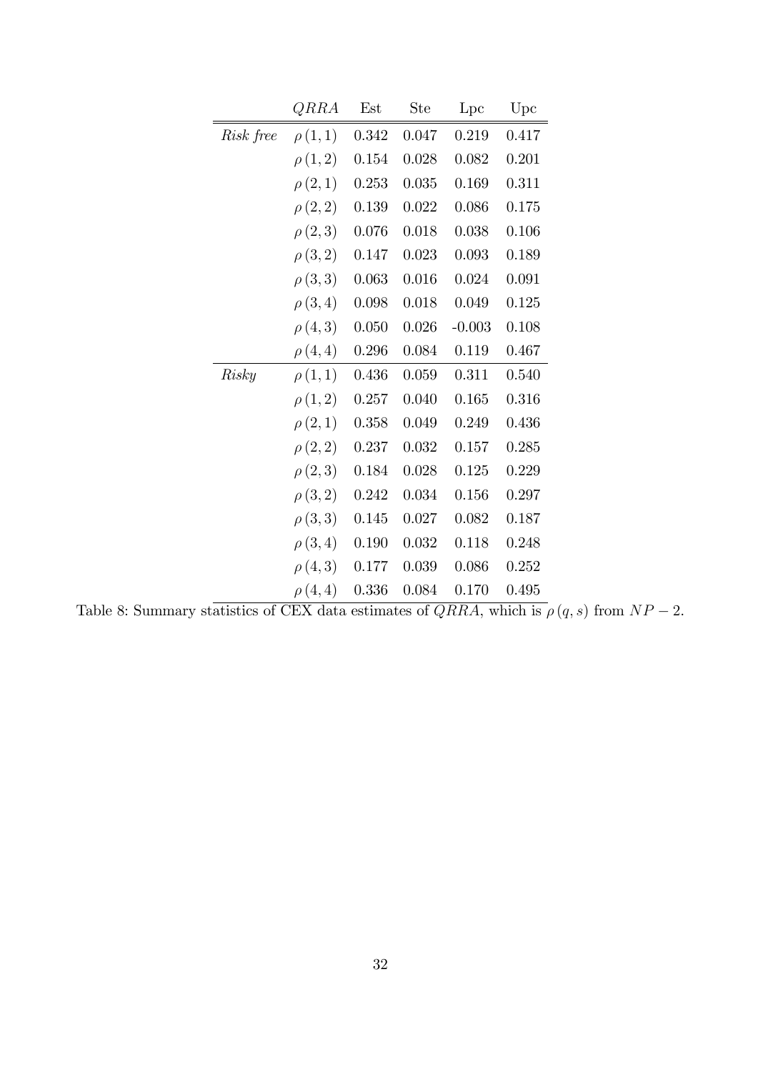|  | $QRRA$ | Est | Ste | Lpc | Upc |
|---|---|---|---|---|---|
| *Risk free* | $\rho(1,1)$ | 0.342 | 0.047 | 0.219 | 0.417 |
|  | $\rho(1,2)$ | 0.154 | 0.028 | 0.082 | 0.201 |
|  | $\rho(2,1)$ | 0.253 | 0.035 | 0.169 | 0.311 |
|  | $\rho(2,2)$ | 0.139 | 0.022 | 0.086 | 0.175 |
|  | $\rho(2,3)$ | 0.076 | 0.018 | 0.038 | 0.106 |
|  | $\rho(3,2)$ | 0.147 | 0.023 | 0.093 | 0.189 |
|  | $\rho(3,3)$ | 0.063 | 0.016 | 0.024 | 0.091 |
|  | $\rho(3,4)$ | 0.098 | 0.018 | 0.049 | 0.125 |
|  | $\rho(4,3)$ | 0.050 | 0.026 | -0.003 | 0.108 |
|  | $\rho(4,4)$ | 0.296 | 0.084 | 0.119 | 0.467 |
| *Risky* | $\rho(1,1)$ | 0.436 | 0.059 | 0.311 | 0.540 |
|  | $\rho(1,2)$ | 0.257 | 0.040 | 0.165 | 0.316 |
|  | $\rho(2,1)$ | 0.358 | 0.049 | 0.249 | 0.436 |
|  | $\rho(2,2)$ | 0.237 | 0.032 | 0.157 | 0.285 |
|  | $\rho(2,3)$ | 0.184 | 0.028 | 0.125 | 0.229 |
|  | $\rho(3,2)$ | 0.242 | 0.034 | 0.156 | 0.297 |
|  | $\rho(3,3)$ | 0.145 | 0.027 | 0.082 | 0.187 |
|  | $\rho(3,4)$ | 0.190 | 0.032 | 0.118 | 0.248 |
|  | $\rho(4,3)$ | 0.177 | 0.039 | 0.086 | 0.252 |
|  | $\rho(4,4)$ | 0.336 | 0.084 | 0.170 | 0.495 |

Table 8: Summary statistics of CEX data estimates of $QRRA$, which is $\rho(q,s)$ from $NP-2$.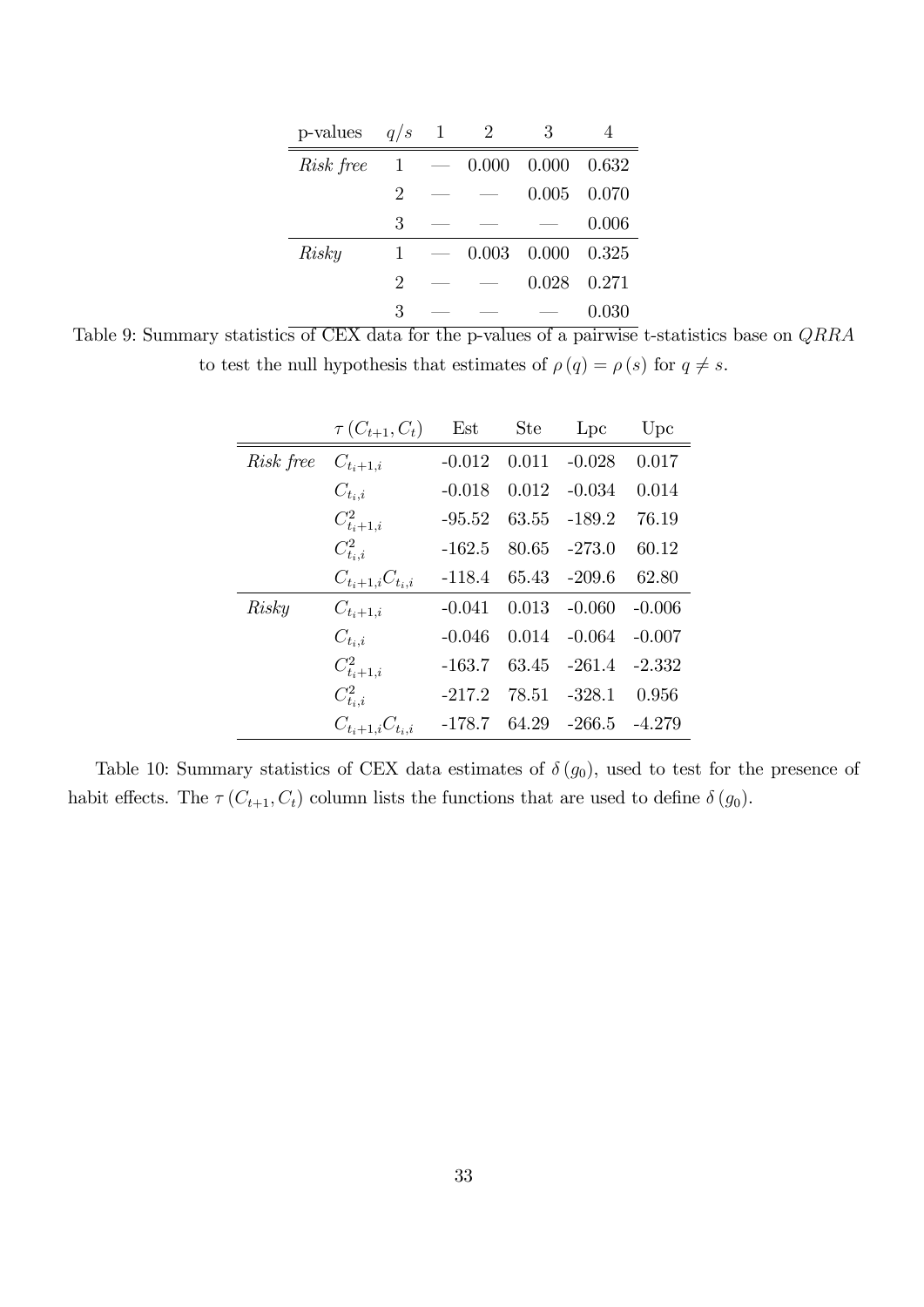| p-values | $q/s$ | 1 | 2 | 3 | 4 |
|---|---|---|---|---|---|
| *Risk free* | 1 | — | 0.000 | 0.000 | 0.632 |
| | 2 | — | — | 0.005 | 0.070 |
| | 3 | — | — | — | 0.006 |
| *Risky* | 1 | — | 0.003 | 0.000 | 0.325 |
| | 2 | — | — | 0.028 | 0.271 |
| | 3 | — | — | — | 0.030 |

Table 9: Summary statistics of CEX data for the p-values of a pairwise t-statistics base on $QRRA$ to test the null hypothesis that estimates of $\rho(q) = \rho(s)$ for $q \neq s$.

| | $\tau(C_{t+1}, C_t)$ | Est | Ste | Lpc | Upc |
|---|---|---|---|---|---|
| *Risk free* | $C_{t_i+1,i}$ | -0.012 | 0.011 | -0.028 | 0.017 |
| | $C_{t_i,i}$ | -0.018 | 0.012 | -0.034 | 0.014 |
| | $C^2_{t_i+1,i}$ | -95.52 | 63.55 | -189.2 | 76.19 |
| | $C^2_{t_i,i}$ | -162.5 | 80.65 | -273.0 | 60.12 |
| | $C_{t_i+1,i}C_{t_i,i}$ | -118.4 | 65.43 | -209.6 | 62.80 |
| *Risky* | $C_{t_i+1,i}$ | -0.041 | 0.013 | -0.060 | -0.006 |
| | $C_{t_i,i}$ | -0.046 | 0.014 | -0.064 | -0.007 |
| | $C^2_{t_i+1,i}$ | -163.7 | 63.45 | -261.4 | -2.332 |
| | $C^2_{t_i,i}$ | -217.2 | 78.51 | -328.1 | 0.956 |
| | $C_{t_i+1,i}C_{t_i,i}$ | -178.7 | 64.29 | -266.5 | -4.279 |

Table 10: Summary statistics of CEX data estimates of $\delta(g_0)$, used to test for the presence of habit effects. The $\tau(C_{t+1}, C_t)$ column lists the functions that are used to define $\delta(g_0)$.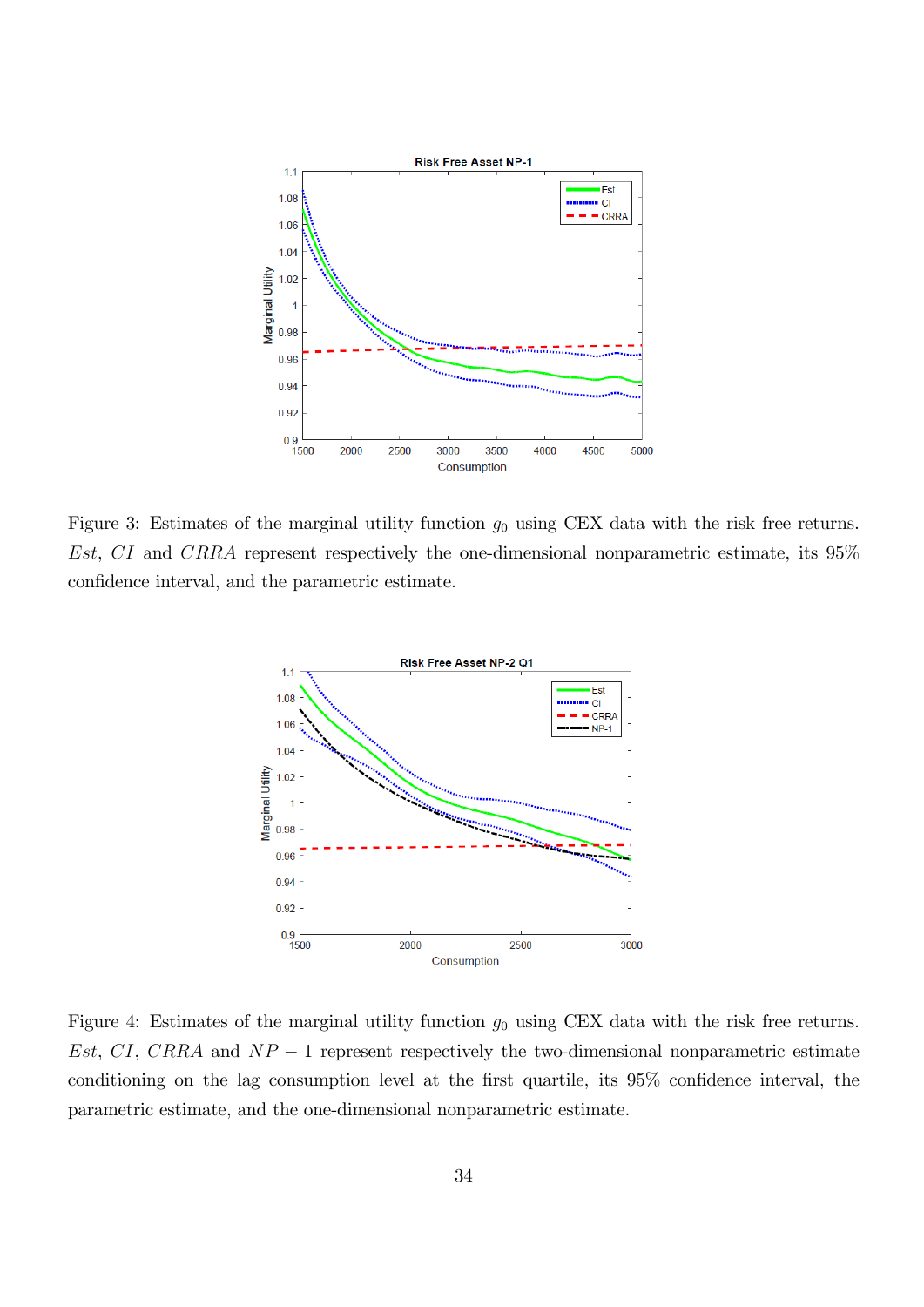Figure 3: Estimates of the marginal utility function $g_0$ using CEX data with the risk free returns. *Est*, *CI* and *CRRA* represent respectively the one-dimensional nonparametric estimate, its 95% confidence interval, and the parametric estimate.

Figure 4: Estimates of the marginal utility function $g_0$ using CEX data with the risk free returns. *Est*, *CI*, *CRRA* and $NP-1$ represent respectively the two-dimensional nonparametric estimate conditioning on the lag consumption level at the first quartile, its 95% confidence interval, the parametric estimate, and the one-dimensional nonparametric estimate.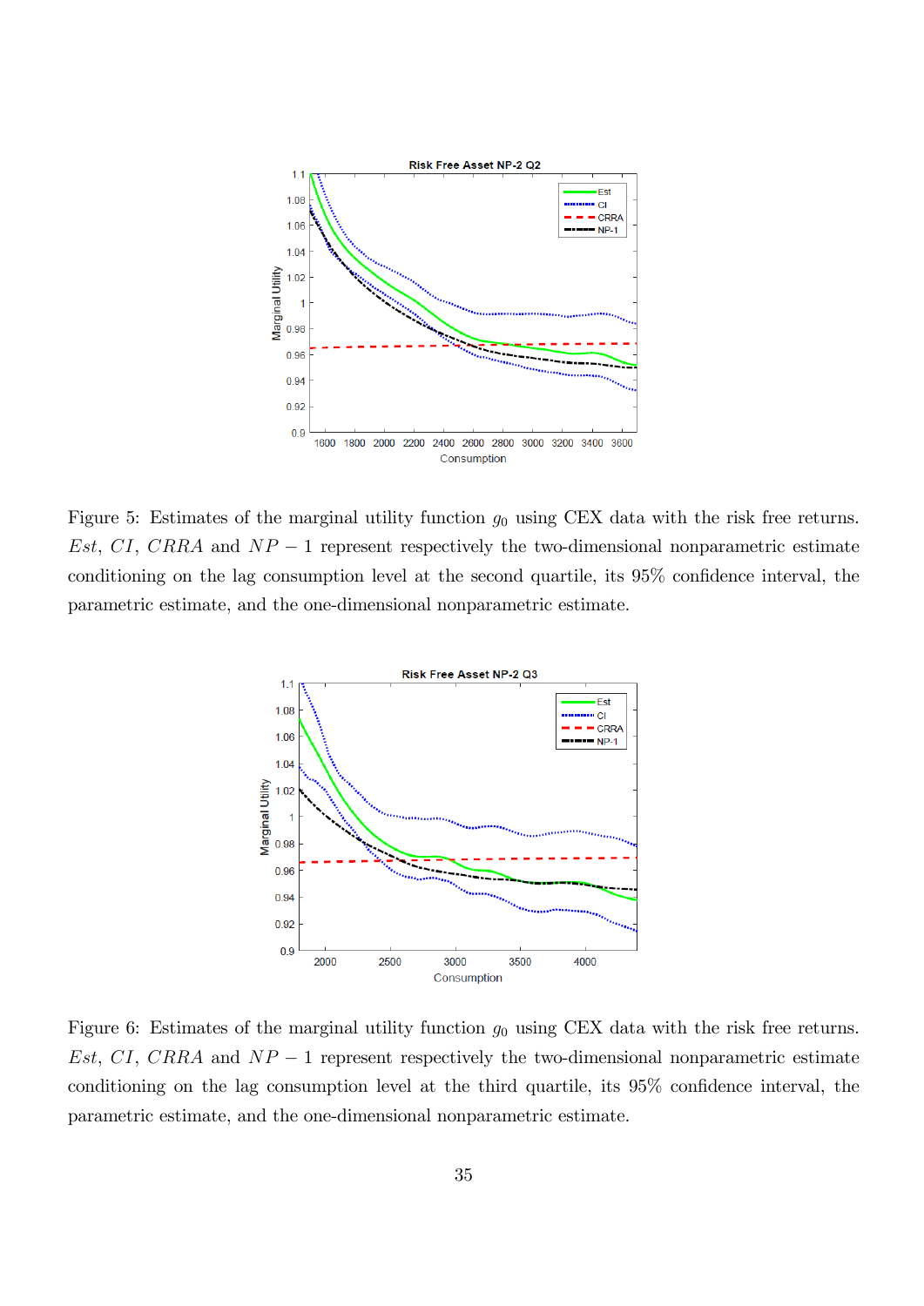Figure 5: Estimates of the marginal utility function $g_0$ using CEX data with the risk free returns. $Est$, $CI$, $CRRA$ and $NP-1$ represent respectively the two-dimensional nonparametric estimate conditioning on the lag consumption level at the second quartile, its 95% confidence interval, the parametric estimate, and the one-dimensional nonparametric estimate.

Figure 6: Estimates of the marginal utility function $g_0$ using CEX data with the risk free returns. $Est$, $CI$, $CRRA$ and $NP-1$ represent respectively the two-dimensional nonparametric estimate conditioning on the lag consumption level at the third quartile, its 95% confidence interval, the parametric estimate, and the one-dimensional nonparametric estimate.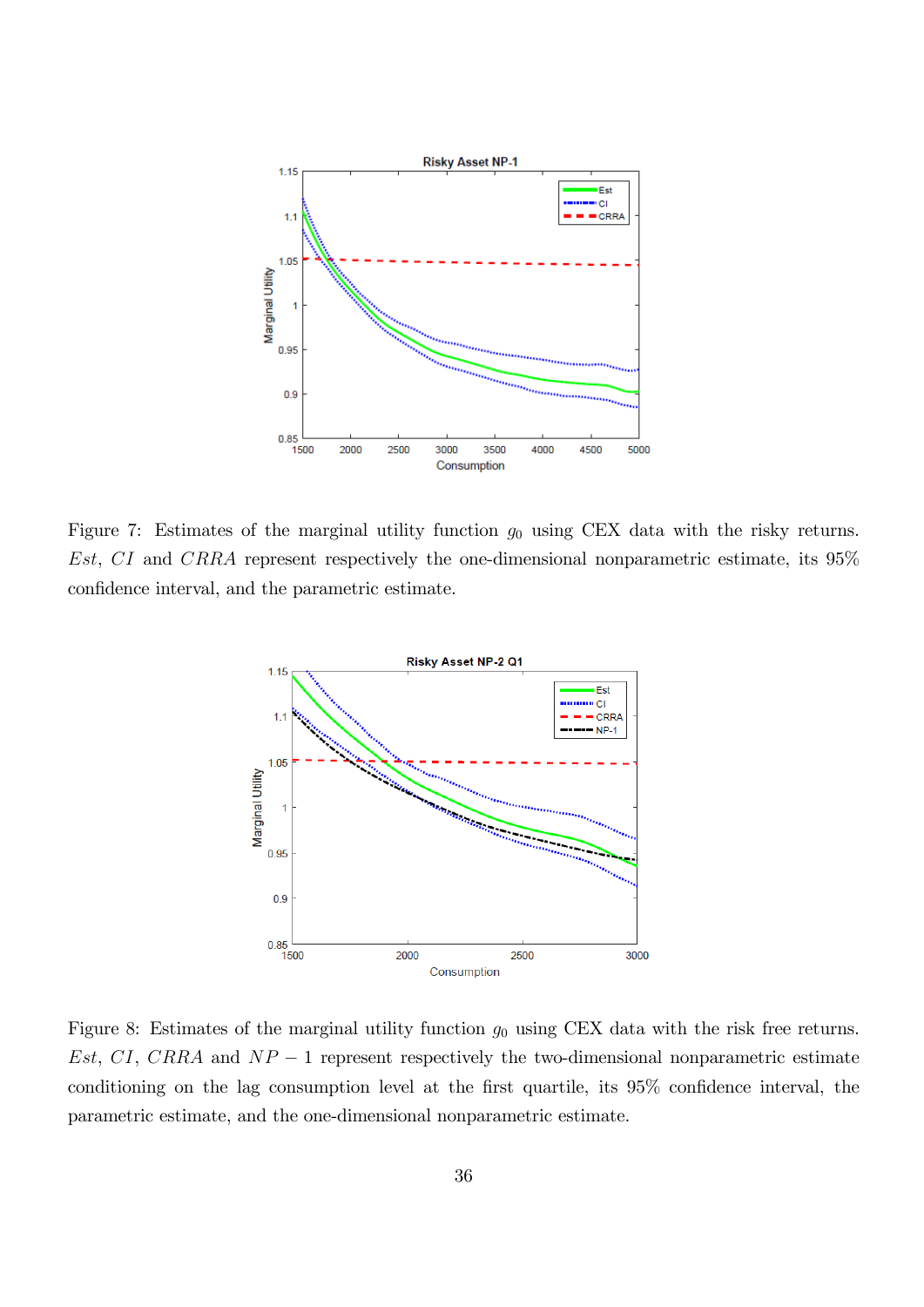Figure 7: Estimates of the marginal utility function $g_0$ using CEX data with the risky returns. *Est*, *CI* and *CRRA* represent respectively the one-dimensional nonparametric estimate, its 95% confidence interval, and the parametric estimate.

Figure 8: Estimates of the marginal utility function $g_0$ using CEX data with the risk free returns. *Est*, *CI*, *CRRA* and $NP-1$ represent respectively the two-dimensional nonparametric estimate conditioning on the lag consumption level at the first quartile, its 95% confidence interval, the parametric estimate, and the one-dimensional nonparametric estimate.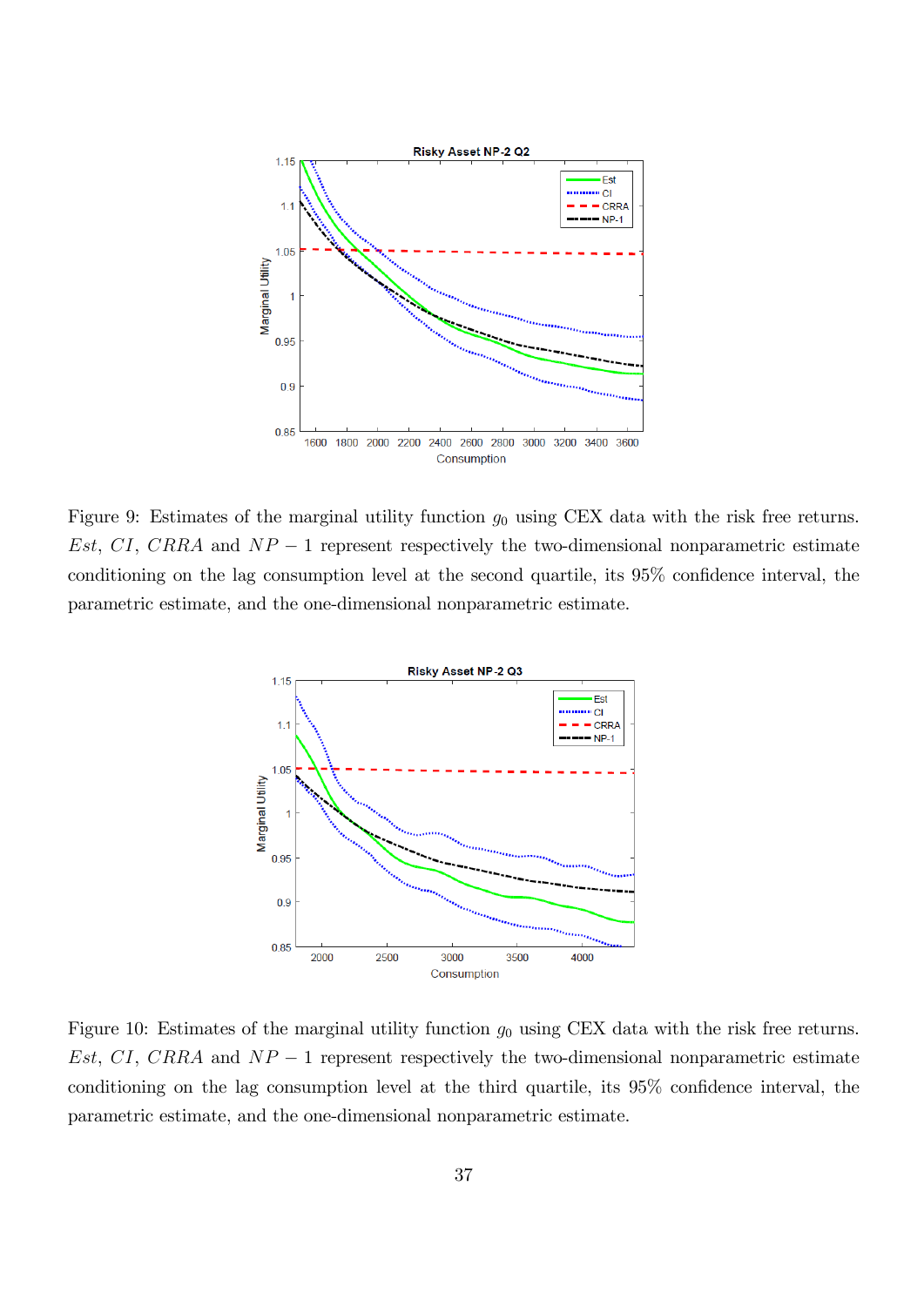Figure 9: Estimates of the marginal utility function $g_0$ using CEX data with the risk free returns. $Est$, $CI$, $CRRA$ and $NP-1$ represent respectively the two-dimensional nonparametric estimate conditioning on the lag consumption level at the second quartile, its 95% confidence interval, the parametric estimate, and the one-dimensional nonparametric estimate.

Figure 10: Estimates of the marginal utility function $g_0$ using CEX data with the risk free returns. $Est$, $CI$, $CRRA$ and $NP-1$ represent respectively the two-dimensional nonparametric estimate conditioning on the lag consumption level at the third quartile, its 95% confidence interval, the parametric estimate, and the one-dimensional nonparametric estimate.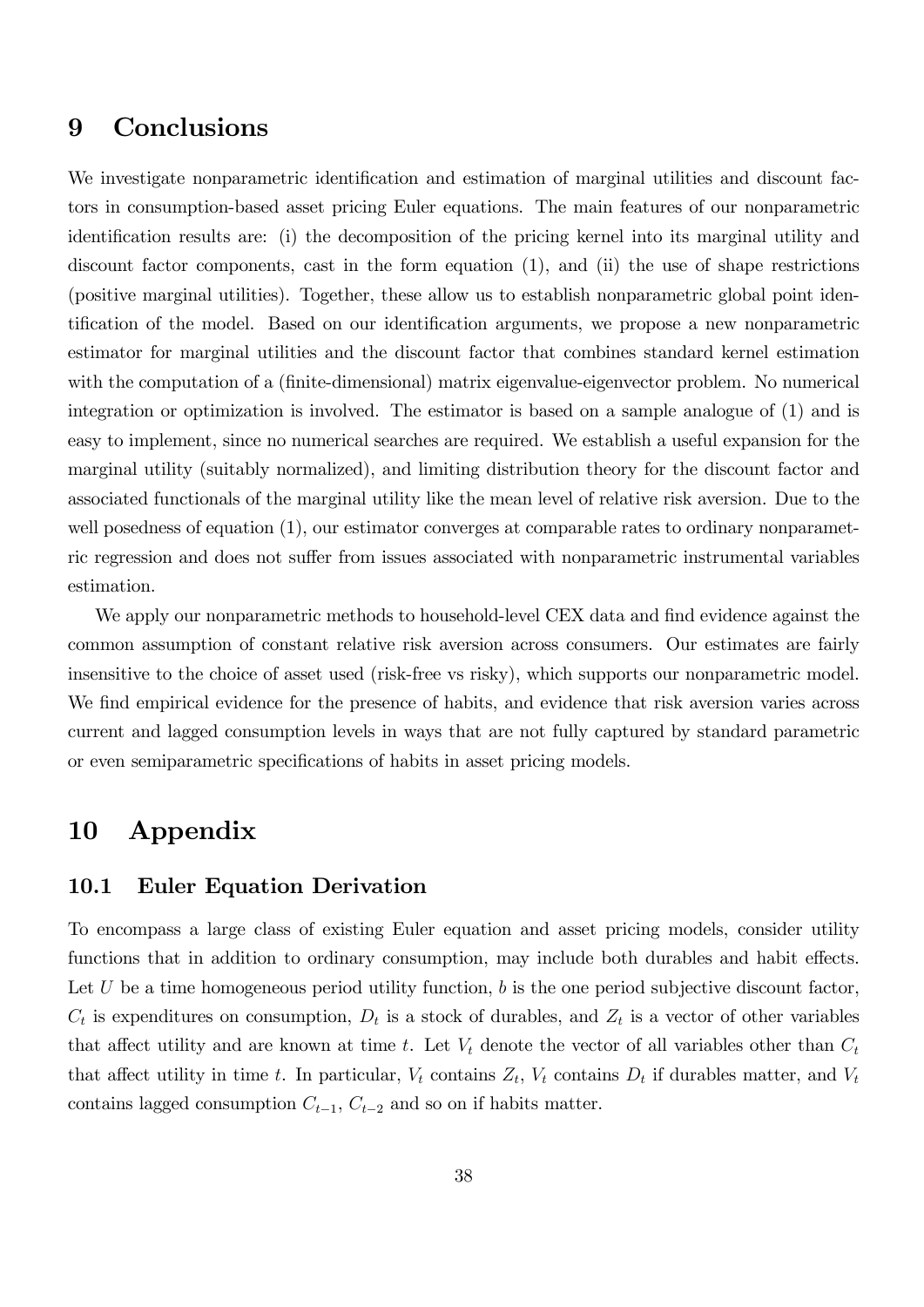# 9 Conclusions

We investigate nonparametric identification and estimation of marginal utilities and discount factors in consumption-based asset pricing Euler equations. The main features of our nonparametric identification results are: (i) the decomposition of the pricing kernel into its marginal utility and discount factor components, cast in the form equation (1), and (ii) the use of shape restrictions (positive marginal utilities). Together, these allow us to establish nonparametric global point identification of the model. Based on our identification arguments, we propose a new nonparametric estimator for marginal utilities and the discount factor that combines standard kernel estimation with the computation of a (finite-dimensional) matrix eigenvalue-eigenvector problem. No numerical integration or optimization is involved. The estimator is based on a sample analogue of (1) and is easy to implement, since no numerical searches are required. We establish a useful expansion for the marginal utility (suitably normalized), and limiting distribution theory for the discount factor and associated functionals of the marginal utility like the mean level of relative risk aversion. Due to the well posedness of equation (1), our estimator converges at comparable rates to ordinary nonparametric regression and does not suffer from issues associated with nonparametric instrumental variables estimation.

We apply our nonparametric methods to household-level CEX data and find evidence against the common assumption of constant relative risk aversion across consumers. Our estimates are fairly insensitive to the choice of asset used (risk-free vs risky), which supports our nonparametric model. We find empirical evidence for the presence of habits, and evidence that risk aversion varies across current and lagged consumption levels in ways that are not fully captured by standard parametric or even semiparametric specifications of habits in asset pricing models.

# 10 Appendix

## 10.1 Euler Equation Derivation

To encompass a large class of existing Euler equation and asset pricing models, consider utility functions that in addition to ordinary consumption, may include both durables and habit effects. Let $U$ be a time homogeneous period utility function, $b$ is the one period subjective discount factor, $C_t$ is expenditures on consumption, $D_t$ is a stock of durables, and $Z_t$ is a vector of other variables that affect utility and are known at time $t$. Let $V_t$ denote the vector of all variables other than $C_t$ that affect utility in time $t$. In particular, $V_t$ contains $Z_t$, $V_t$ contains $D_t$ if durables matter, and $V_t$ contains lagged consumption $C_{t-1}$, $C_{t-2}$ and so on if habits matter.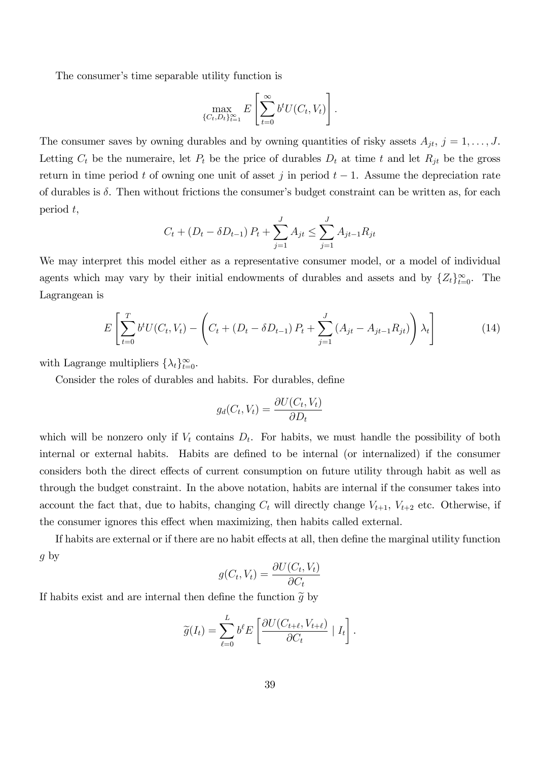The consumer's time separable utility function is

$$\max_{\{C_t, D_t\}_{t=1}^{\infty}} E\left[\sum_{t=0}^{\infty} b^t U(C_t, V_t)\right].$$

The consumer saves by owning durables and by owning quantities of risky assets $A_{jt}$, $j = 1, \ldots, J$. Letting $C_t$ be the numeraire, let $P_t$ be the price of durables $D_t$ at time $t$ and let $R_{jt}$ be the gross return in time period $t$ of owning one unit of asset $j$ in period $t-1$. Assume the depreciation rate of durables is $\delta$. Then without frictions the consumer's budget constraint can be written as, for each period $t$,

$$C_t + (D_t - \delta D_{t-1}) P_t + \sum_{j=1}^{J} A_{jt} \leq \sum_{j=1}^{J} A_{jt-1} R_{jt}$$

We may interpret this model either as a representative consumer model, or a model of individual agents which may vary by their initial endowments of durables and assets and by $\{Z_t\}_{t=0}^{\infty}$. The Lagrangean is

$$E\left[\sum_{t=0}^{T} b^t U(C_t, V_t) - \left(C_t + (D_t - \delta D_{t-1}) P_t + \sum_{j=1}^{J} (A_{jt} - A_{jt-1} R_{jt})\right) \lambda_t\right] \tag{14}$$

with Lagrange multipliers $\{\lambda_t\}_{t=0}^{\infty}$.

Consider the roles of durables and habits. For durables, define

$$g_d(C_t, V_t) = \frac{\partial U(C_t, V_t)}{\partial D_t}$$

which will be nonzero only if $V_t$ contains $D_t$. For habits, we must handle the possibility of both internal or external habits. Habits are defined to be internal (or internalized) if the consumer considers both the direct effects of current consumption on future utility through habit as well as through the budget constraint. In the above notation, habits are internal if the consumer takes into account the fact that, due to habits, changing $C_t$ will directly change $V_{t+1}$, $V_{t+2}$ etc. Otherwise, if the consumer ignores this effect when maximizing, then habits called external.

If habits are external or if there are no habit effects at all, then define the marginal utility function $g$ by

$$g(C_t, V_t) = \frac{\partial U(C_t, V_t)}{\partial C_t}$$

If habits exist and are internal then define the function $\widetilde{g}$ by

$$\widetilde{g}(I_t) = \sum_{\ell=0}^{L} b^{\ell} E\left[\frac{\partial U(C_{t+\ell}, V_{t+\ell})}{\partial C_t} \mid I_t\right].$$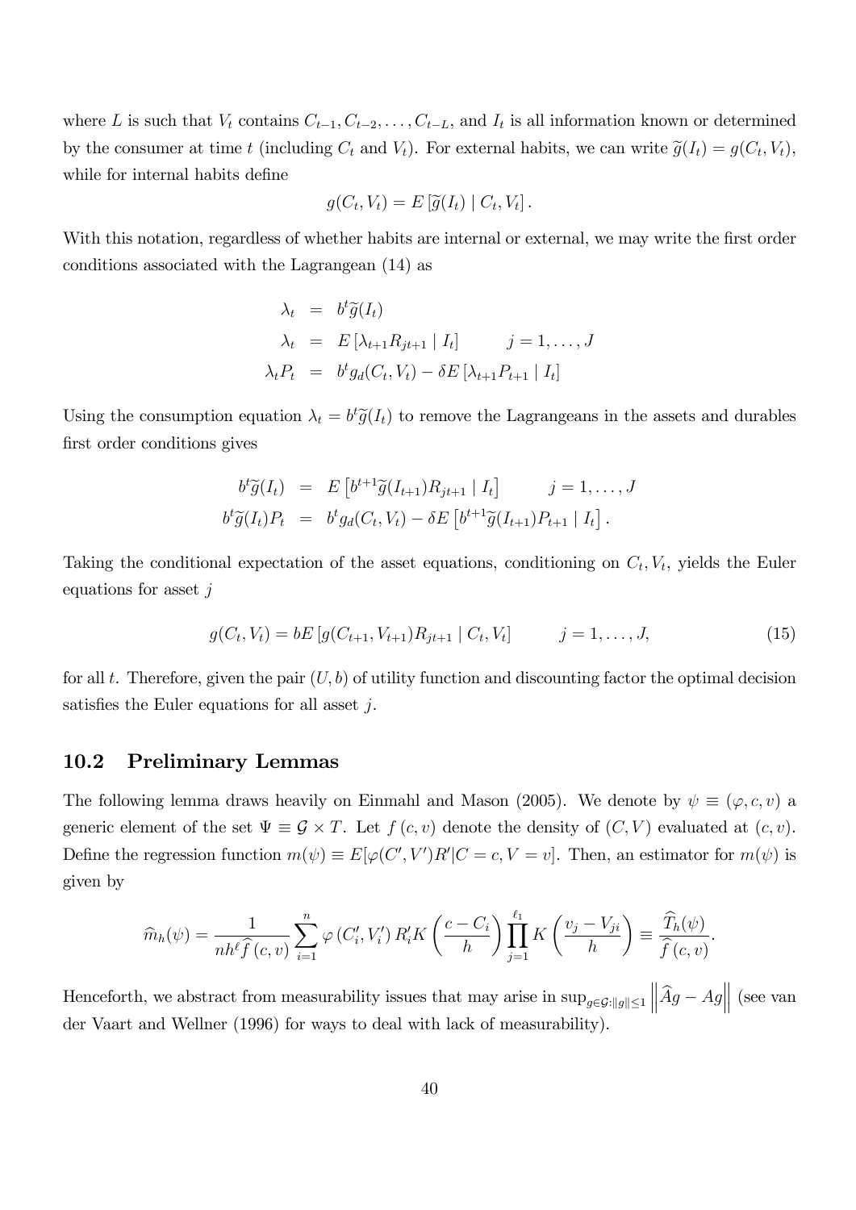where $L$ is such that $V_t$ contains $C_{t-1}, C_{t-2}, \ldots, C_{t-L}$, and $I_t$ is all information known or determined by the consumer at time $t$ (including $C_t$ and $V_t$). For external habits, we can write $\widetilde{g}(I_t) = g(C_t, V_t)$, while for internal habits define

$$g(C_t, V_t) = E\left[\widetilde{g}(I_t) \mid C_t, V_t\right].$$

With this notation, regardless of whether habits are internal or external, we may write the first order conditions associated with the Lagrangean (14) as

$$\begin{aligned}
\lambda_t &= b^t \widetilde{g}(I_t) \\
\lambda_t &= E\left[\lambda_{t+1} R_{jt+1} \mid I_t\right] \qquad j = 1, \ldots, J \\
\lambda_t P_t &= b^t g_d(C_t, V_t) - \delta E\left[\lambda_{t+1} P_{t+1} \mid I_t\right]
\end{aligned}$$

Using the consumption equation $\lambda_t = b^t \widetilde{g}(I_t)$ to remove the Lagrangeans in the assets and durables first order conditions gives

$$\begin{aligned}
b^t \widetilde{g}(I_t) &= E\left[b^{t+1} \widetilde{g}(I_{t+1}) R_{jt+1} \mid I_t\right] \qquad j = 1, \ldots, J \\
b^t \widetilde{g}(I_t) P_t &= b^t g_d(C_t, V_t) - \delta E\left[b^{t+1} \widetilde{g}(I_{t+1}) P_{t+1} \mid I_t\right].
\end{aligned}$$

Taking the conditional expectation of the asset equations, conditioning on $C_t, V_t$, yields the Euler equations for asset $j$

$$g(C_t, V_t) = bE\left[g(C_{t+1}, V_{t+1}) R_{jt+1} \mid C_t, V_t\right] \qquad j = 1, \ldots, J, \tag{15}$$

for all $t$. Therefore, given the pair $(U, b)$ of utility function and discounting factor the optimal decision satisfies the Euler equations for all asset $j$.

## 10.2 Preliminary Lemmas

The following lemma draws heavily on Einmahl and Mason (2005). We denote by $\psi \equiv (\varphi, c, v)$ a generic element of the set $\Psi \equiv \mathcal{G} \times T$. Let $f(c, v)$ denote the density of $(C, V)$ evaluated at $(c, v)$. Define the regression function $m(\psi) \equiv E[\varphi(C', V')R' | C = c, V = v]$. Then, an estimator for $m(\psi)$ is given by

$$\widehat{m}_h(\psi) = \frac{1}{nh^\ell \widehat{f}(c, v)} \sum_{i=1}^n \varphi\left(C_i', V_i'\right) R_i' K\left(\frac{c - C_i}{h}\right) \prod_{j=1}^{\ell_1} K\left(\frac{v_j - V_{ji}}{h}\right) \equiv \frac{\widehat{T}_h(\psi)}{\widehat{f}(c, v)}.$$

Henceforth, we abstract from measurability issues that may arise in $\sup_{g \in \mathcal{G}: \|g\| \leq 1} \left\| \widehat{A}g - Ag \right\|$ (see van der Vaart and Wellner (1996) for ways to deal with lack of measurability).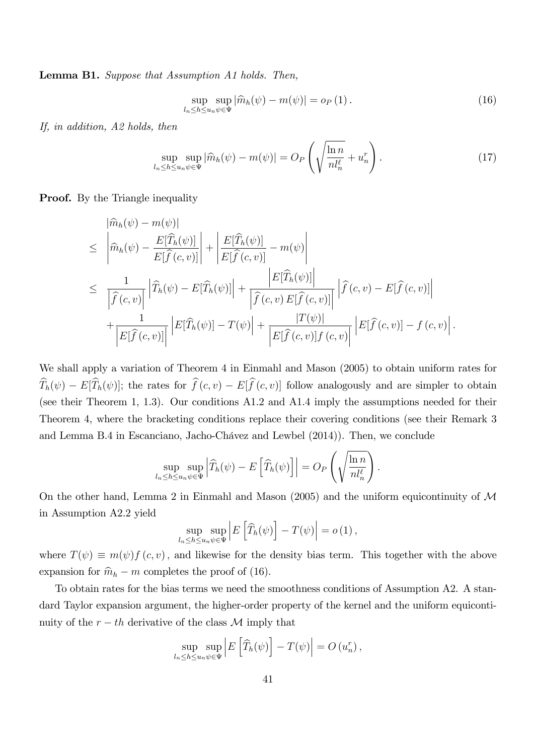**Lemma B1.** *Suppose that Assumption A1 holds. Then,*

$$\sup_{l_n \leq h \leq u_n} \sup_{\psi \in \Psi} |\widehat{m}_h(\psi) - m(\psi)| = o_P(1). \tag{16}$$

*If, in addition, A2 holds, then*

$$\sup_{l_n \leq h \leq u_n} \sup_{\psi \in \Psi} |\widehat{m}_h(\psi) - m(\psi)| = O_P\left(\sqrt{\frac{\ln n}{n l_n^{\ell}}} + u_n^r\right). \tag{17}$$

**Proof.** By the Triangle inequality

$$\begin{aligned}
& |\widehat{m}_h(\psi) - m(\psi)| \\
\leq & \left|\widehat{m}_h(\psi) - \frac{E[\widehat{T}_h(\psi)]}{E[\widehat{f}(c,v)]}\right| + \left|\frac{E[\widehat{T}_h(\psi)]}{E[\widehat{f}(c,v)]} - m(\psi)\right| \\
\leq & \frac{1}{\left|\widehat{f}(c,v)\right|}\left|\widehat{T}_h(\psi) - E[\widehat{T}_h(\psi)]\right| + \frac{\left|E[\widehat{T}_h(\psi)]\right|}{\left|\widehat{f}(c,v)\,E[\widehat{f}(c,v)]\right|}\left|\widehat{f}(c,v) - E[\widehat{f}(c,v)]\right| \\
& + \frac{1}{\left|E[\widehat{f}(c,v)]\right|}\left|E[\widehat{T}_h(\psi)] - T(\psi)\right| + \frac{|T(\psi)|}{\left|E[\widehat{f}(c,v)]f(c,v)\right|}\left|E[\widehat{f}(c,v)] - f(c,v)\right|.
\end{aligned}$$

We shall apply a variation of Theorem 4 in Einmahl and Mason (2005) to obtain uniform rates for $\widehat{T}_h(\psi) - E[\widehat{T}_h(\psi)]$; the rates for $\widehat{f}(c,v) - E[\widehat{f}(c,v)]$ follow analogously and are simpler to obtain (see their Theorem 1, 1.3). Our conditions A1.2 and A1.4 imply the assumptions needed for their Theorem 4, where the bracketing conditions replace their covering conditions (see their Remark 3 and Lemma B.4 in Escanciano, Jacho-Chávez and Lewbel (2014)). Then, we conclude

$$\sup_{l_n \leq h \leq u_n} \sup_{\psi \in \Psi} \left|\widehat{T}_h(\psi) - E\left[\widehat{T}_h(\psi)\right]\right| = O_P\left(\sqrt{\frac{\ln n}{n l_n^{\ell}}}\right).$$

On the other hand, Lemma 2 in Einmahl and Mason (2005) and the uniform equicontinuity of $\mathcal{M}$ in Assumption A2.2 yield

$$\sup_{l_n \leq h \leq u_n} \sup_{\psi \in \Psi} \left|E\left[\widehat{T}_h(\psi)\right] - T(\psi)\right| = o(1),$$

where $T(\psi) \equiv m(\psi) f(c,v)$, and likewise for the density bias term. This together with the above expansion for $\widehat{m}_h - m$ completes the proof of (16).

To obtain rates for the bias terms we need the smoothness conditions of Assumption A2. A standard Taylor expansion argument, the higher-order property of the kernel and the uniform equicontinuity of the $r-th$ derivative of the class $\mathcal{M}$ imply that

$$\sup_{l_n \leq h \leq u_n} \sup_{\psi \in \Psi} \left|E\left[\widehat{T}_h(\psi)\right] - T(\psi)\right| = O(u_n^r),$$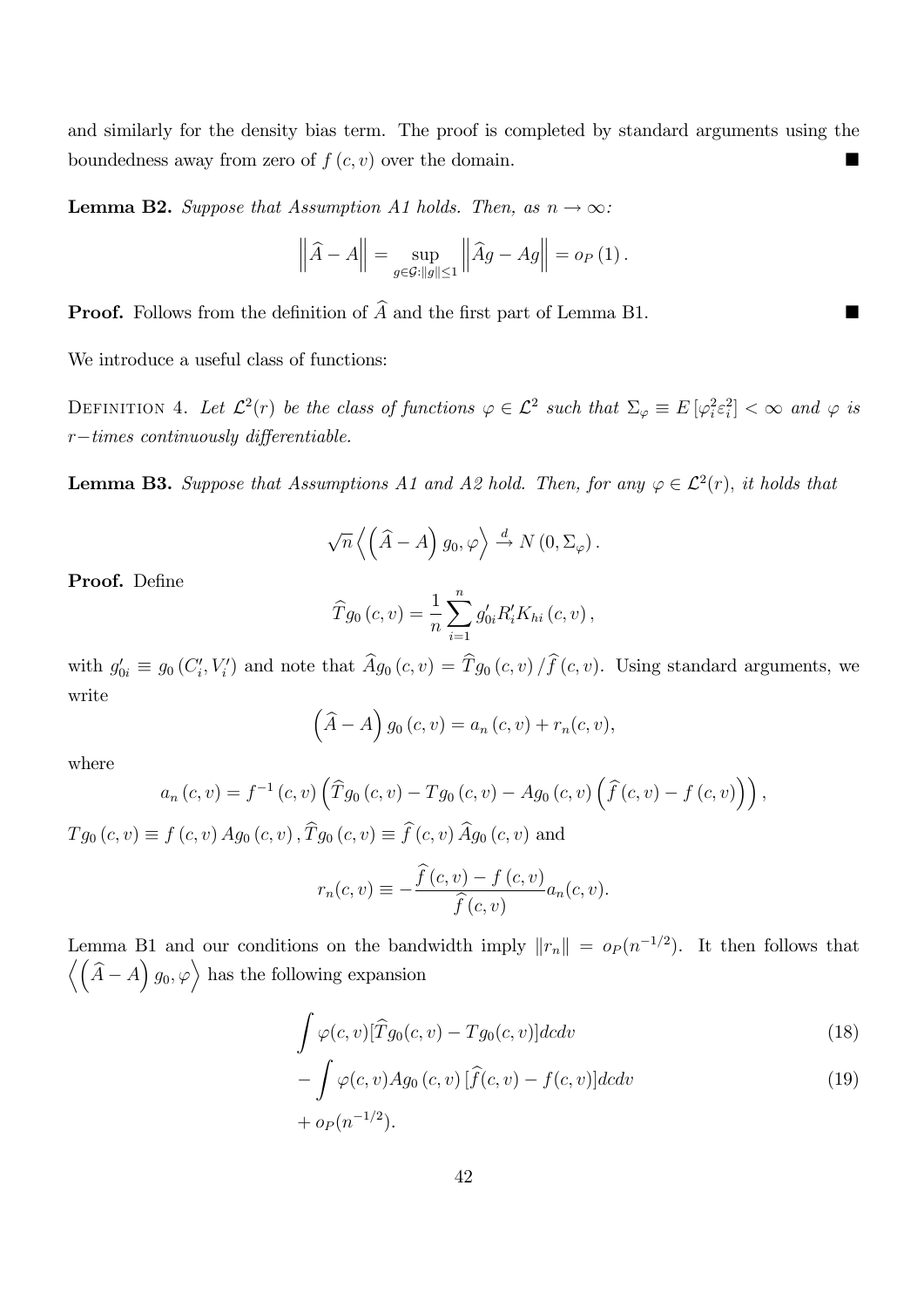and similarly for the density bias term. The proof is completed by standard arguments using the boundedness away from zero of $f(c,v)$ over the domain. ■

**Lemma B2.** *Suppose that Assumption A1 holds. Then, as $n \to \infty$:*

$$\left\| \widehat{A} - A \right\| = \sup_{g \in \mathcal{G}: \|g\| \leq 1} \left\| \widehat{A}g - Ag \right\| = o_P(1).$$

**Proof.** Follows from the definition of $\widehat{A}$ and the first part of Lemma B1. ■

We introduce a useful class of functions:

Definition 4. *Let $\mathcal{L}^2(r)$ be the class of functions $\varphi \in \mathcal{L}^2$ such that $\Sigma_\varphi \equiv E[\varphi_i^2 \varepsilon_i^2] < \infty$ and $\varphi$ is $r-$times continuously differentiable.*

**Lemma B3.** *Suppose that Assumptions A1 and A2 hold. Then, for any $\varphi \in \mathcal{L}^2(r)$, it holds that*

$$\sqrt{n} \left\langle \left( \widehat{A} - A \right) g_0, \varphi \right\rangle \xrightarrow{d} N(0, \Sigma_\varphi).$$

**Proof.** Define

$$\widehat{T}g_0(c,v) = \frac{1}{n} \sum_{i=1}^{n} g_{0i}' R_i' K_{hi}(c,v),$$

with $g_{0i}' \equiv g_0(C_i', V_i')$ and note that $\widehat{A}g_0(c,v) = \widehat{T}g_0(c,v) / \widehat{f}(c,v)$. Using standard arguments, we write

$$\left( \widehat{A} - A \right) g_0(c,v) = a_n(c,v) + r_n(c,v),$$

where

$$a_n(c,v) = f^{-1}(c,v) \left( \widehat{T}g_0(c,v) - Tg_0(c,v) - Ag_0(c,v) \left( \widehat{f}(c,v) - f(c,v) \right) \right),$$

$Tg_0(c,v) \equiv f(c,v) Ag_0(c,v)$, $\widehat{T}g_0(c,v) \equiv \widehat{f}(c,v) \widehat{A}g_0(c,v)$ and

$$r_n(c,v) \equiv -\frac{\widehat{f}(c,v) - f(c,v)}{\widehat{f}(c,v)} a_n(c,v).$$

Lemma B1 and our conditions on the bandwidth imply $\|r_n\| = o_P(n^{-1/2})$. It then follows that $\left\langle \left( \widehat{A} - A \right) g_0, \varphi \right\rangle$ has the following expansion

$$\int \varphi(c,v)[\widehat{T}g_0(c,v) - Tg_0(c,v)]dcdv \tag{18}$$

$$- \int \varphi(c,v) Ag_0(c,v) [\widehat{f}(c,v) - f(c,v)]dcdv \tag{19}$$

$$+ o_P(n^{-1/2}).$$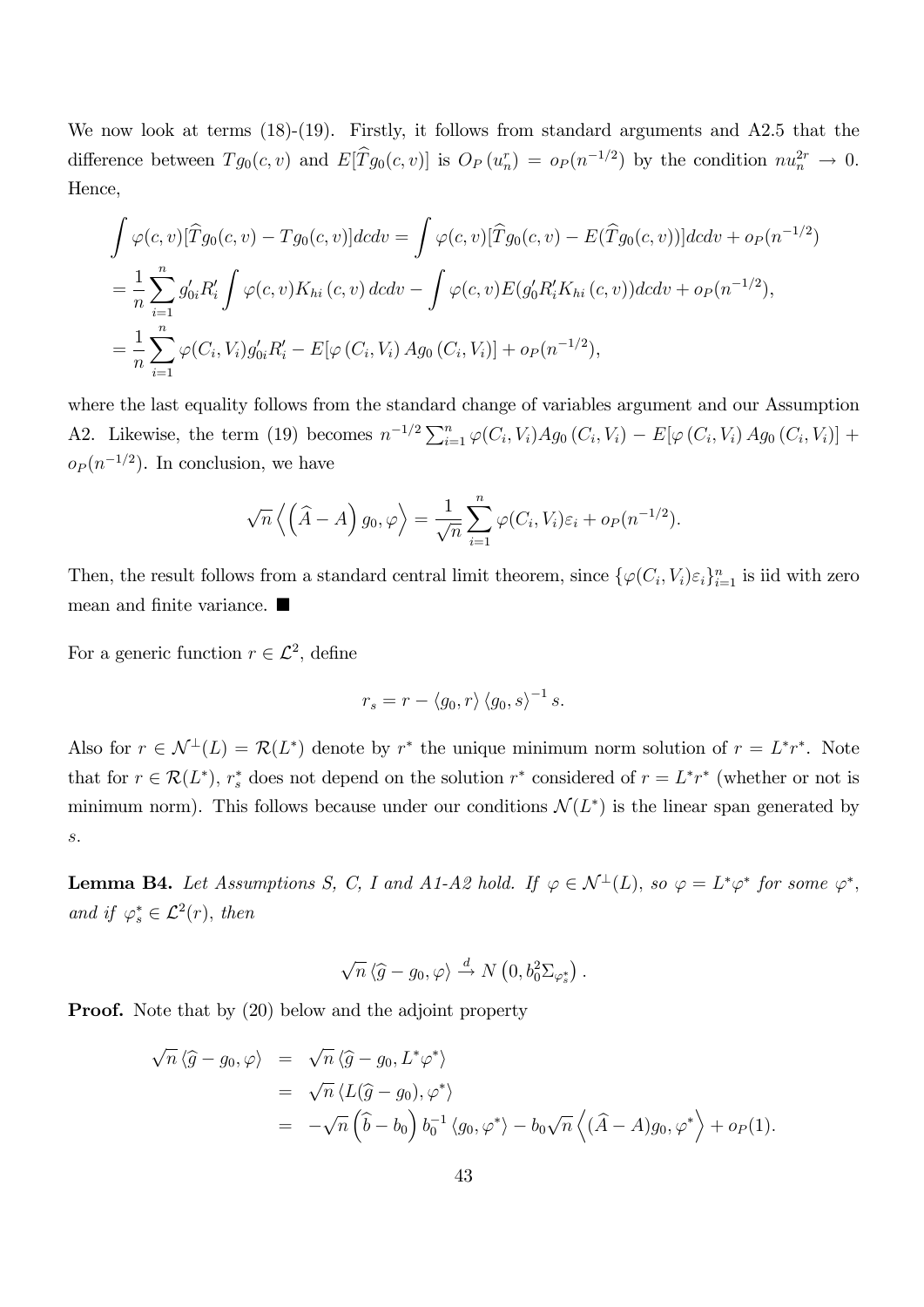We now look at terms (18)-(19). Firstly, it follows from standard arguments and A2.5 that the difference between $Tg_0(c,v)$ and $E[\widehat{T}g_0(c,v)]$ is $O_P(u_n^r) = o_P(n^{-1/2})$ by the condition $nu_n^{2r} \to 0$. Hence,

$$
\begin{aligned}
\int \varphi(c,v)[\widehat{T}g_0(c,v) - Tg_0(c,v)]dcdv &= \int \varphi(c,v)[\widehat{T}g_0(c,v) - E(\widehat{T}g_0(c,v))]dcdv + o_P(n^{-1/2}) \\
&= \frac{1}{n}\sum_{i=1}^{n} g_{0i}' R_i' \int \varphi(c,v) K_{hi}(c,v)\, dcdv - \int \varphi(c,v) E(g_0' R_i' K_{hi}(c,v)) dcdv + o_P(n^{-1/2}), \\
&= \frac{1}{n}\sum_{i=1}^{n} \varphi(C_i,V_i) g_{0i}' R_i' - E[\varphi(C_i,V_i)\, Ag_0(C_i,V_i)] + o_P(n^{-1/2}),
\end{aligned}
$$

where the last equality follows from the standard change of variables argument and our Assumption A2. Likewise, the term (19) becomes $n^{-1/2}\sum_{i=1}^{n} \varphi(C_i,V_i) Ag_0(C_i,V_i) - E[\varphi(C_i,V_i)\, Ag_0(C_i,V_i)] + o_P(n^{-1/2})$. In conclusion, we have

$$
\sqrt{n}\left\langle \left(\widehat{A} - A\right) g_0, \varphi \right\rangle = \frac{1}{\sqrt{n}}\sum_{i=1}^{n} \varphi(C_i,V_i)\varepsilon_i + o_P(n^{-1/2}).
$$

Then, the result follows from a standard central limit theorem, since $\{\varphi(C_i,V_i)\varepsilon_i\}_{i=1}^n$ is iid with zero mean and finite variance. ■

For a generic function $r \in \mathcal{L}^2$, define

$$
r_s = r - \langle g_0, r\rangle \langle g_0, s\rangle^{-1} s.
$$

Also for $r \in \mathcal{N}^{\perp}(L) = \mathcal{R}(L^*)$ denote by $r^*$ the unique minimum norm solution of $r = L^* r^*$. Note that for $r \in \mathcal{R}(L^*)$, $r_s^*$ does not depend on the solution $r^*$ considered of $r = L^* r^*$ (whether or not is minimum norm). This follows because under our conditions $\mathcal{N}(L^*)$ is the linear span generated by $s$.

**Lemma B4.** *Let Assumptions S, C, I and A1-A2 hold. If $\varphi \in \mathcal{N}^{\perp}(L)$, so $\varphi = L^*\varphi^*$ for some $\varphi^*$, and if $\varphi_s^* \in \mathcal{L}^2(r)$, then*

$$
\sqrt{n}\,\langle \widehat{g} - g_0, \varphi\rangle \xrightarrow{d} N\left(0, b_0^2 \Sigma_{\varphi_s^*}\right).
$$

**Proof.** Note that by (20) below and the adjoint property

$$
\begin{aligned}
\sqrt{n}\,\langle \widehat{g} - g_0, \varphi\rangle &= \sqrt{n}\,\langle \widehat{g} - g_0, L^*\varphi^*\rangle \\
&= \sqrt{n}\,\langle L(\widehat{g} - g_0), \varphi^*\rangle \\
&= -\sqrt{n}\left(\widehat{b} - b_0\right) b_0^{-1}\langle g_0, \varphi^*\rangle - b_0\sqrt{n}\left\langle (\widehat{A} - A) g_0, \varphi^*\right\rangle + o_P(1).
\end{aligned}
$$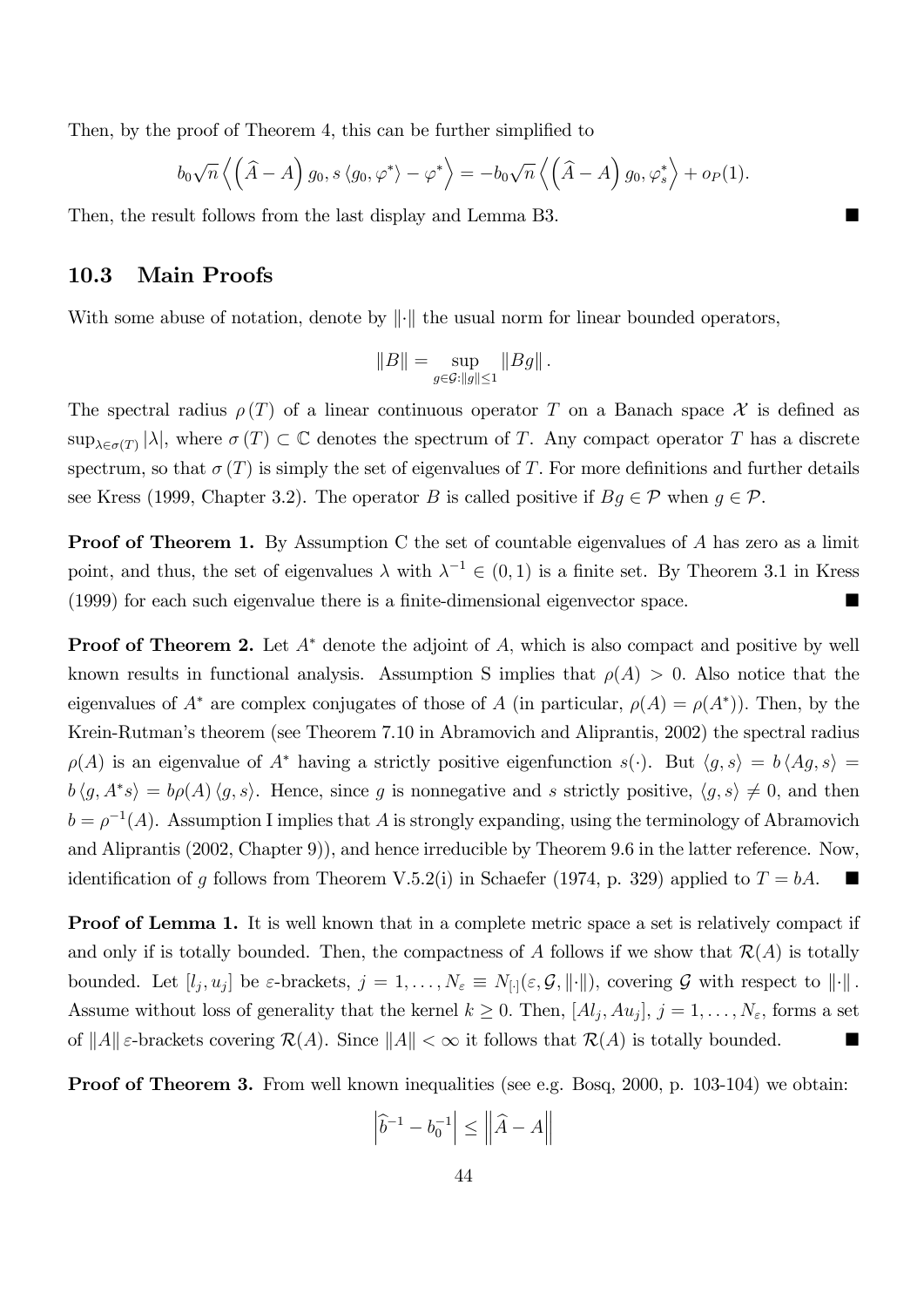Then, by the proof of Theorem 4, this can be further simplified to

$$b_0\sqrt{n}\left\langle \left(\widehat{A}-A\right)g_0, s\left\langle g_0,\varphi^*\right\rangle - \varphi^*\right\rangle = -b_0\sqrt{n}\left\langle \left(\widehat{A}-A\right)g_0, \varphi_s^*\right\rangle + o_P(1).$$

Then, the result follows from the last display and Lemma B3. ■

## 10.3 Main Proofs

With some abuse of notation, denote by $\|\cdot\|$ the usual norm for linear bounded operators,

$$\|B\| = \sup_{g\in\mathcal{G}:\|g\|\leq 1}\|Bg\|.$$

The spectral radius $\rho(T)$ of a linear continuous operator $T$ on a Banach space $\mathcal{X}$ is defined as $\sup_{\lambda\in\sigma(T)}|\lambda|$, where $\sigma(T)\subset\mathbb{C}$ denotes the spectrum of $T$. Any compact operator $T$ has a discrete spectrum, so that $\sigma(T)$ is simply the set of eigenvalues of $T$. For more definitions and further details see Kress (1999, Chapter 3.2). The operator $B$ is called positive if $Bg\in\mathcal{P}$ when $g\in\mathcal{P}$.

**Proof of Theorem 1.** By Assumption C the set of countable eigenvalues of $A$ has zero as a limit point, and thus, the set of eigenvalues $\lambda$ with $\lambda^{-1}\in(0,1)$ is a finite set. By Theorem 3.1 in Kress (1999) for each such eigenvalue there is a finite-dimensional eigenvector space. ■

**Proof of Theorem 2.** Let $A^*$ denote the adjoint of $A$, which is also compact and positive by well known results in functional analysis. Assumption S implies that $\rho(A)>0$. Also notice that the eigenvalues of $A^*$ are complex conjugates of those of $A$ (in particular, $\rho(A)=\rho(A^*)$). Then, by the Krein-Rutman's theorem (see Theorem 7.10 in Abramovich and Aliprantis, 2002) the spectral radius $\rho(A)$ is an eigenvalue of $A^*$ having a strictly positive eigenfunction $s(\cdot)$. But $\langle g,s\rangle = b\langle Ag,s\rangle = b\langle g,A^*s\rangle = b\rho(A)\langle g,s\rangle$. Hence, since $g$ is nonnegative and $s$ strictly positive, $\langle g,s\rangle\neq 0$, and then $b=\rho^{-1}(A)$. Assumption I implies that $A$ is strongly expanding, using the terminology of Abramovich and Aliprantis (2002, Chapter 9)), and hence irreducible by Theorem 9.6 in the latter reference. Now, identification of $g$ follows from Theorem V.5.2(i) in Schaefer (1974, p. 329) applied to $T=bA$. ■

**Proof of Lemma 1.** It is well known that in a complete metric space a set is relatively compact if and only if is totally bounded. Then, the compactness of $A$ follows if we show that $\mathcal{R}(A)$ is totally bounded. Let $[l_j,u_j]$ be $\varepsilon$-brackets, $j=1,\ldots,N_\varepsilon\equiv N_{[\cdot]}(\varepsilon,\mathcal{G},\|\cdot\|)$, covering $\mathcal{G}$ with respect to $\|\cdot\|$. Assume without loss of generality that the kernel $k\geq 0$. Then, $[Al_j,Au_j]$, $j=1,\ldots,N_\varepsilon$, forms a set of $\|A\|\,\varepsilon$-brackets covering $\mathcal{R}(A)$. Since $\|A\|<\infty$ it follows that $\mathcal{R}(A)$ is totally bounded. ■

**Proof of Theorem 3.** From well known inequalities (see e.g. Bosq, 2000, p. 103-104) we obtain:

$$\left|\widehat{b}^{-1}-b_0^{-1}\right|\leq\left\|\widehat{A}-A\right\|$$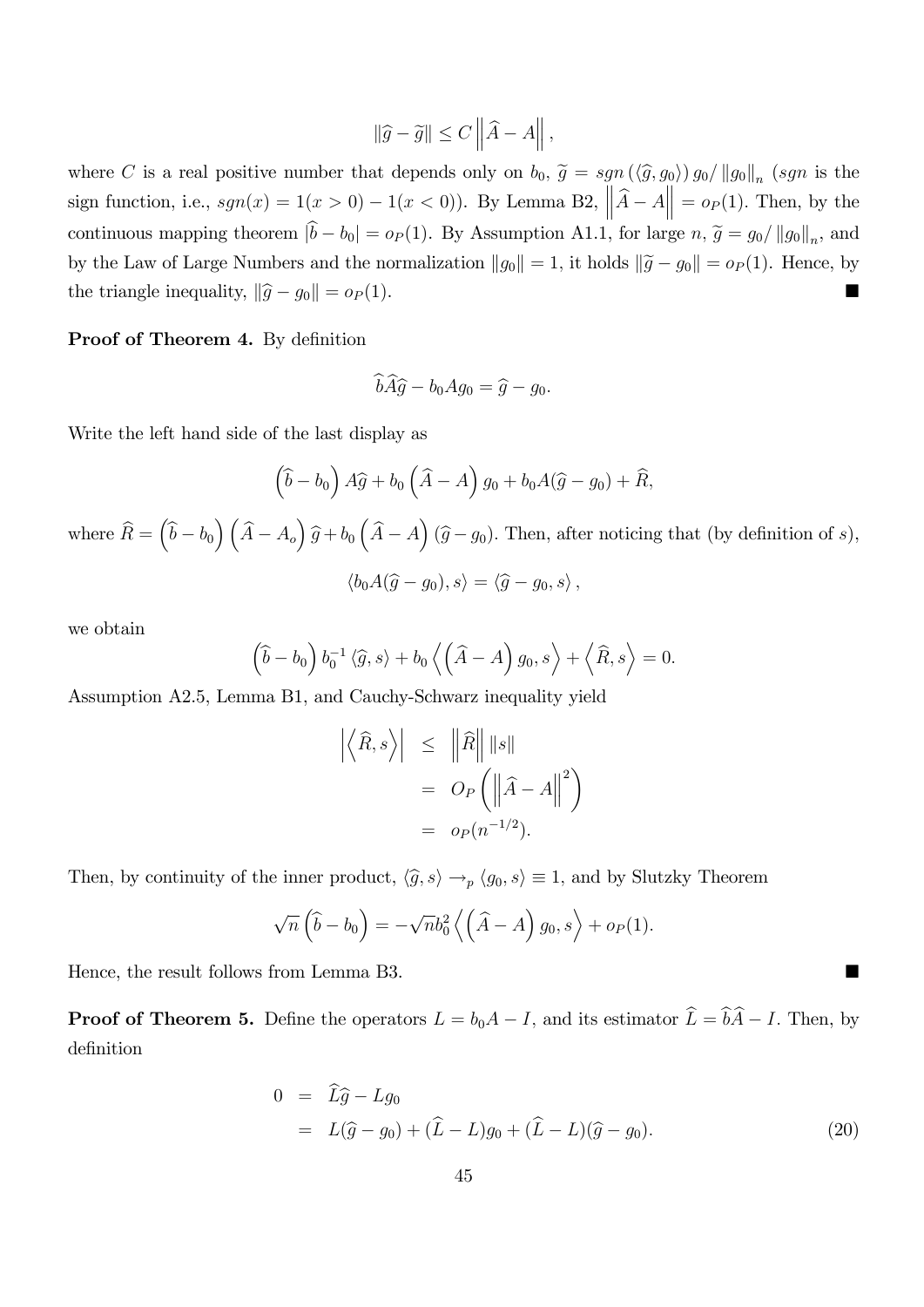$$\|\widehat{g} - \widetilde{g}\| \leq C \left\| \widehat{A} - A \right\|,$$

where $C$ is a real positive number that depends only on $b_0$, $\widetilde{g} = sgn\left(\langle \widehat{g}, g_0 \rangle\right) g_0 / \|g_0\|_n$ ($sgn$ is the sign function, i.e., $sgn(x) = 1(x > 0) - 1(x < 0)$). By Lemma B2, $\left\| \widehat{A} - A \right\| = o_P(1)$. Then, by the continuous mapping theorem $|\widehat{b} - b_0| = o_P(1)$. By Assumption A1.1, for large $n$, $\widetilde{g} = g_0 / \|g_0\|_n$, and by the Law of Large Numbers and the normalization $\|g_0\| = 1$, it holds $\|\widetilde{g} - g_0\| = o_P(1)$. Hence, by the triangle inequality, $\|\widehat{g} - g_0\| = o_P(1)$. ■

**Proof of Theorem 4.** By definition

$$\widehat{b}\widehat{A}\widehat{g} - b_0 A g_0 = \widehat{g} - g_0.$$

Write the left hand side of the last display as

$$\left(\widehat{b} - b_0\right) A\widehat{g} + b_0 \left(\widehat{A} - A\right) g_0 + b_0 A(\widehat{g} - g_0) + \widehat{R},$$

where $\widehat{R} = \left(\widehat{b} - b_0\right)\left(\widehat{A} - A_o\right)\widehat{g} + b_0 \left(\widehat{A} - A\right)(\widehat{g} - g_0)$. Then, after noticing that (by definition of $s$),

$$\langle b_0 A(\widehat{g} - g_0), s \rangle = \langle \widehat{g} - g_0, s \rangle,$$

we obtain

$$\left(\widehat{b} - b_0\right) b_0^{-1} \langle \widehat{g}, s \rangle + b_0 \left\langle \left(\widehat{A} - A\right) g_0, s \right\rangle + \left\langle \widehat{R}, s \right\rangle = 0.$$

Assumption A2.5, Lemma B1, and Cauchy-Schwarz inequality yield

$$\begin{aligned}
\left| \left\langle \widehat{R}, s \right\rangle \right| &\leq \left\| \widehat{R} \right\| \|s\| \\
&= O_P\left( \left\| \widehat{A} - A \right\|^2 \right) \\
&= o_P(n^{-1/2}).
\end{aligned}$$

Then, by continuity of the inner product, $\langle \widehat{g}, s \rangle \to_p \langle g_0, s \rangle \equiv 1$, and by Slutzky Theorem

$$\sqrt{n}\left(\widehat{b} - b_0\right) = -\sqrt{n} b_0^2 \left\langle \left(\widehat{A} - A\right) g_0, s \right\rangle + o_P(1).$$

Hence, the result follows from Lemma B3. ■

**Proof of Theorem 5.** Define the operators $L = b_0 A - I$, and its estimator $\widehat{L} = \widehat{b}\widehat{A} - I$. Then, by definition

$$\begin{aligned}
0 &= \widehat{L}\widehat{g} - L g_0 \\
&= L(\widehat{g} - g_0) + (\widehat{L} - L) g_0 + (\widehat{L} - L)(\widehat{g} - g_0). \qquad (20)
\end{aligned}$$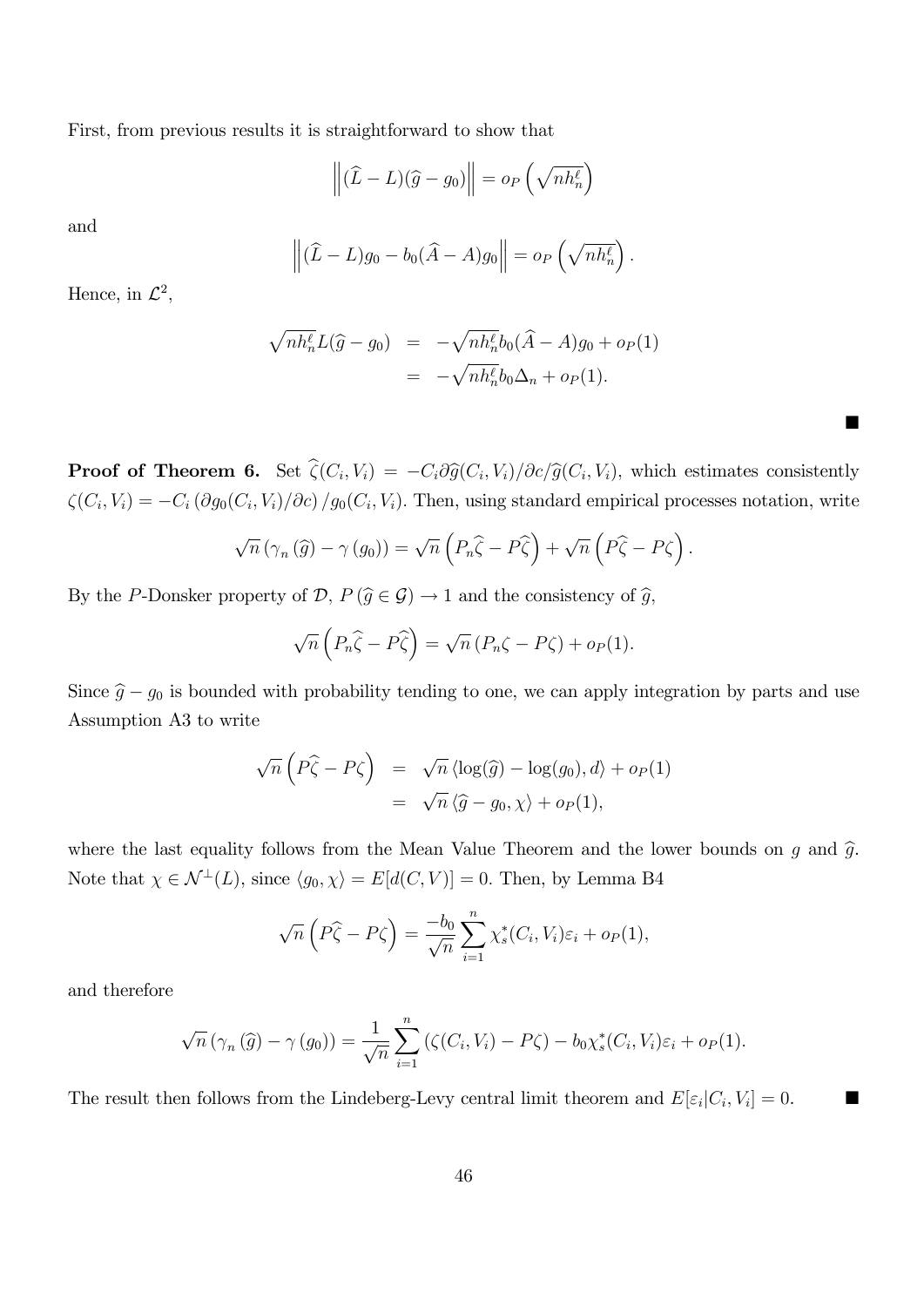First, from previous results it is straightforward to show that

$$\left\|(\widehat{L}-L)(\widehat{g}-g_0)\right\| = o_P\left(\sqrt{nh_n^{\ell}}\right)$$

and

$$\left\|(\widehat{L}-L)g_0 - b_0(\widehat{A}-A)g_0\right\| = o_P\left(\sqrt{nh_n^{\ell}}\right).$$

Hence, in $\mathcal{L}^2$,

$$\begin{aligned}
\sqrt{nh_n^{\ell}}L(\widehat{g}-g_0) &= -\sqrt{nh_n^{\ell}}b_0(\widehat{A}-A)g_0 + o_P(1) \\
&= -\sqrt{nh_n^{\ell}}b_0\Delta_n + o_P(1).
\end{aligned}$$

■

**Proof of Theorem 6.** Set $\widehat{\zeta}(C_i,V_i) = -C_i\partial\widehat{g}(C_i,V_i)/\partial c/\widehat{g}(C_i,V_i)$, which estimates consistently $\zeta(C_i,V_i) = -C_i\left(\partial g_0(C_i,V_i)/\partial c\right)/g_0(C_i,V_i)$. Then, using standard empirical processes notation, write

$$\sqrt{n}\left(\gamma_n\left(\widehat{g}\right)-\gamma\left(g_0\right)\right) = \sqrt{n}\left(P_n\widehat{\zeta}-P\widehat{\zeta}\right)+\sqrt{n}\left(P\widehat{\zeta}-P\zeta\right).$$

By the $P$-Donsker property of $\mathcal{D}$, $P\left(\widehat{g}\in\mathcal{G}\right)\to 1$ and the consistency of $\widehat{g}$,

$$\sqrt{n}\left(P_n\widehat{\zeta}-P\widehat{\zeta}\right) = \sqrt{n}\left(P_n\zeta-P\zeta\right)+o_P(1).$$

Since $\widehat{g}-g_0$ is bounded with probability tending to one, we can apply integration by parts and use Assumption A3 to write

$$\begin{aligned}
\sqrt{n}\left(P\widehat{\zeta}-P\zeta\right) &= \sqrt{n}\left\langle\log(\widehat{g})-\log(g_0),d\right\rangle+o_P(1) \\
&= \sqrt{n}\left\langle\widehat{g}-g_0,\chi\right\rangle+o_P(1),
\end{aligned}$$

where the last equality follows from the Mean Value Theorem and the lower bounds on $g$ and $\widehat{g}$. Note that $\chi\in\mathcal{N}^{\perp}(L)$, since $\langle g_0,\chi\rangle = E[d(C,V)] = 0$. Then, by Lemma B4

$$\sqrt{n}\left(P\widehat{\zeta}-P\zeta\right) = \frac{-b_0}{\sqrt{n}}\sum_{i=1}^{n}\chi_s^*(C_i,V_i)\varepsilon_i+o_P(1),$$

and therefore

$$\sqrt{n}\left(\gamma_n\left(\widehat{g}\right)-\gamma\left(g_0\right)\right) = \frac{1}{\sqrt{n}}\sum_{i=1}^{n}\left(\zeta(C_i,V_i)-P\zeta\right)-b_0\chi_s^*(C_i,V_i)\varepsilon_i+o_P(1).$$

The result then follows from the Lindeberg-Levy central limit theorem and $E[\varepsilon_i|C_i,V_i]=0$. ■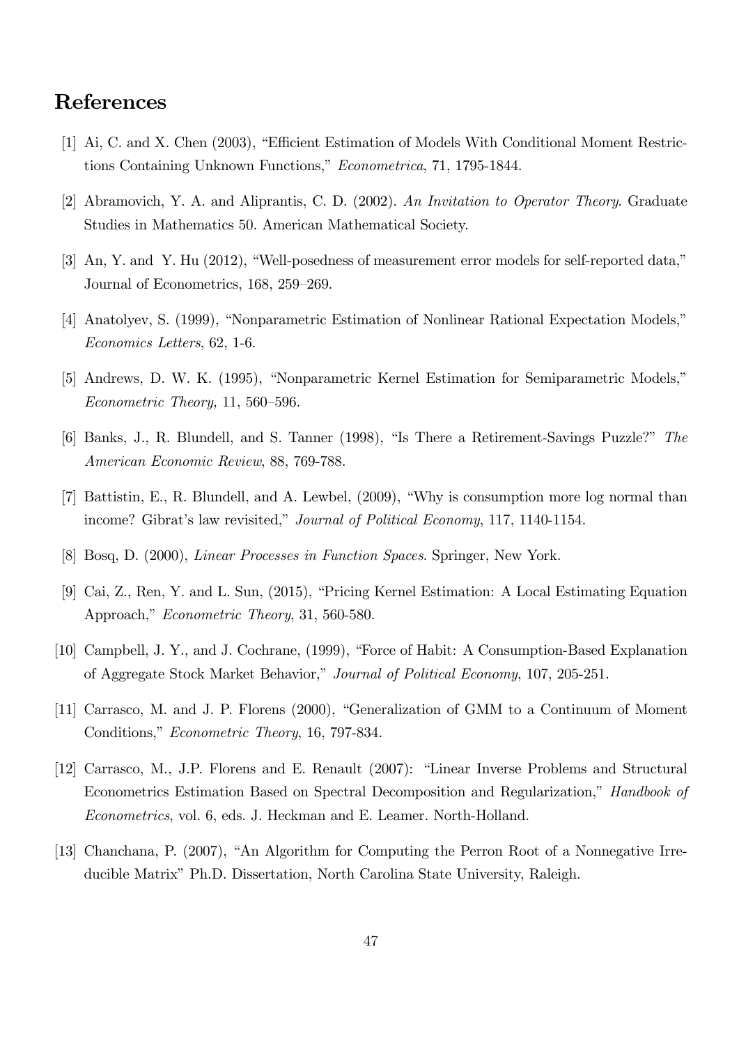# References

[1] Ai, C. and X. Chen (2003), "Efficient Estimation of Models With Conditional Moment Restrictions Containing Unknown Functions," *Econometrica*, 71, 1795-1844.

[2] Abramovich, Y. A. and Aliprantis, C. D. (2002). *An Invitation to Operator Theory*. Graduate Studies in Mathematics 50. American Mathematical Society.

[3] An, Y. and Y. Hu (2012), "Well-posedness of measurement error models for self-reported data," Journal of Econometrics, 168, 259–269.

[4] Anatolyev, S. (1999), "Nonparametric Estimation of Nonlinear Rational Expectation Models," *Economics Letters*, 62, 1-6.

[5] Andrews, D. W. K. (1995), "Nonparametric Kernel Estimation for Semiparametric Models," *Econometric Theory,* 11, 560–596.

[6] Banks, J., R. Blundell, and S. Tanner (1998), "Is There a Retirement-Savings Puzzle?" *The American Economic Review*, 88, 769-788.

[7] Battistin, E., R. Blundell, and A. Lewbel, (2009), "Why is consumption more log normal than income? Gibrat's law revisited," *Journal of Political Economy*, 117, 1140-1154.

[8] Bosq, D. (2000), *Linear Processes in Function Spaces*. Springer, New York.

[9] Cai, Z., Ren, Y. and L. Sun, (2015), "Pricing Kernel Estimation: A Local Estimating Equation Approach," *Econometric Theory*, 31, 560-580.

[10] Campbell, J. Y., and J. Cochrane, (1999), "Force of Habit: A Consumption-Based Explanation of Aggregate Stock Market Behavior," *Journal of Political Economy*, 107, 205-251.

[11] Carrasco, M. and J. P. Florens (2000), "Generalization of GMM to a Continuum of Moment Conditions," *Econometric Theory*, 16, 797-834.

[12] Carrasco, M., J.P. Florens and E. Renault (2007): "Linear Inverse Problems and Structural Econometrics Estimation Based on Spectral Decomposition and Regularization," *Handbook of Econometrics*, vol. 6, eds. J. Heckman and E. Leamer. North-Holland.

[13] Chanchana, P. (2007), "An Algorithm for Computing the Perron Root of a Nonnegative Irreducible Matrix" Ph.D. Dissertation, North Carolina State University, Raleigh.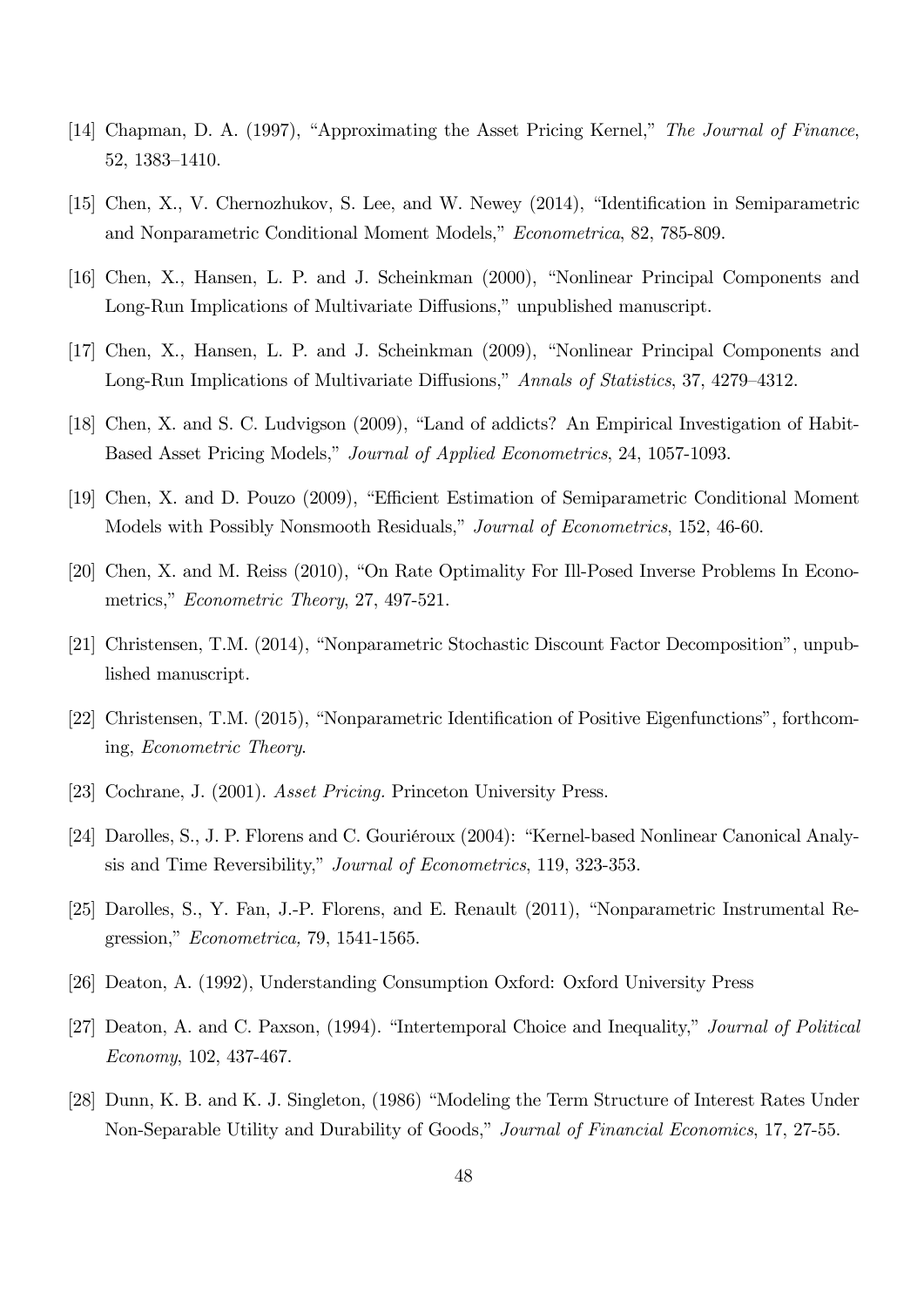[14] Chapman, D. A. (1997), "Approximating the Asset Pricing Kernel," *The Journal of Finance*, 52, 1383–1410.

[15] Chen, X., V. Chernozhukov, S. Lee, and W. Newey (2014), "Identification in Semiparametric and Nonparametric Conditional Moment Models," *Econometrica*, 82, 785-809.

[16] Chen, X., Hansen, L. P. and J. Scheinkman (2000), "Nonlinear Principal Components and Long-Run Implications of Multivariate Diffusions," unpublished manuscript.

[17] Chen, X., Hansen, L. P. and J. Scheinkman (2009), "Nonlinear Principal Components and Long-Run Implications of Multivariate Diffusions," *Annals of Statistics*, 37, 4279–4312.

[18] Chen, X. and S. C. Ludvigson (2009), "Land of addicts? An Empirical Investigation of Habit-Based Asset Pricing Models," *Journal of Applied Econometrics*, 24, 1057-1093.

[19] Chen, X. and D. Pouzo (2009), "Efficient Estimation of Semiparametric Conditional Moment Models with Possibly Nonsmooth Residuals," *Journal of Econometrics*, 152, 46-60.

[20] Chen, X. and M. Reiss (2010), "On Rate Optimality For Ill-Posed Inverse Problems In Econometrics," *Econometric Theory*, 27, 497-521.

[21] Christensen, T.M. (2014), "Nonparametric Stochastic Discount Factor Decomposition", unpublished manuscript.

[22] Christensen, T.M. (2015), "Nonparametric Identification of Positive Eigenfunctions", forthcoming, *Econometric Theory*.

[23] Cochrane, J. (2001). *Asset Pricing.* Princeton University Press.

[24] Darolles, S., J. P. Florens and C. Gouriéroux (2004): "Kernel-based Nonlinear Canonical Analysis and Time Reversibility," *Journal of Econometrics*, 119, 323-353.

[25] Darolles, S., Y. Fan, J.-P. Florens, and E. Renault (2011), "Nonparametric Instrumental Regression," *Econometrica,* 79, 1541-1565.

[26] Deaton, A. (1992), Understanding Consumption Oxford: Oxford University Press

[27] Deaton, A. and C. Paxson, (1994). "Intertemporal Choice and Inequality," *Journal of Political Economy*, 102, 437-467.

[28] Dunn, K. B. and K. J. Singleton, (1986) "Modeling the Term Structure of Interest Rates Under Non-Separable Utility and Durability of Goods," *Journal of Financial Economics*, 17, 27-55.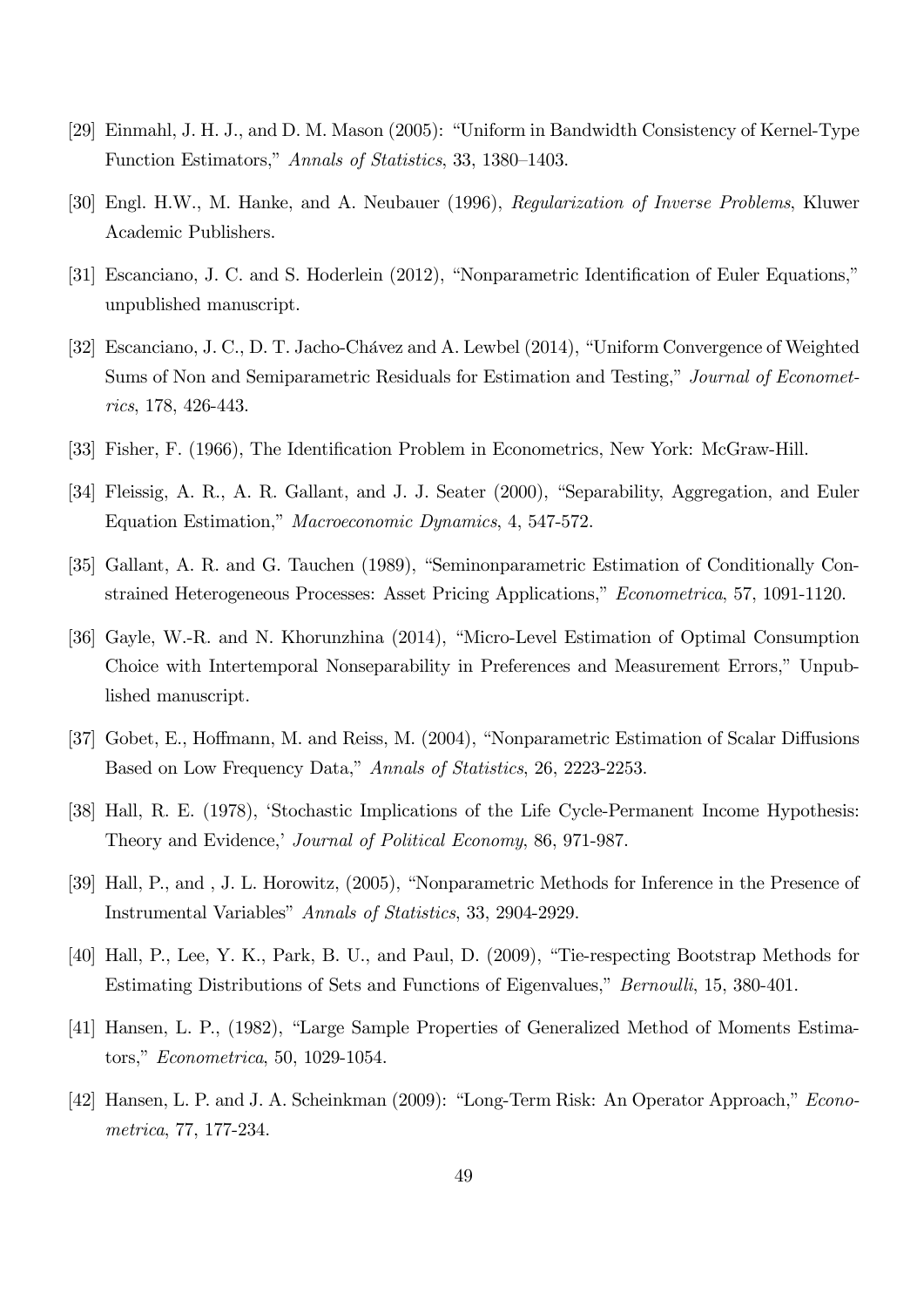[29] Einmahl, J. H. J., and D. M. Mason (2005): "Uniform in Bandwidth Consistency of Kernel-Type Function Estimators," *Annals of Statistics*, 33, 1380–1403.

[30] Engl. H.W., M. Hanke, and A. Neubauer (1996), *Regularization of Inverse Problems*, Kluwer Academic Publishers.

[31] Escanciano, J. C. and S. Hoderlein (2012), "Nonparametric Identification of Euler Equations," unpublished manuscript.

[32] Escanciano, J. C., D. T. Jacho-Chávez and A. Lewbel (2014), "Uniform Convergence of Weighted Sums of Non and Semiparametric Residuals for Estimation and Testing," *Journal of Econometrics*, 178, 426-443.

[33] Fisher, F. (1966), The Identification Problem in Econometrics, New York: McGraw-Hill.

[34] Fleissig, A. R., A. R. Gallant, and J. J. Seater (2000), "Separability, Aggregation, and Euler Equation Estimation," *Macroeconomic Dynamics*, 4, 547-572.

[35] Gallant, A. R. and G. Tauchen (1989), "Seminonparametric Estimation of Conditionally Constrained Heterogeneous Processes: Asset Pricing Applications," *Econometrica*, 57, 1091-1120.

[36] Gayle, W.-R. and N. Khorunzhina (2014), "Micro-Level Estimation of Optimal Consumption Choice with Intertemporal Nonseparability in Preferences and Measurement Errors," Unpublished manuscript.

[37] Gobet, E., Hoffmann, M. and Reiss, M. (2004), "Nonparametric Estimation of Scalar Diffusions Based on Low Frequency Data," *Annals of Statistics*, 26, 2223-2253.

[38] Hall, R. E. (1978), 'Stochastic Implications of the Life Cycle-Permanent Income Hypothesis: Theory and Evidence,' *Journal of Political Economy*, 86, 971-987.

[39] Hall, P., and , J. L. Horowitz, (2005), "Nonparametric Methods for Inference in the Presence of Instrumental Variables" *Annals of Statistics*, 33, 2904-2929.

[40] Hall, P., Lee, Y. K., Park, B. U., and Paul, D. (2009), "Tie-respecting Bootstrap Methods for Estimating Distributions of Sets and Functions of Eigenvalues," *Bernoulli*, 15, 380-401.

[41] Hansen, L. P., (1982), "Large Sample Properties of Generalized Method of Moments Estimators," *Econometrica*, 50, 1029-1054.

[42] Hansen, L. P. and J. A. Scheinkman (2009): "Long-Term Risk: An Operator Approach," *Econometrica*, 77, 177-234.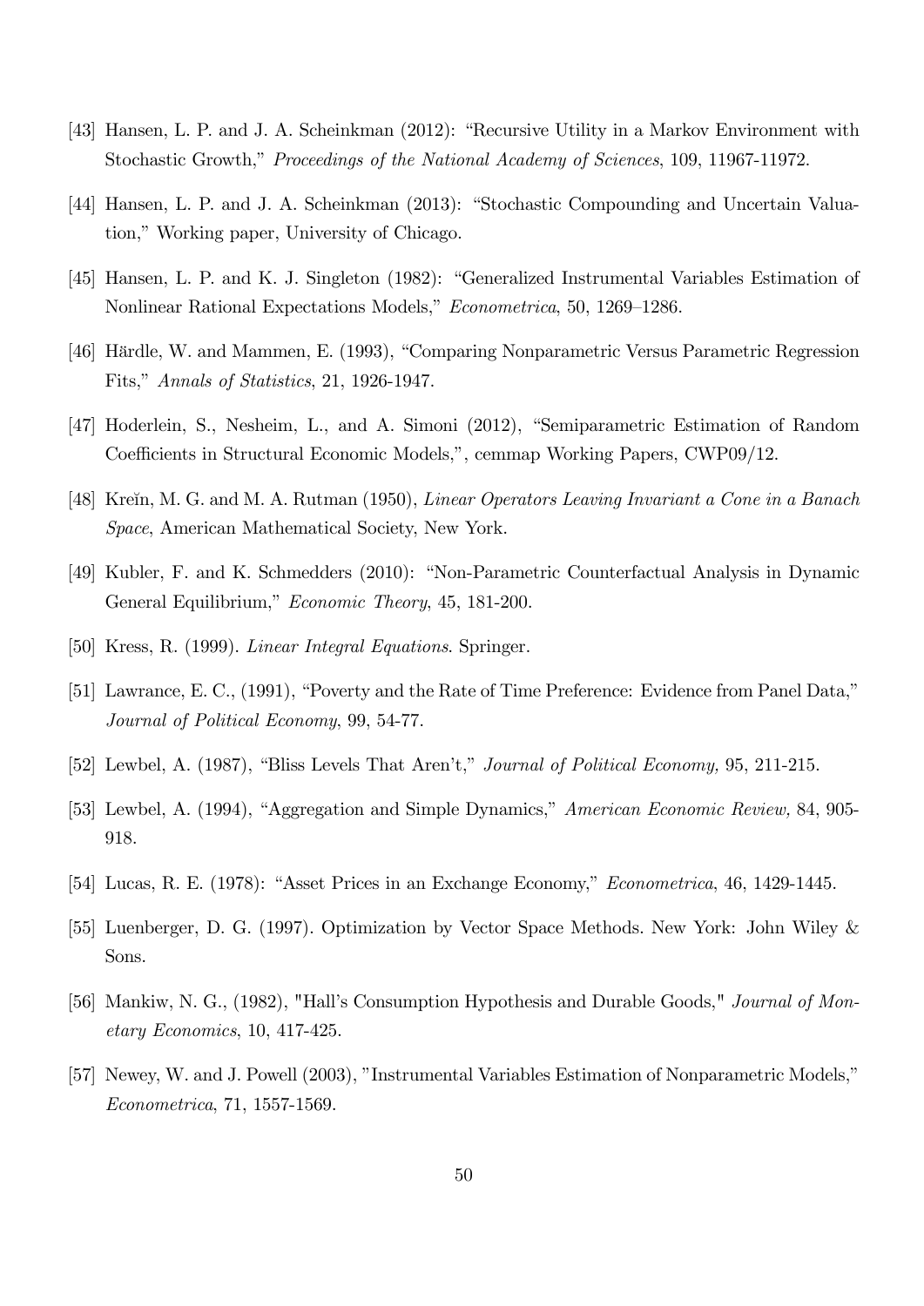[43] Hansen, L. P. and J. A. Scheinkman (2012): "Recursive Utility in a Markov Environment with Stochastic Growth," *Proceedings of the National Academy of Sciences*, 109, 11967-11972.

[44] Hansen, L. P. and J. A. Scheinkman (2013): "Stochastic Compounding and Uncertain Valuation," Working paper, University of Chicago.

[45] Hansen, L. P. and K. J. Singleton (1982): "Generalized Instrumental Variables Estimation of Nonlinear Rational Expectations Models," *Econometrica*, 50, 1269–1286.

[46] Härdle, W. and Mammen, E. (1993), "Comparing Nonparametric Versus Parametric Regression Fits," *Annals of Statistics*, 21, 1926-1947.

[47] Hoderlein, S., Nesheim, L., and A. Simoni (2012), "Semiparametric Estimation of Random Coefficients in Structural Economic Models,", cemmap Working Papers, CWP09/12.

[48] Kreĭn, M. G. and M. A. Rutman (1950), *Linear Operators Leaving Invariant a Cone in a Banach Space*, American Mathematical Society, New York.

[49] Kubler, F. and K. Schmedders (2010): "Non-Parametric Counterfactual Analysis in Dynamic General Equilibrium," *Economic Theory*, 45, 181-200.

[50] Kress, R. (1999). *Linear Integral Equations*. Springer.

[51] Lawrance, E. C., (1991), "Poverty and the Rate of Time Preference: Evidence from Panel Data," *Journal of Political Economy*, 99, 54-77.

[52] Lewbel, A. (1987), "Bliss Levels That Aren't," *Journal of Political Economy,* 95, 211-215.

[53] Lewbel, A. (1994), "Aggregation and Simple Dynamics," *American Economic Review,* 84, 905-918.

[54] Lucas, R. E. (1978): "Asset Prices in an Exchange Economy," *Econometrica*, 46, 1429-1445.

[55] Luenberger, D. G. (1997). Optimization by Vector Space Methods. New York: John Wiley & Sons.

[56] Mankiw, N. G., (1982), "Hall's Consumption Hypothesis and Durable Goods," *Journal of Monetary Economics*, 10, 417-425.

[57] Newey, W. and J. Powell (2003), "Instrumental Variables Estimation of Nonparametric Models," *Econometrica*, 71, 1557-1569.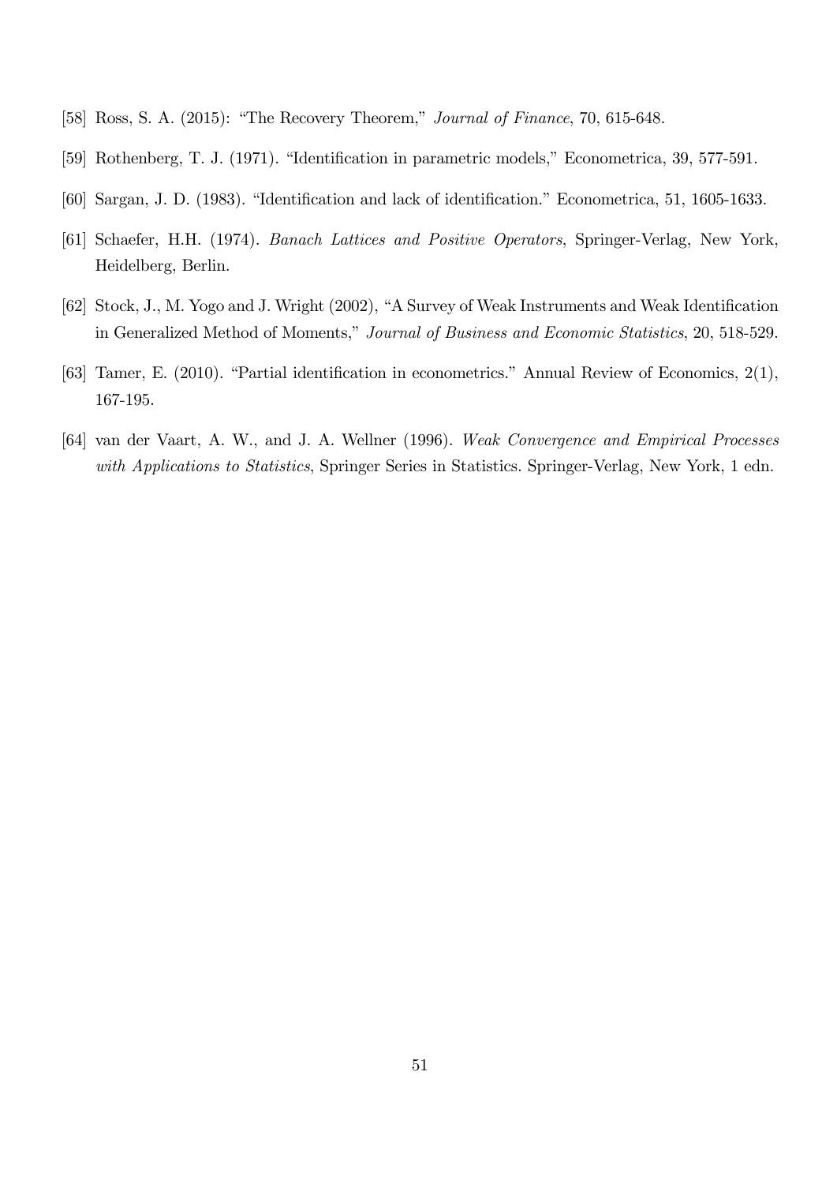[58] Ross, S. A. (2015): "The Recovery Theorem," *Journal of Finance*, 70, 615-648.

[59] Rothenberg, T. J. (1971). "Identification in parametric models," Econometrica, 39, 577-591.

[60] Sargan, J. D. (1983). "Identification and lack of identification." Econometrica, 51, 1605-1633.

[61] Schaefer, H.H. (1974). *Banach Lattices and Positive Operators*, Springer-Verlag, New York, Heidelberg, Berlin.

[62] Stock, J., M. Yogo and J. Wright (2002), "A Survey of Weak Instruments and Weak Identification in Generalized Method of Moments," *Journal of Business and Economic Statistics*, 20, 518-529.

[63] Tamer, E. (2010). "Partial identification in econometrics." Annual Review of Economics, 2(1), 167-195.

[64] van der Vaart, A. W., and J. A. Wellner (1996). *Weak Convergence and Empirical Processes with Applications to Statistics*, Springer Series in Statistics. Springer-Verlag, New York, 1 edn.